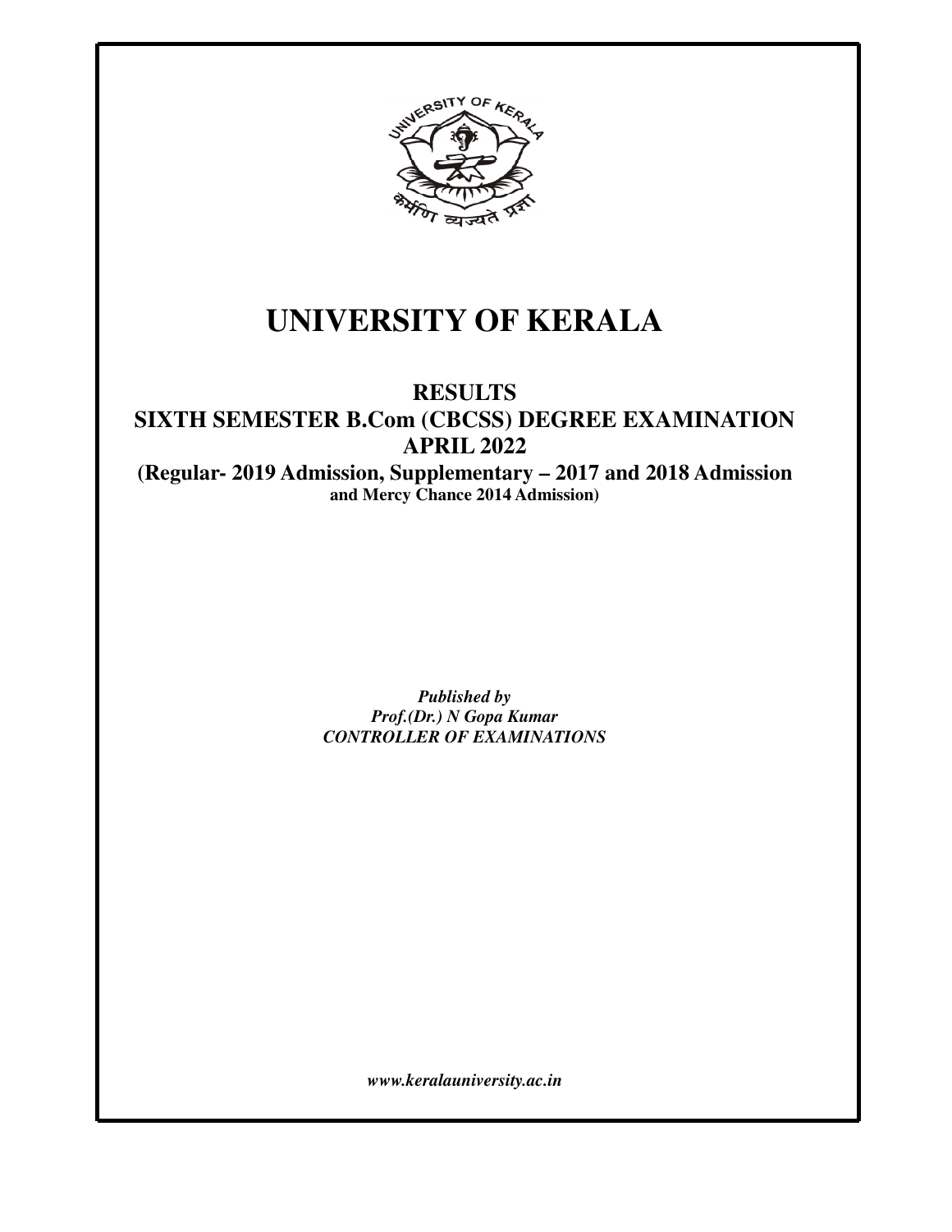# UNIVERSITY OF KERALA

## RESULTS

## SIXTH SEMESTER B.Com (CBCSS) DEGREE EXAMINATION APRIL 2022

**(Regular- 2019 Admission, Supplementary – 2017 and 2018 Admission and Mercy Chance 2014 Admission)**

***Published by***
***Prof.(Dr.) N Gopa Kumar***
***CONTROLLER OF EXAMINATIONS***

***www.keralauniversity.ac.in***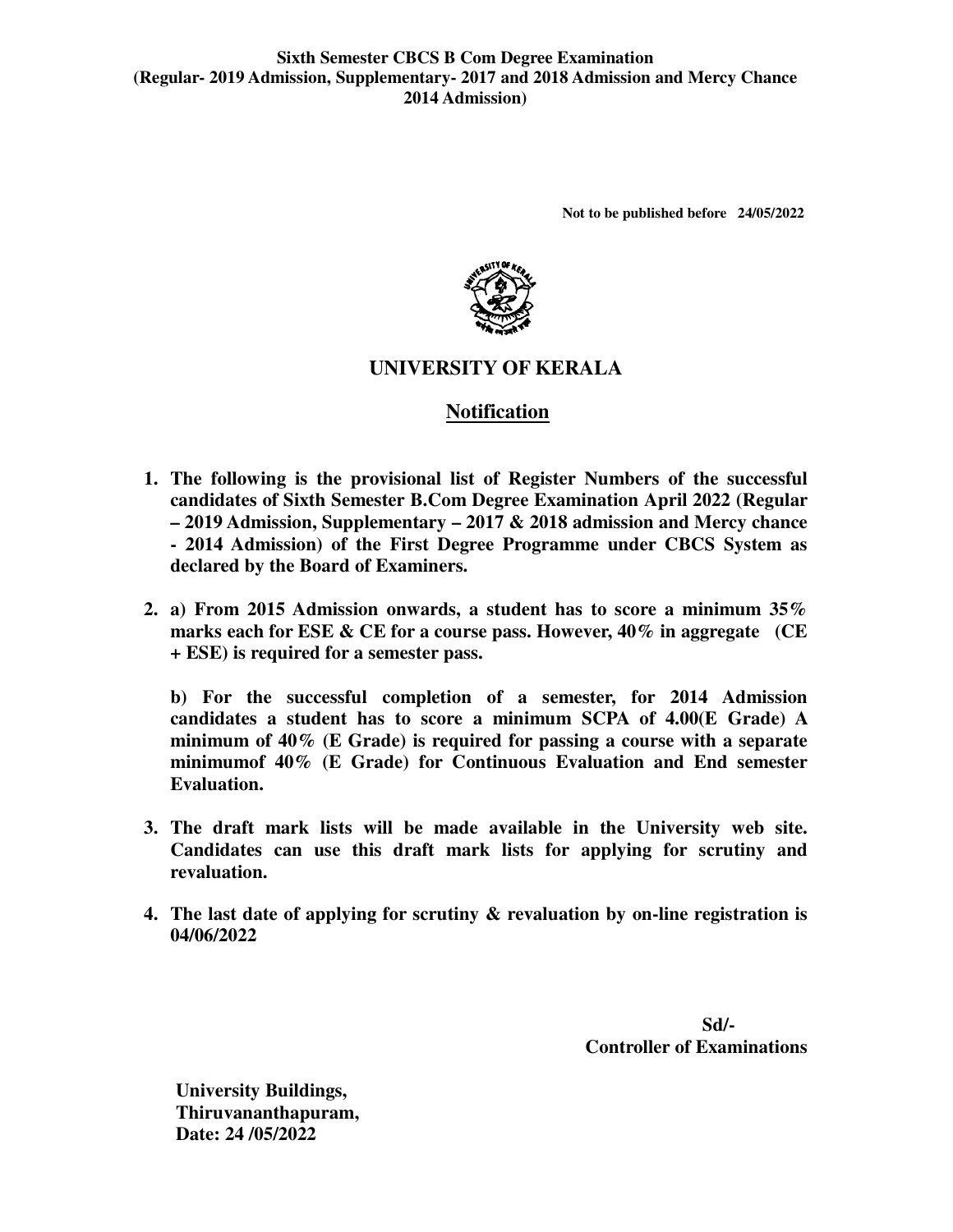**Sixth Semester CBCS B Com Degree Examination (Regular- 2019 Admission, Supplementary- 2017 and 2018 Admission and Mercy Chance 2014 Admission)**

**Not to be published before 24/05/2022**

# UNIVERSITY OF KERALA

## Notification

1. **The following is the provisional list of Register Numbers of the successful candidates of Sixth Semester B.Com Degree Examination April 2022 (Regular – 2019 Admission, Supplementary – 2017 & 2018 admission and Mercy chance - 2014 Admission) of the First Degree Programme under CBCS System as declared by the Board of Examiners.**

2. **a) From 2015 Admission onwards, a student has to score a minimum 35% marks each for ESE & CE for a course pass. However, 40% in aggregate (CE + ESE) is required for a semester pass.**

   **b) For the successful completion of a semester, for 2014 Admission candidates a student has to score a minimum SCPA of 4.00(E Grade) A minimum of 40% (E Grade) is required for passing a course with a separate minimumof 40% (E Grade) for Continuous Evaluation and End semester Evaluation.**

3. **The draft mark lists will be made available in the University web site. Candidates can use this draft mark lists for applying for scrutiny and revaluation.**

4. **The last date of applying for scrutiny & revaluation by on-line registration is 04/06/2022**

**Sd/-**
**Controller of Examinations**

**University Buildings,**
**Thiruvananthapuram,**
**Date: 24 /05/2022**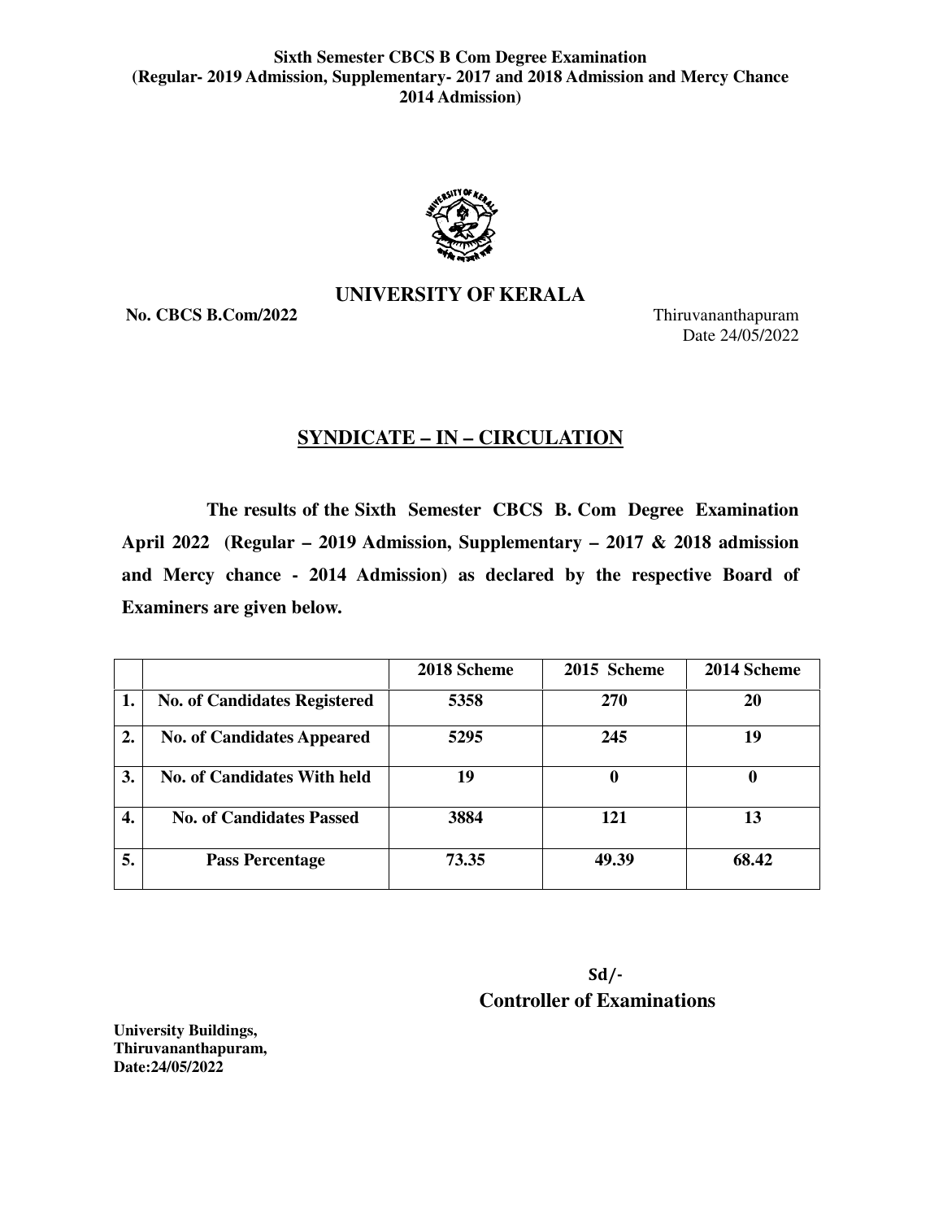**Sixth Semester CBCS B Com Degree Examination (Regular- 2019 Admission, Supplementary- 2017 and 2018 Admission and Mercy Chance 2014 Admission)**

# UNIVERSITY OF KERALA

**No. CBCS B.Com/2022**

Thiruvananthapuram
Date 24/05/2022

## SYNDICATE – IN – CIRCULATION

**The results of the Sixth Semester CBCS B. Com Degree Examination April 2022 (Regular – 2019 Admission, Supplementary – 2017 & 2018 admission and Mercy chance - 2014 Admission) as declared by the respective Board of Examiners are given below.**

| | | 2018 Scheme | 2015 Scheme | 2014 Scheme |
|---|---|---|---|---|
| 1. | No. of Candidates Registered | 5358 | 270 | 20 |
| 2. | No. of Candidates Appeared | 5295 | 245 | 19 |
| 3. | No. of Candidates With held | 19 | 0 | 0 |
| 4. | No. of Candidates Passed | 3884 | 121 | 13 |
| 5. | Pass Percentage | 73.35 | 49.39 | 68.42 |

Sd/-
**Controller of Examinations**

**University Buildings,**
**Thiruvananthapuram,**
**Date:24/05/2022**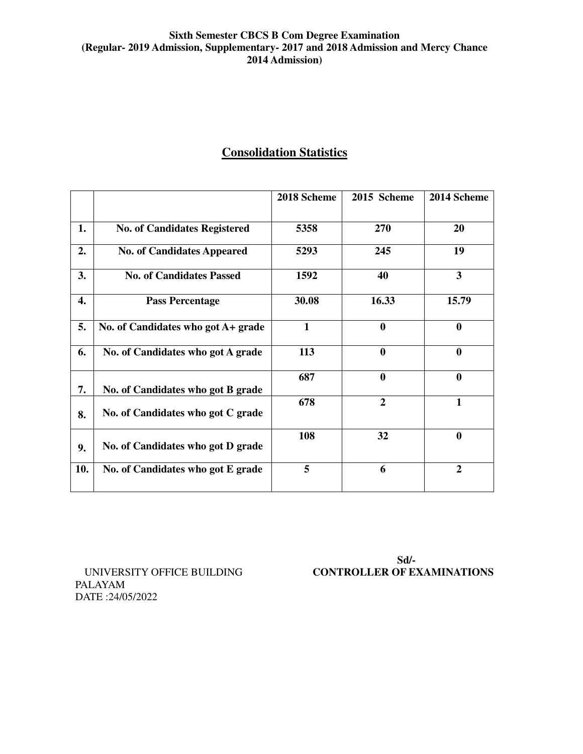**Sixth Semester CBCS B Com Degree Examination**
**(Regular- 2019 Admission, Supplementary- 2017 and 2018 Admission and Mercy Chance 2014 Admission)**

## Consolidation Statistics

| | | 2018 Scheme | 2015 Scheme | 2014 Scheme |
|---|---|---|---|---|
| 1. | No. of Candidates Registered | 5358 | 270 | 20 |
| 2. | No. of Candidates Appeared | 5293 | 245 | 19 |
| 3. | No. of Candidates Passed | 1592 | 40 | 3 |
| 4. | Pass Percentage | 30.08 | 16.33 | 15.79 |
| 5. | No. of Candidates who got A+ grade | 1 | 0 | 0 |
| 6. | No. of Candidates who got A grade | 113 | 0 | 0 |
| 7. | No. of Candidates who got B grade | 687 | 0 | 0 |
| 8. | No. of Candidates who got C grade | 678 | 2 | 1 |
| 9. | No. of Candidates who got D grade | 108 | 32 | 0 |
| 10. | No. of Candidates who got E grade | 5 | 6 | 2 |

UNIVERSITY OFFICE BUILDING
PALAYAM
DATE :24/05/2022

**Sd/-**
**CONTROLLER OF EXAMINATIONS**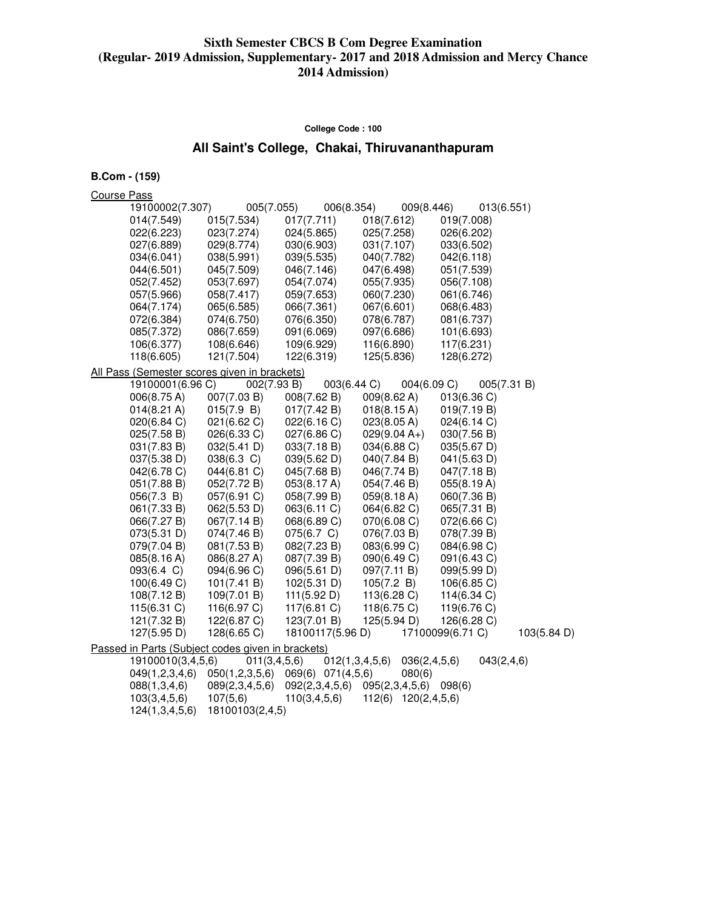# Sixth Semester CBCS B Com Degree Examination (Regular- 2019 Admission, Supplementary- 2017 and 2018 Admission and Mercy Chance 2014 Admission)

**College Code : 100**

## All Saint's College, Chakai, Thiruvananthapuram

**B.Com - (159)**

Course Pass

19100002(7.307) 005(7.055) 006(8.354) 009(8.446) 013(6.551)
014(7.549) 015(7.534) 017(7.711) 018(7.612) 019(7.008)
022(6.223) 023(7.274) 024(5.865) 025(7.258) 026(6.202)
027(6.889) 029(8.774) 030(6.903) 031(7.107) 033(6.502)
034(6.041) 038(5.991) 039(5.535) 040(7.782) 042(6.118)
044(6.501) 045(7.509) 046(7.146) 047(6.498) 051(7.539)
052(7.452) 053(7.697) 054(7.074) 055(7.935) 056(7.108)
057(5.966) 058(7.417) 059(7.653) 060(7.230) 061(6.746)
064(7.174) 065(6.585) 066(7.361) 067(6.601) 068(6.483)
072(6.384) 074(6.750) 076(6.350) 078(6.787) 081(6.737)
085(7.372) 086(7.659) 091(6.069) 097(6.686) 101(6.693)
106(6.377) 108(6.646) 109(6.929) 116(6.890) 117(6.231)
118(6.605) 121(7.504) 122(6.319) 125(5.836) 128(6.272)

All Pass (Semester scores given in brackets)

19100001(6.96 C) 002(7.93 B) 003(6.44 C) 004(6.09 C) 005(7.31 B)
006(8.75 A) 007(7.03 B) 008(7.62 B) 009(8.62 A) 013(6.36 C)
014(8.21 A) 015(7.9 B) 017(7.42 B) 018(8.15 A) 019(7.19 B)
020(6.84 C) 021(6.62 C) 022(6.16 C) 023(8.05 A) 024(6.14 C)
025(7.58 B) 026(6.33 C) 027(6.86 C) 029(9.04 A+) 030(7.56 B)
031(7.83 B) 032(5.41 D) 033(7.18 B) 034(6.88 C) 035(5.67 D)
037(5.38 D) 038(6.3 C) 039(5.62 D) 040(7.84 B) 041(5.63 D)
042(6.78 C) 044(6.81 C) 045(7.68 B) 046(7.74 B) 047(7.18 B)
051(7.88 B) 052(7.72 B) 053(8.17 A) 054(7.46 B) 055(8.19 A)
056(7.3 B) 057(6.91 C) 058(7.99 B) 059(8.18 A) 060(7.36 B)
061(7.33 B) 062(5.53 D) 063(6.11 C) 064(6.82 C) 065(7.31 B)
066(7.27 B) 067(7.14 B) 068(6.89 C) 070(6.08 C) 072(6.66 C)
073(5.31 D) 074(7.46 B) 075(6.7 C) 076(7.03 B) 078(7.39 B)
079(7.04 B) 081(7.53 B) 082(7.23 B) 083(6.99 C) 084(6.98 C)
085(8.16 A) 086(8.27 A) 087(7.39 B) 090(6.49 C) 091(6.43 C)
093(6.4 C) 094(6.96 C) 096(5.61 D) 097(7.11 B) 099(5.99 D)
100(6.49 C) 101(7.41 B) 102(5.31 D) 105(7.2 B) 106(6.85 C)
108(7.12 B) 109(7.01 B) 111(5.92 D) 113(6.28 C) 114(6.34 C)
115(6.31 C) 116(6.97 C) 117(6.81 C) 118(6.75 C) 119(6.76 C)
121(7.32 B) 122(6.87 C) 123(7.01 B) 125(5.94 D) 126(6.28 C)
127(5.95 D) 128(6.65 C) 18100117(5.96 D) 17100099(6.71 C) 103(5.84 D)

Passed in Parts (Subject codes given in brackets)

19100010(3,4,5,6) 011(3,4,5,6) 012(1,3,4,5,6) 036(2,4,5,6) 043(2,4,6)
049(1,2,3,4,6) 050(1,2,3,5,6) 069(6) 071(4,5,6) 080(6)
088(1,3,4,6) 089(2,3,4,5,6) 092(2,3,4,5,6) 095(2,3,4,5,6) 098(6)
103(3,4,5,6) 107(5,6) 110(3,4,5,6) 112(6) 120(2,4,5,6)
124(1,3,4,5,6) 18100103(2,4,5)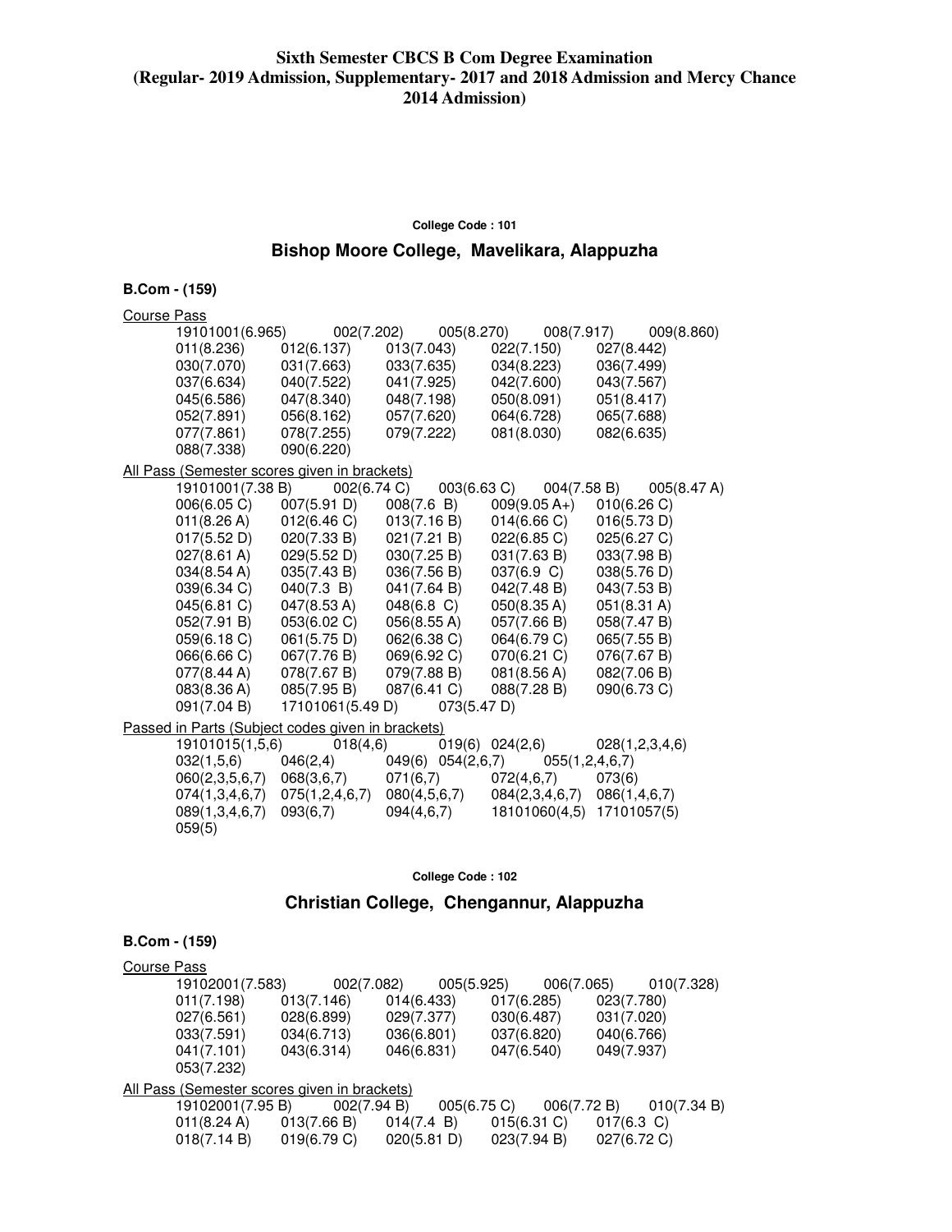**Sixth Semester CBCS B Com Degree Examination**
**(Regular- 2019 Admission, Supplementary- 2017 and 2018 Admission and Mercy Chance 2014 Admission)**

**College Code : 101**

## Bishop Moore College, Mavelikara, Alappuzha

**B.Com - (159)**

Course Pass

19101001(6.965) 002(7.202) 005(8.270) 008(7.917) 009(8.860)
011(8.236) 012(6.137) 013(7.043) 022(7.150) 027(8.442)
030(7.070) 031(7.663) 033(7.635) 034(8.223) 036(7.499)
037(6.634) 040(7.522) 041(7.925) 042(7.600) 043(7.567)
045(6.586) 047(8.340) 048(7.198) 050(8.091) 051(8.417)
052(7.891) 056(8.162) 057(7.620) 064(6.728) 065(7.688)
077(7.861) 078(7.255) 079(7.222) 081(8.030) 082(6.635)
088(7.338) 090(6.220)

All Pass (Semester scores given in brackets)

19101001(7.38 B) 002(6.74 C) 003(6.63 C) 004(7.58 B) 005(8.47 A)
006(6.05 C) 007(5.91 D) 008(7.6 B) 009(9.05 A+) 010(6.26 C)
011(8.26 A) 012(6.46 C) 013(7.16 B) 014(6.66 C) 016(5.73 D)
017(5.52 D) 020(7.33 B) 021(7.21 B) 022(6.85 C) 025(6.27 C)
027(8.61 A) 029(5.52 D) 030(7.25 B) 031(7.63 B) 033(7.98 B)
034(8.54 A) 035(7.43 B) 036(7.56 B) 037(6.9 C) 038(5.76 D)
039(6.34 C) 040(7.3 B) 041(7.64 B) 042(7.48 B) 043(7.53 B)
045(6.81 C) 047(8.53 A) 048(6.8 C) 050(8.35 A) 051(8.31 A)
052(7.91 B) 053(6.02 C) 056(8.55 A) 057(7.66 B) 058(7.47 B)
059(6.18 C) 061(5.75 D) 062(6.38 C) 064(6.79 C) 065(7.55 B)
066(6.66 C) 067(7.76 B) 069(6.92 C) 070(6.21 C) 076(7.67 B)
077(8.44 A) 078(7.67 B) 079(7.88 B) 081(8.56 A) 082(7.06 B)
083(8.36 A) 085(7.95 B) 087(6.41 C) 088(7.28 B) 090(6.73 C)
091(7.04 B) 17101061(5.49 D) 073(5.47 D)

Passed in Parts (Subject codes given in brackets)

19101015(1,5,6) 018(4,6) 019(6) 024(2,6) 028(1,2,3,4,6)
032(1,5,6) 046(2,4) 049(6) 054(2,6,7) 055(1,2,4,6,7)
060(2,3,5,6,7) 068(3,6,7) 071(6,7) 072(4,6,7) 073(6)
074(1,3,4,6,7) 075(1,2,4,6,7) 080(4,5,6,7) 084(2,3,4,6,7) 086(1,4,6,7)
089(1,3,4,6,7) 093(6,7) 094(4,6,7) 18101060(4,5) 17101057(5)
059(5)

**College Code : 102**

## Christian College, Chengannur, Alappuzha

**B.Com - (159)**

Course Pass

19102001(7.583) 002(7.082) 005(5.925) 006(7.065) 010(7.328)
011(7.198) 013(7.146) 014(6.433) 017(6.285) 023(7.780)
027(6.561) 028(6.899) 029(7.377) 030(6.487) 031(7.020)
033(7.591) 034(6.713) 036(6.801) 037(6.820) 040(6.766)
041(7.101) 043(6.314) 046(6.831) 047(6.540) 049(7.937)
053(7.232)

All Pass (Semester scores given in brackets)

19102001(7.95 B) 002(7.94 B) 005(6.75 C) 006(7.72 B) 010(7.34 B)
011(8.24 A) 013(7.66 B) 014(7.4 B) 015(6.31 C) 017(6.3 C)
018(7.14 B) 019(6.79 C) 020(5.81 D) 023(7.94 B) 027(6.72 C)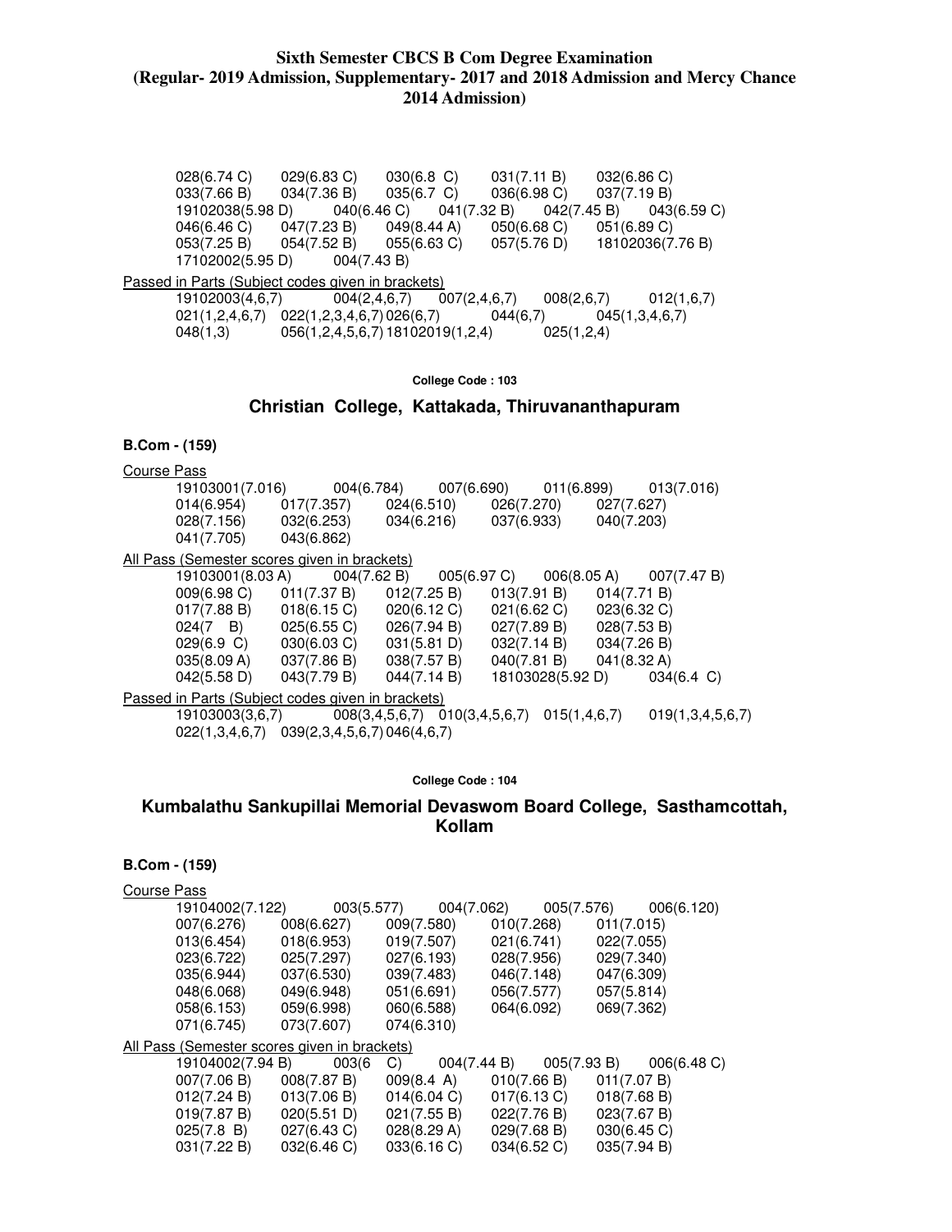**Sixth Semester CBCS B Com Degree Examination (Regular- 2019 Admission, Supplementary- 2017 and 2018 Admission and Mercy Chance 2014 Admission)**

028(6.74 C) 029(6.83 C) 030(6.8 C) 031(7.11 B) 032(6.86 C)
033(7.66 B) 034(7.36 B) 035(6.7 C) 036(6.98 C) 037(7.19 B)
19102038(5.98 D) 040(6.46 C) 041(7.32 B) 042(7.45 B) 043(6.59 C)
046(6.46 C) 047(7.23 B) 049(8.44 A) 050(6.68 C) 051(6.89 C)
053(7.25 B) 054(7.52 B) 055(6.63 C) 057(5.76 D) 18102036(7.76 B)
17102002(5.95 D) 004(7.43 B)

Passed in Parts (Subject codes given in brackets)

19102003(4,6,7) 004(2,4,6,7) 007(2,4,6,7) 008(2,6,7) 012(1,6,7)
021(1,2,4,6,7) 022(1,2,3,4,6,7) 026(6,7) 044(6,7) 045(1,3,4,6,7)
048(1,3) 056(1,2,4,5,6,7) 18102019(1,2,4) 025(1,2,4)

College Code : 103

## Christian College, Kattakada, Thiruvananthapuram

### B.Com - (159)

Course Pass

19103001(7.016) 004(6.784) 007(6.690) 011(6.899) 013(7.016)
014(6.954) 017(7.357) 024(6.510) 026(7.270) 027(7.627)
028(7.156) 032(6.253) 034(6.216) 037(6.933) 040(7.203)
041(7.705) 043(6.862)

All Pass (Semester scores given in brackets)

19103001(8.03 A) 004(7.62 B) 005(6.97 C) 006(8.05 A) 007(7.47 B)
009(6.98 C) 011(7.37 B) 012(7.25 B) 013(7.91 B) 014(7.71 B)
017(7.88 B) 018(6.15 C) 020(6.12 C) 021(6.62 C) 023(6.32 C)
024(7 B) 025(6.55 C) 026(7.94 B) 027(7.89 B) 028(7.53 B)
029(6.9 C) 030(6.03 C) 031(5.81 D) 032(7.14 B) 034(7.26 B)
035(8.09 A) 037(7.86 B) 038(7.57 B) 040(7.81 B) 041(8.32 A)
042(5.58 D) 043(7.79 B) 044(7.14 B) 18103028(5.92 D) 034(6.4 C)

Passed in Parts (Subject codes given in brackets)

19103003(3,6,7) 008(3,4,5,6,7) 010(3,4,5,6,7) 015(1,4,6,7) 019(1,3,4,5,6,7)
022(1,3,4,6,7) 039(2,3,4,5,6,7) 046(4,6,7)

College Code : 104

## Kumbalathu Sankupillai Memorial Devaswom Board College, Sasthamcottah, Kollam

### B.Com - (159)

Course Pass

19104002(7.122) 003(5.577) 004(7.062) 005(7.576) 006(6.120)
007(6.276) 008(6.627) 009(7.580) 010(7.268) 011(7.015)
013(6.454) 018(6.953) 019(7.507) 021(6.741) 022(7.055)
023(6.722) 025(7.297) 027(6.193) 028(7.956) 029(7.340)
035(6.944) 037(6.530) 039(7.483) 046(7.148) 047(6.309)
048(6.068) 049(6.948) 051(6.691) 056(7.577) 057(5.814)
058(6.153) 059(6.998) 060(6.588) 064(6.092) 069(7.362)
071(6.745) 073(7.607) 074(6.310)

All Pass (Semester scores given in brackets)

19104002(7.94 B) 003(6 C) 004(7.44 B) 005(7.93 B) 006(6.48 C)
007(7.06 B) 008(7.87 B) 009(8.4 A) 010(7.66 B) 011(7.07 B)
012(7.24 B) 013(7.06 B) 014(6.04 C) 017(6.13 C) 018(7.68 B)
019(7.87 B) 020(5.51 D) 021(7.55 B) 022(7.76 B) 023(7.67 B)
025(7.8 B) 027(6.43 C) 028(8.29 A) 029(7.68 B) 030(6.45 C)
031(7.22 B) 032(6.46 C) 033(6.16 C) 034(6.52 C) 035(7.94 B)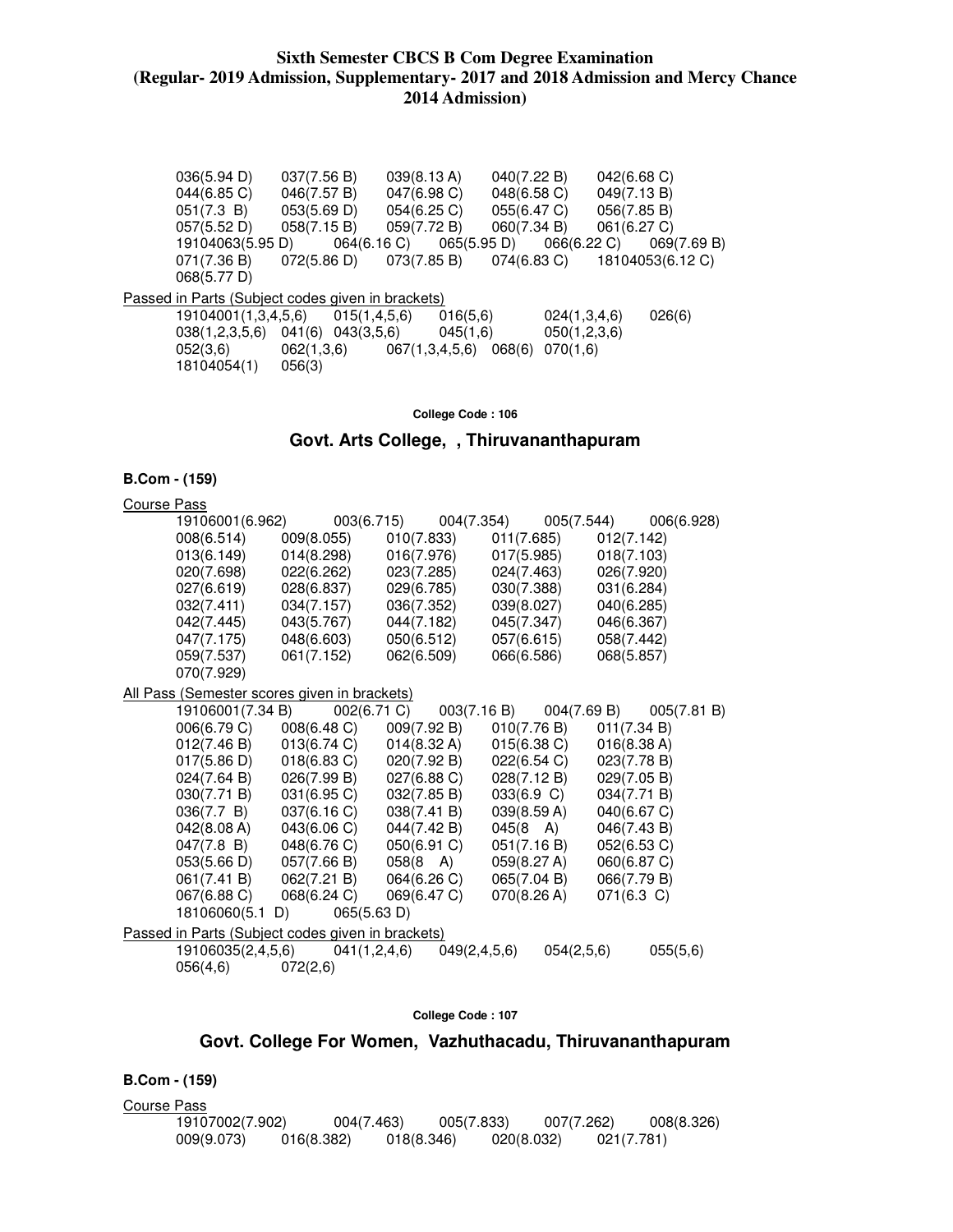036(5.94 D) 037(7.56 B) 039(8.13 A) 040(7.22 B) 042(6.68 C)
044(6.85 C) 046(7.57 B) 047(6.98 C) 048(6.58 C) 049(7.13 B)
051(7.3 B) 053(5.69 D) 054(6.25 C) 055(6.47 C) 056(7.85 B)
057(5.52 D) 058(7.15 B) 059(7.72 B) 060(7.34 B) 061(6.27 C)
19104063(5.95 D) 064(6.16 C) 065(5.95 D) 066(6.22 C) 069(7.69 B)
071(7.36 B) 072(5.86 D) 073(7.85 B) 074(6.83 C) 18104053(6.12 C)
068(5.77 D)

Passed in Parts (Subject codes given in brackets)

19104001(1,3,4,5,6) 015(1,4,5,6) 016(5,6) 024(1,3,4,6) 026(6)
038(1,2,3,5,6) 041(6) 043(3,5,6) 045(1,6) 050(1,2,3,6)
052(3,6) 062(1,3,6) 067(1,3,4,5,6) 068(6) 070(1,6)
18104054(1) 056(3)

**College Code : 106**

## Govt. Arts College, , Thiruvananthapuram

**B.Com - (159)**

Course Pass

19106001(6.962) 003(6.715) 004(7.354) 005(7.544) 006(6.928)
008(6.514) 009(8.055) 010(7.833) 011(7.685) 012(7.142)
013(6.149) 014(8.298) 016(7.976) 017(5.985) 018(7.103)
020(7.698) 022(6.262) 023(7.285) 024(7.463) 026(7.920)
027(6.619) 028(6.837) 029(6.785) 030(7.388) 031(6.284)
032(7.411) 034(7.157) 036(7.352) 039(8.027) 040(6.285)
042(7.445) 043(5.767) 044(7.182) 045(7.347) 046(6.367)
047(7.175) 048(6.603) 050(6.512) 057(6.615) 058(7.442)
059(7.537) 061(7.152) 062(6.509) 066(6.586) 068(5.857)
070(7.929)

All Pass (Semester scores given in brackets)

19106001(7.34 B) 002(6.71 C) 003(7.16 B) 004(7.69 B) 005(7.81 B)
006(6.79 C) 008(6.48 C) 009(7.92 B) 010(7.76 B) 011(7.34 B)
012(7.46 B) 013(6.74 C) 014(8.32 A) 015(6.38 C) 016(8.38 A)
017(5.86 D) 018(6.83 C) 020(7.92 B) 022(6.54 C) 023(7.78 B)
024(7.64 B) 026(7.99 B) 027(6.88 C) 028(7.12 B) 029(7.05 B)
030(7.71 B) 031(6.95 C) 032(7.85 B) 033(6.9 C) 034(7.71 B)
036(7.7 B) 037(6.16 C) 038(7.41 B) 039(8.59 A) 040(6.67 C)
042(8.08 A) 043(6.06 C) 044(7.42 B) 045(8 A) 046(7.43 B)
047(7.8 B) 048(6.76 C) 050(6.91 C) 051(7.16 B) 052(6.53 C)
053(5.66 D) 057(7.66 B) 058(8 A) 059(8.27 A) 060(6.87 C)
061(7.41 B) 062(7.21 B) 064(6.26 C) 065(7.04 B) 066(7.79 B)
067(6.88 C) 068(6.24 C) 069(6.47 C) 070(8.26 A) 071(6.3 C)
18106060(5.1 D) 065(5.63 D)

Passed in Parts (Subject codes given in brackets)

19106035(2,4,5,6) 041(1,2,4,6) 049(2,4,5,6) 054(2,5,6) 055(5,6)
056(4,6) 072(2,6)

**College Code : 107**

## Govt. College For Women, Vazhuthacadu, Thiruvananthapuram

**B.Com - (159)**

Course Pass

19107002(7.902) 004(7.463) 005(7.833) 007(7.262) 008(8.326)
009(9.073) 016(8.382) 018(8.346) 020(8.032) 021(7.781)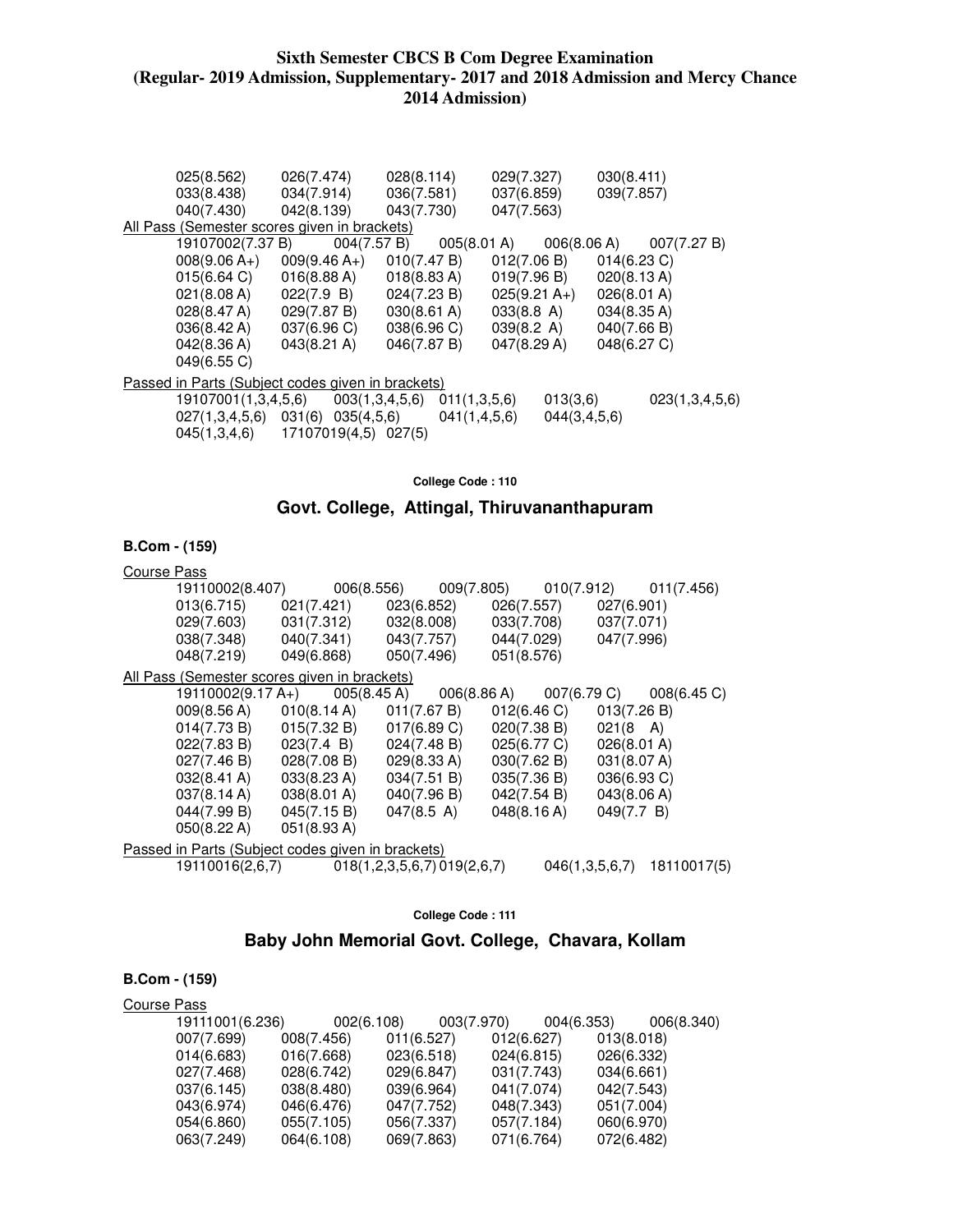**Sixth Semester CBCS B Com Degree Examination (Regular- 2019 Admission, Supplementary- 2017 and 2018 Admission and Mercy Chance 2014 Admission)**

025(8.562) 026(7.474) 028(8.114) 029(7.327) 030(8.411)
033(8.438) 034(7.914) 036(7.581) 037(6.859) 039(7.857)
040(7.430) 042(8.139) 043(7.730) 047(7.563)

All Pass (Semester scores given in brackets)

19107002(7.37 B) 004(7.57 B) 005(8.01 A) 006(8.06 A) 007(7.27 B)
008(9.06 A+) 009(9.46 A+) 010(7.47 B) 012(7.06 B) 014(6.23 C)
015(6.64 C) 016(8.88 A) 018(8.83 A) 019(7.96 B) 020(8.13 A)
021(8.08 A) 022(7.9 B) 024(7.23 B) 025(9.21 A+) 026(8.01 A)
028(8.47 A) 029(7.87 B) 030(8.61 A) 033(8.8 A) 034(8.35 A)
036(8.42 A) 037(6.96 C) 038(6.96 C) 039(8.2 A) 040(7.66 B)
042(8.36 A) 043(8.21 A) 046(7.87 B) 047(8.29 A) 048(6.27 C)
049(6.55 C)

Passed in Parts (Subject codes given in brackets)

19107001(1,3,4,5,6) 003(1,3,4,5,6) 011(1,3,5,6) 013(3,6) 023(1,3,4,5,6)
027(1,3,4,5,6) 031(6) 035(4,5,6) 041(1,4,5,6) 044(3,4,5,6)
045(1,3,4,6) 17107019(4,5) 027(5)

**College Code : 110**

## Govt. College, Attingal, Thiruvananthapuram

### B.Com - (159)

Course Pass

19110002(8.407) 006(8.556) 009(7.805) 010(7.912) 011(7.456)
013(6.715) 021(7.421) 023(6.852) 026(7.557) 027(6.901)
029(7.603) 031(7.312) 032(8.008) 033(7.708) 037(7.071)
038(7.348) 040(7.341) 043(7.757) 044(7.029) 047(7.996)
048(7.219) 049(6.868) 050(7.496) 051(8.576)

All Pass (Semester scores given in brackets)

19110002(9.17 A+) 005(8.45 A) 006(8.86 A) 007(6.79 C) 008(6.45 C)
009(8.56 A) 010(8.14 A) 011(7.67 B) 012(6.46 C) 013(7.26 B)
014(7.73 B) 015(7.32 B) 017(6.89 C) 020(7.38 B) 021(8 A)
022(7.83 B) 023(7.4 B) 024(7.48 B) 025(6.77 C) 026(8.01 A)
027(7.46 B) 028(7.08 B) 029(8.33 A) 030(7.62 B) 031(8.07 A)
032(8.41 A) 033(8.23 A) 034(7.51 B) 035(7.36 B) 036(6.93 C)
037(8.14 A) 038(8.01 A) 040(7.96 B) 042(7.54 B) 043(8.06 A)
044(7.99 B) 045(7.15 B) 047(8.5 A) 048(8.16 A) 049(7.7 B)
050(8.22 A) 051(8.93 A)

Passed in Parts (Subject codes given in brackets)

19110016(2,6,7) 018(1,2,3,5,6,7) 019(2,6,7) 046(1,3,5,6,7) 18110017(5)

**College Code : 111**

## Baby John Memorial Govt. College, Chavara, Kollam

### B.Com - (159)

Course Pass

19111001(6.236) 002(6.108) 003(7.970) 004(6.353) 006(8.340)
007(7.699) 008(7.456) 011(6.527) 012(6.627) 013(8.018)
014(6.683) 016(7.668) 023(6.518) 024(6.815) 026(6.332)
027(7.468) 028(6.742) 029(6.847) 031(7.743) 034(6.661)
037(6.145) 038(8.480) 039(6.964) 041(7.074) 042(7.543)
043(6.974) 046(6.476) 047(7.752) 048(7.343) 051(7.004)
054(6.860) 055(7.105) 056(7.337) 057(7.184) 060(6.970)
063(7.249) 064(6.108) 069(7.863) 071(6.764) 072(6.482)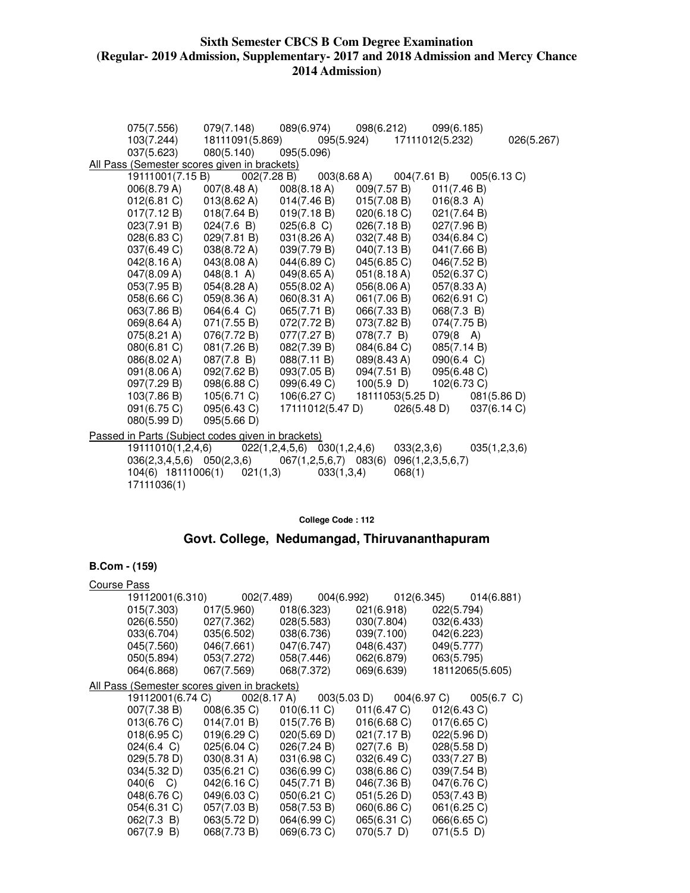**Sixth Semester CBCS B Com Degree Examination (Regular- 2019 Admission, Supplementary- 2017 and 2018 Admission and Mercy Chance 2014 Admission)**

075(7.556) 079(7.148) 089(6.974) 098(6.212) 099(6.185)
103(7.244) 18111091(5.869) 095(5.924) 17111012(5.232) 026(5.267)
037(5.623) 080(5.140) 095(5.096)

All Pass (Semester scores given in brackets)

19111001(7.15 B) 002(7.28 B) 003(8.68 A) 004(7.61 B) 005(6.13 C)
006(8.79 A) 007(8.48 A) 008(8.18 A) 009(7.57 B) 011(7.46 B)
012(6.81 C) 013(8.62 A) 014(7.46 B) 015(7.08 B) 016(8.3 A)
017(7.12 B) 018(7.64 B) 019(7.18 B) 020(6.18 C) 021(7.64 B)
023(7.91 B) 024(7.6 B) 025(6.8 C) 026(7.18 B) 027(7.96 B)
028(6.83 C) 029(7.81 B) 031(8.26 A) 032(7.48 B) 034(6.84 C)
037(6.49 C) 038(8.72 A) 039(7.79 B) 040(7.13 B) 041(7.66 B)
042(8.16 A) 043(8.08 A) 044(6.89 C) 045(6.85 C) 046(7.52 B)
047(8.09 A) 048(8.1 A) 049(8.65 A) 051(8.18 A) 052(6.37 C)
053(7.95 B) 054(8.28 A) 055(8.02 A) 056(8.06 A) 057(8.33 A)
058(6.66 C) 059(8.36 A) 060(8.31 A) 061(7.06 B) 062(6.91 C)
063(7.86 B) 064(6.4 C) 065(7.71 B) 066(7.33 B) 068(7.3 B)
069(8.64 A) 071(7.55 B) 072(7.72 B) 073(7.82 B) 074(7.75 B)
075(8.21 A) 076(7.72 B) 077(7.27 B) 078(7.7 B) 079(8 A)
080(6.81 C) 081(7.26 B) 082(7.39 B) 084(6.84 C) 085(7.14 B)
086(8.02 A) 087(7.8 B) 088(7.11 B) 089(8.43 A) 090(6.4 C)
091(8.06 A) 092(7.62 B) 093(7.05 B) 094(7.51 B) 095(6.48 C)
097(7.29 B) 098(6.88 C) 099(6.49 C) 100(5.9 D) 102(6.73 C)
103(7.86 B) 105(6.71 C) 106(6.27 C) 18111053(5.25 D) 081(5.86 D)
091(6.75 C) 095(6.43 C) 17111012(5.47 D) 026(5.48 D) 037(6.14 C)
080(5.99 D) 095(5.66 D)

Passed in Parts (Subject codes given in brackets)

19111010(1,2,4,6) 022(1,2,4,5,6) 030(1,2,4,6) 033(2,3,6) 035(1,2,3,6)
036(2,3,4,5,6) 050(2,3,6) 067(1,2,5,6,7) 083(6) 096(1,2,3,5,6,7)
104(6) 18111006(1) 021(1,3) 033(1,3,4) 068(1)
17111036(1)

**College Code : 112**

## Govt. College, Nedumangad, Thiruvananthapuram

### B.Com - (159)

Course Pass

19112001(6.310) 002(7.489) 004(6.992) 012(6.345) 014(6.881)
015(7.303) 017(5.960) 018(6.323) 021(6.918) 022(5.794)
026(6.550) 027(7.362) 028(5.583) 030(7.804) 032(6.433)
033(6.704) 035(6.502) 038(6.736) 039(7.100) 042(6.223)
045(7.560) 046(7.661) 047(6.747) 048(6.437) 049(5.777)
050(5.894) 053(7.272) 058(7.446) 062(6.879) 063(5.795)
064(6.868) 067(7.569) 068(7.372) 069(6.639) 18112065(5.605)

All Pass (Semester scores given in brackets)

19112001(6.74 C) 002(8.17 A) 003(5.03 D) 004(6.97 C) 005(6.7 C)
007(7.38 B) 008(6.35 C) 010(6.11 C) 011(6.47 C) 012(6.43 C)
013(6.76 C) 014(7.01 B) 015(7.76 B) 016(6.68 C) 017(6.65 C)
018(6.95 C) 019(6.29 C) 020(5.69 D) 021(7.17 B) 022(5.96 D)
024(6.4 C) 025(6.04 C) 026(7.24 B) 027(7.6 B) 028(5.58 D)
029(5.78 D) 030(8.31 A) 031(6.98 C) 032(6.49 C) 033(7.27 B)
034(5.32 D) 035(6.21 C) 036(6.99 C) 038(6.86 C) 039(7.54 B)
040(6 C) 042(6.16 C) 045(7.71 B) 046(7.36 B) 047(6.76 C)
048(6.76 C) 049(6.03 C) 050(6.21 C) 051(5.26 D) 053(7.43 B)
054(6.31 C) 057(7.03 B) 058(7.53 B) 060(6.86 C) 061(6.25 C)
062(7.3 B) 063(5.72 D) 064(6.99 C) 065(6.31 C) 066(6.65 C)
067(7.9 B) 068(7.73 B) 069(6.73 C) 070(5.7 D) 071(5.5 D)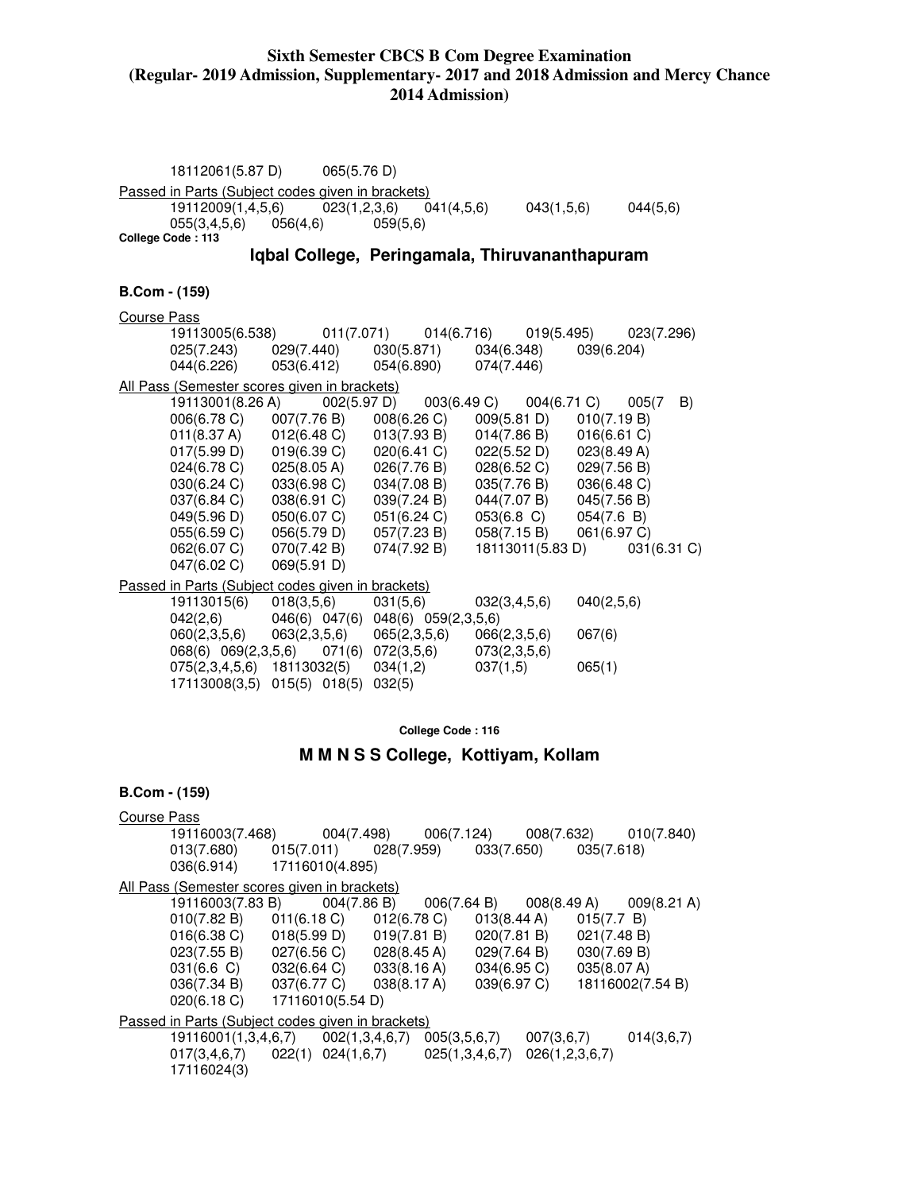18112061(5.87 D) 065(5.76 D)

Passed in Parts (Subject codes given in brackets)

19112009(1,4,5,6) 023(1,2,3,6) 041(4,5,6) 043(1,5,6) 044(5,6)
055(3,4,5,6) 056(4,6) 059(5,6)

**College Code : 113**

## Iqbal College, Peringamala, Thiruvananthapuram

### B.Com - (159)

Course Pass

19113005(6.538) 011(7.071) 014(6.716) 019(5.495) 023(7.296)
025(7.243) 029(7.440) 030(5.871) 034(6.348) 039(6.204)
044(6.226) 053(6.412) 054(6.890) 074(7.446)

All Pass (Semester scores given in brackets)

19113001(8.26 A) 002(5.97 D) 003(6.49 C) 004(6.71 C) 005(7 B)
006(6.78 C) 007(7.76 B) 008(6.26 C) 009(5.81 D) 010(7.19 B)
011(8.37 A) 012(6.48 C) 013(7.93 B) 014(7.86 B) 016(6.61 C)
017(5.99 D) 019(6.39 C) 020(6.41 C) 022(5.52 D) 023(8.49 A)
024(6.78 C) 025(8.05 A) 026(7.76 B) 028(6.52 C) 029(7.56 B)
030(6.24 C) 033(6.98 C) 034(7.08 B) 035(7.76 B) 036(6.48 C)
037(6.84 C) 038(6.91 C) 039(7.24 B) 044(7.07 B) 045(7.56 B)
049(5.96 D) 050(6.07 C) 051(6.24 C) 053(6.8 C) 054(7.6 B)
055(6.59 C) 056(5.79 D) 057(7.23 B) 058(7.15 B) 061(6.97 C)
062(6.07 C) 070(7.42 B) 074(7.92 B) 18113011(5.83 D) 031(6.31 C)
047(6.02 C) 069(5.91 D)

Passed in Parts (Subject codes given in brackets)

19113015(6) 018(3,5,6) 031(5,6) 032(3,4,5,6) 040(2,5,6)
042(2,6) 046(6) 047(6) 048(6) 059(2,3,5,6)
060(2,3,5,6) 063(2,3,5,6) 065(2,3,5,6) 066(2,3,5,6) 067(6)
068(6) 069(2,3,5,6) 071(6) 072(3,5,6) 073(2,3,5,6)
075(2,3,4,5,6) 18113032(5) 034(1,2) 037(1,5) 065(1)
17113008(3,5) 015(5) 018(5) 032(5)

**College Code : 116**

## M M N S S College, Kottiyam, Kollam

### B.Com - (159)

Course Pass

19116003(7.468) 004(7.498) 006(7.124) 008(7.632) 010(7.840)
013(7.680) 015(7.011) 028(7.959) 033(7.650) 035(7.618)
036(6.914) 17116010(4.895)

All Pass (Semester scores given in brackets)

19116003(7.83 B) 004(7.86 B) 006(7.64 B) 008(8.49 A) 009(8.21 A)
010(7.82 B) 011(6.18 C) 012(6.78 C) 013(8.44 A) 015(7.7 B)
016(6.38 C) 018(5.99 D) 019(7.81 B) 020(7.81 B) 021(7.48 B)
023(7.55 B) 027(6.56 C) 028(8.45 A) 029(7.64 B) 030(7.69 B)
031(6.6 C) 032(6.64 C) 033(8.16 A) 034(6.95 C) 035(8.07 A)
036(7.34 B) 037(6.77 C) 038(8.17 A) 039(6.97 C) 18116002(7.54 B)
020(6.18 C) 17116010(5.54 D)

Passed in Parts (Subject codes given in brackets)

19116001(1,3,4,6,7) 002(1,3,4,6,7) 005(3,5,6,7) 007(3,6,7) 014(3,6,7)
017(3,4,6,7) 022(1) 024(1,6,7) 025(1,3,4,6,7) 026(1,2,3,6,7)
17116024(3)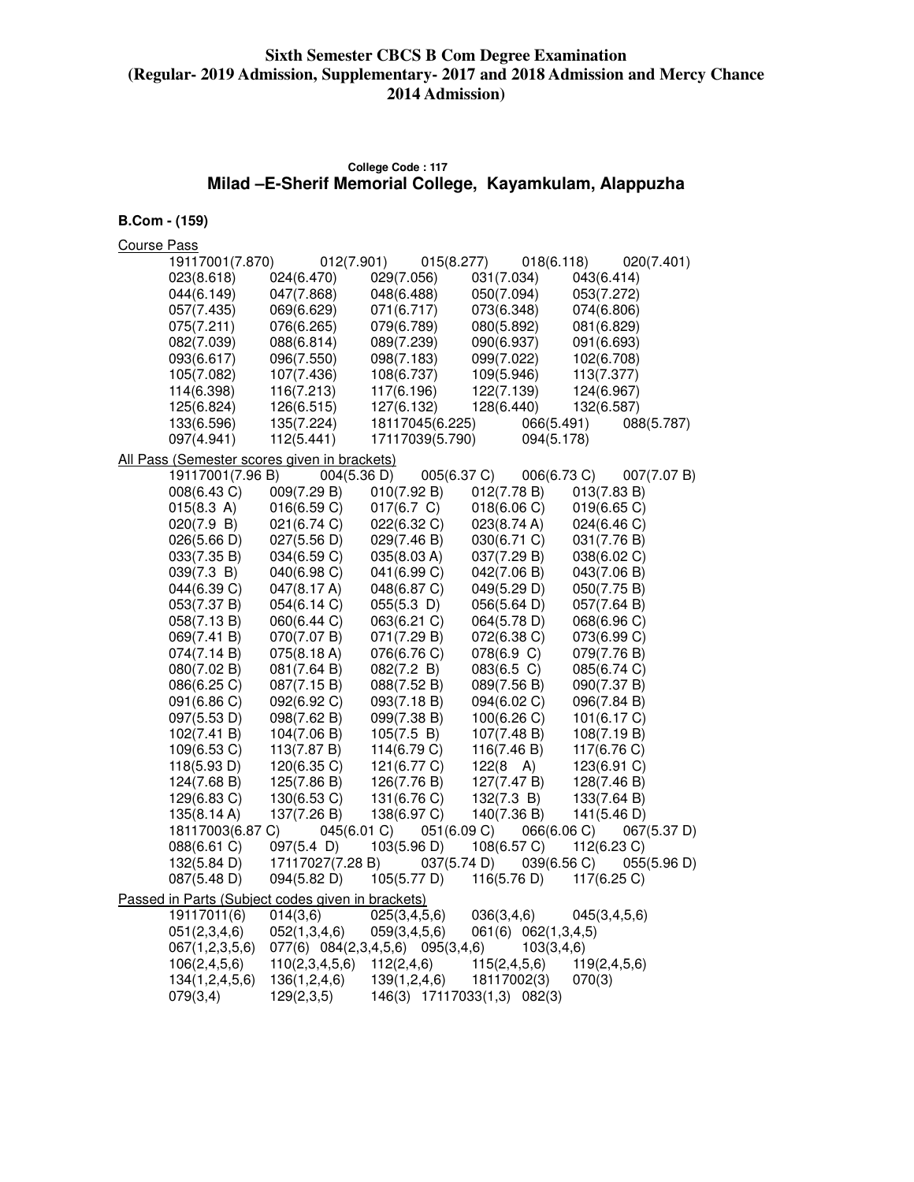# Sixth Semester CBCS B Com Degree Examination (Regular- 2019 Admission, Supplementary- 2017 and 2018 Admission and Mercy Chance 2014 Admission)

### College Code : 117

## Milad –E-Sherif Memorial College, Kayamkulam, Alappuzha

**B.Com - (159)**

Course Pass

19117001(7.870) 012(7.901) 015(8.277) 018(6.118) 020(7.401)
023(8.618) 024(6.470) 029(7.056) 031(7.034) 043(6.414)
044(6.149) 047(7.868) 048(6.488) 050(7.094) 053(7.272)
057(7.435) 069(6.629) 071(6.717) 073(6.348) 074(6.806)
075(7.211) 076(6.265) 079(6.789) 080(5.892) 081(6.829)
082(7.039) 088(6.814) 089(7.239) 090(6.937) 091(6.693)
093(6.617) 096(7.550) 098(7.183) 099(7.022) 102(6.708)
105(7.082) 107(7.436) 108(6.737) 109(5.946) 113(7.377)
114(6.398) 116(7.213) 117(6.196) 122(7.139) 124(6.967)
125(6.824) 126(6.515) 127(6.132) 128(6.440) 132(6.587)
133(6.596) 135(7.224) 18117045(6.225) 066(5.491) 088(5.787)
097(4.941) 112(5.441) 17117039(5.790) 094(5.178)

All Pass (Semester scores given in brackets)

19117001(7.96 B) 004(5.36 D) 005(6.37 C) 006(6.73 C) 007(7.07 B)
008(6.43 C) 009(7.29 B) 010(7.92 B) 012(7.78 B) 013(7.83 B)
015(8.3 A) 016(6.59 C) 017(6.7 C) 018(6.06 C) 019(6.65 C)
020(7.9 B) 021(6.74 C) 022(6.32 C) 023(8.74 A) 024(6.46 C)
026(5.66 D) 027(5.56 D) 029(7.46 B) 030(6.71 C) 031(7.76 B)
033(7.35 B) 034(6.59 C) 035(8.03 A) 037(7.29 B) 038(6.02 C)
039(7.3 B) 040(6.98 C) 041(6.99 C) 042(7.06 B) 043(7.06 B)
044(6.39 C) 047(8.17 A) 048(6.87 C) 049(5.29 D) 050(7.75 B)
053(7.37 B) 054(6.14 C) 055(5.3 D) 056(5.64 D) 057(7.64 B)
058(7.13 B) 060(6.44 C) 063(6.21 C) 064(5.78 D) 068(6.96 C)
069(7.41 B) 070(7.07 B) 071(7.29 B) 072(6.38 C) 073(6.99 C)
074(7.14 B) 075(8.18 A) 076(6.76 C) 078(6.9 C) 079(7.76 B)
080(7.02 B) 081(7.64 B) 082(7.2 B) 083(6.5 C) 085(6.74 C)
086(6.25 C) 087(7.15 B) 088(7.52 B) 089(7.56 B) 090(7.37 B)
091(6.86 C) 092(6.92 C) 093(7.18 B) 094(6.02 C) 096(7.84 B)
097(5.53 D) 098(7.62 B) 099(7.38 B) 100(6.26 C) 101(6.17 C)
102(7.41 B) 104(7.06 B) 105(7.5 B) 107(7.48 B) 108(7.19 B)
109(6.53 C) 113(7.87 B) 114(6.79 C) 116(7.46 B) 117(6.76 C)
118(5.93 D) 120(6.35 C) 121(6.77 C) 122(8 A) 123(6.91 C)
124(7.68 B) 125(7.86 B) 126(7.76 B) 127(7.47 B) 128(7.46 B)
129(6.83 C) 130(6.53 C) 131(6.76 C) 132(7.3 B) 133(7.64 B)
135(8.14 A) 137(7.26 B) 138(6.97 C) 140(7.36 B) 141(5.46 D)
18117003(6.87 C) 045(6.01 C) 051(6.09 C) 066(6.06 C) 067(5.37 D)
088(6.61 C) 097(5.4 D) 103(5.96 D) 108(6.57 C) 112(6.23 C)
132(5.84 D) 17117027(7.28 B) 037(5.74 D) 039(6.56 C) 055(5.96 D)
087(5.48 D) 094(5.82 D) 105(5.77 D) 116(5.76 D) 117(6.25 C)

Passed in Parts (Subject codes given in brackets)

19117011(6) 014(3,6) 025(3,4,5,6) 036(3,4,6) 045(3,4,5,6)
051(2,3,4,6) 052(1,3,4,6) 059(3,4,5,6) 061(6) 062(1,3,4,5)
067(1,2,3,5,6) 077(6) 084(2,3,4,5,6) 095(3,4,6) 103(3,4,6)
106(2,4,5,6) 110(2,3,4,5,6) 112(2,4,6) 115(2,4,5,6) 119(2,4,5,6)
134(1,2,4,5,6) 136(1,2,4,6) 139(1,2,4,6) 18117002(3) 070(3)
079(3,4) 129(2,3,5) 146(3) 17117033(1,3) 082(3)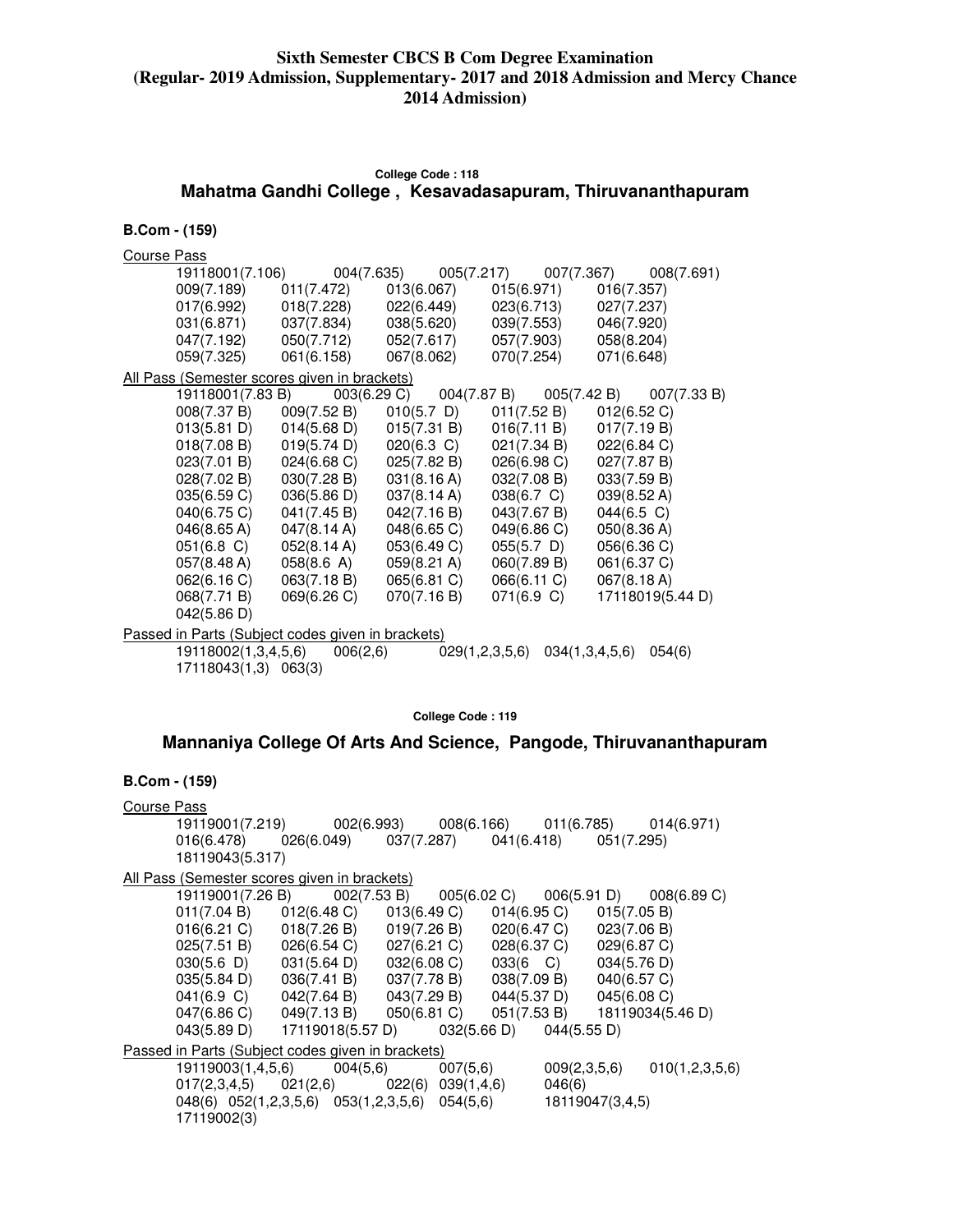**Sixth Semester CBCS B Com Degree Examination**
**(Regular- 2019 Admission, Supplementary- 2017 and 2018 Admission and Mercy Chance 2014 Admission)**

College Code : 118

## Mahatma Gandhi College , Kesavadasapuram, Thiruvananthapuram

### B.Com - (159)

Course Pass

19118001(7.106) 004(7.635) 005(7.217) 007(7.367) 008(7.691)
009(7.189) 011(7.472) 013(6.067) 015(6.971) 016(7.357)
017(6.992) 018(7.228) 022(6.449) 023(6.713) 027(7.237)
031(6.871) 037(7.834) 038(5.620) 039(7.553) 046(7.920)
047(7.192) 050(7.712) 052(7.617) 057(7.903) 058(8.204)
059(7.325) 061(6.158) 067(8.062) 070(7.254) 071(6.648)

All Pass (Semester scores given in brackets)

19118001(7.83 B) 003(6.29 C) 004(7.87 B) 005(7.42 B) 007(7.33 B)
008(7.37 B) 009(7.52 B) 010(5.7 D) 011(7.52 B) 012(6.52 C)
013(5.81 D) 014(5.68 D) 015(7.31 B) 016(7.11 B) 017(7.19 B)
018(7.08 B) 019(5.74 D) 020(6.3 C) 021(7.34 B) 022(6.84 C)
023(7.01 B) 024(6.68 C) 025(7.82 B) 026(6.98 C) 027(7.87 B)
028(7.02 B) 030(7.28 B) 031(8.16 A) 032(7.08 B) 033(7.59 B)
035(6.59 C) 036(5.86 D) 037(8.14 A) 038(6.7 C) 039(8.52 A)
040(6.75 C) 041(7.45 B) 042(7.16 B) 043(7.67 B) 044(6.5 C)
046(8.65 A) 047(8.14 A) 048(6.65 C) 049(6.86 C) 050(8.36 A)
051(6.8 C) 052(8.14 A) 053(6.49 C) 055(5.7 D) 056(6.36 C)
057(8.48 A) 058(8.6 A) 059(8.21 A) 060(7.89 B) 061(6.37 C)
062(6.16 C) 063(7.18 B) 065(6.81 C) 066(6.11 C) 067(8.18 A)
068(7.71 B) 069(6.26 C) 070(7.16 B) 071(6.9 C) 17118019(5.44 D)
042(5.86 D)

Passed in Parts (Subject codes given in brackets)

19118002(1,3,4,5,6) 006(2,6) 029(1,2,3,5,6) 034(1,3,4,5,6) 054(6)
17118043(1,3) 063(3)

College Code : 119

## Mannaniya College Of Arts And Science, Pangode, Thiruvananthapuram

### B.Com - (159)

Course Pass

19119001(7.219) 002(6.993) 008(6.166) 011(6.785) 014(6.971)
016(6.478) 026(6.049) 037(7.287) 041(6.418) 051(7.295)
18119043(5.317)

All Pass (Semester scores given in brackets)

19119001(7.26 B) 002(7.53 B) 005(6.02 C) 006(5.91 D) 008(6.89 C)
011(7.04 B) 012(6.48 C) 013(6.49 C) 014(6.95 C) 015(7.05 B)
016(6.21 C) 018(7.26 B) 019(7.26 B) 020(6.47 C) 023(7.06 B)
025(7.51 B) 026(6.54 C) 027(6.21 C) 028(6.37 C) 029(6.87 C)
030(5.6 D) 031(5.64 D) 032(6.08 C) 033(6 C) 034(5.76 D)
035(5.84 D) 036(7.41 B) 037(7.78 B) 038(7.09 B) 040(6.57 C)
041(6.9 C) 042(7.64 B) 043(7.29 B) 044(5.37 D) 045(6.08 C)
047(6.86 C) 049(7.13 B) 050(6.81 C) 051(7.53 B) 18119034(5.46 D)
043(5.89 D) 17119018(5.57 D) 032(5.66 D) 044(5.55 D)

Passed in Parts (Subject codes given in brackets)

19119003(1,4,5,6) 004(5,6) 007(5,6) 009(2,3,5,6) 010(1,2,3,5,6)
017(2,3,4,5) 021(2,6) 022(6) 039(1,4,6) 046(6)
048(6) 052(1,2,3,5,6) 053(1,2,3,5,6) 054(5,6) 18119047(3,4,5)
17119002(3)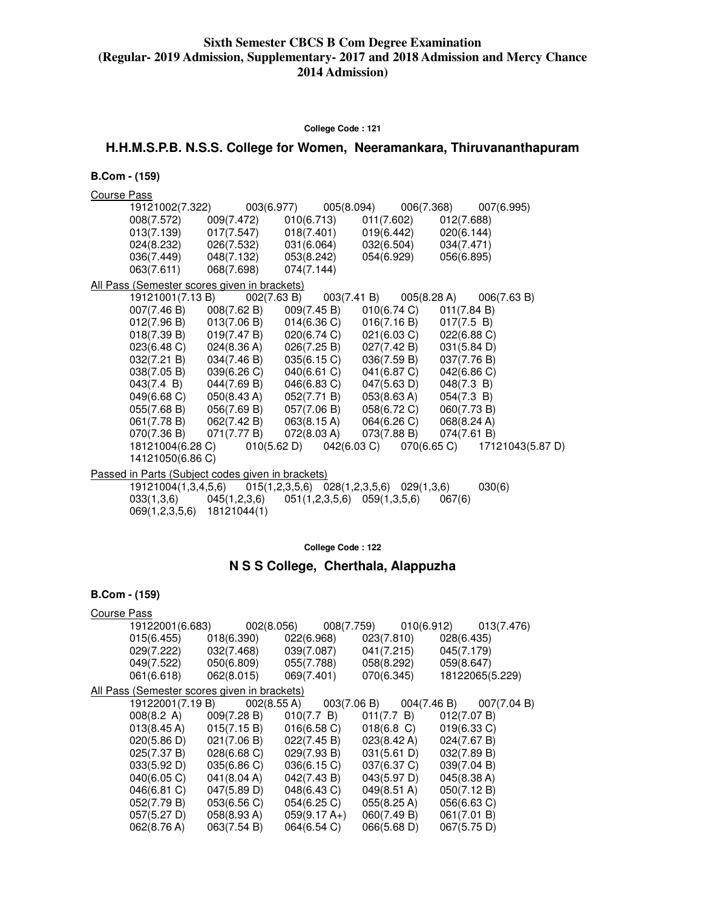**Sixth Semester CBCS B Com Degree Examination (Regular- 2019 Admission, Supplementary- 2017 and 2018 Admission and Mercy Chance 2014 Admission)**

**College Code : 121**

## H.H.M.S.P.B. N.S.S. College for Women, Neeramankara, Thiruvananthapuram

**B.Com - (159)**

Course Pass

19121002(7.322) 003(6.977) 005(8.094) 006(7.368) 007(6.995)
008(7.572) 009(7.472) 010(6.713) 011(7.602) 012(7.688)
013(7.139) 017(7.547) 018(7.401) 019(6.442) 020(6.144)
024(8.232) 026(7.532) 031(6.064) 032(6.504) 034(7.471)
036(7.449) 048(7.132) 053(8.242) 054(6.929) 056(6.895)
063(7.611) 068(7.698) 074(7.144)

All Pass (Semester scores given in brackets)

19121001(7.13 B) 002(7.63 B) 003(7.41 B) 005(8.28 A) 006(7.63 B)
007(7.46 B) 008(7.62 B) 009(7.45 B) 010(6.74 C) 011(7.84 B)
012(7.96 B) 013(7.06 B) 014(6.36 C) 016(7.16 B) 017(7.5 B)
018(7.39 B) 019(7.47 B) 020(6.74 C) 021(6.03 C) 022(6.88 C)
023(6.48 C) 024(8.36 A) 026(7.25 B) 027(7.42 B) 031(5.84 D)
032(7.21 B) 034(7.46 B) 035(6.15 C) 036(7.59 B) 037(7.76 B)
038(7.05 B) 039(6.26 C) 040(6.61 C) 041(6.87 C) 042(6.86 C)
043(7.4 B) 044(7.69 B) 046(6.83 C) 047(5.63 D) 048(7.3 B)
049(6.68 C) 050(8.43 A) 052(7.71 B) 053(8.63 A) 054(7.3 B)
055(7.68 B) 056(7.69 B) 057(7.06 B) 058(6.72 C) 060(7.73 B)
061(7.78 B) 062(7.42 B) 063(8.15 A) 064(6.26 C) 068(8.24 A)
070(7.36 B) 071(7.77 B) 072(8.03 A) 073(7.88 B) 074(7.61 B)
18121004(6.28 C) 010(5.62 D) 042(6.03 C) 070(6.65 C) 17121043(5.87 D)
14121050(6.86 C)

Passed in Parts (Subject codes given in brackets)

19121004(1,3,4,5,6) 015(1,2,3,5,6) 028(1,2,3,5,6) 029(1,3,6) 030(6)
033(1,3,6) 045(1,2,3,6) 051(1,2,3,5,6) 059(1,3,5,6) 067(6)
069(1,2,3,5,6) 18121044(1)

**College Code : 122**

## N S S College, Cherthala, Alappuzha

**B.Com - (159)**

Course Pass

19122001(6.683) 002(8.056) 008(7.759) 010(6.912) 013(7.476)
015(6.455) 018(6.390) 022(6.968) 023(7.810) 028(6.435)
029(7.222) 032(7.468) 039(7.087) 041(7.215) 045(7.179)
049(7.522) 050(6.809) 055(7.788) 058(8.292) 059(8.647)
061(6.618) 062(8.015) 069(7.401) 070(6.345) 18122065(5.229)

All Pass (Semester scores given in brackets)

19122001(7.19 B) 002(8.55 A) 003(7.06 B) 004(7.46 B) 007(7.04 B)
008(8.2 A) 009(7.28 B) 010(7.7 B) 011(7.7 B) 012(7.07 B)
013(8.45 A) 015(7.15 B) 016(6.58 C) 018(6.8 C) 019(6.33 C)
020(5.86 D) 021(7.06 B) 022(7.45 B) 023(8.42 A) 024(7.67 B)
025(7.37 B) 028(6.68 C) 029(7.93 B) 031(5.61 D) 032(7.89 B)
033(5.92 D) 035(6.86 C) 036(6.15 C) 037(6.37 C) 039(7.04 B)
040(6.05 C) 041(8.04 A) 042(7.43 B) 043(5.97 D) 045(8.38 A)
046(6.81 C) 047(5.89 D) 048(6.43 C) 049(8.51 A) 050(7.12 B)
052(7.79 B) 053(6.56 C) 054(6.25 C) 055(8.25 A) 056(6.63 C)
057(5.27 D) 058(8.93 A) 059(9.17 A+) 060(7.49 B) 061(7.01 B)
062(8.76 A) 063(7.54 B) 064(6.54 C) 066(5.68 D) 067(5.75 D)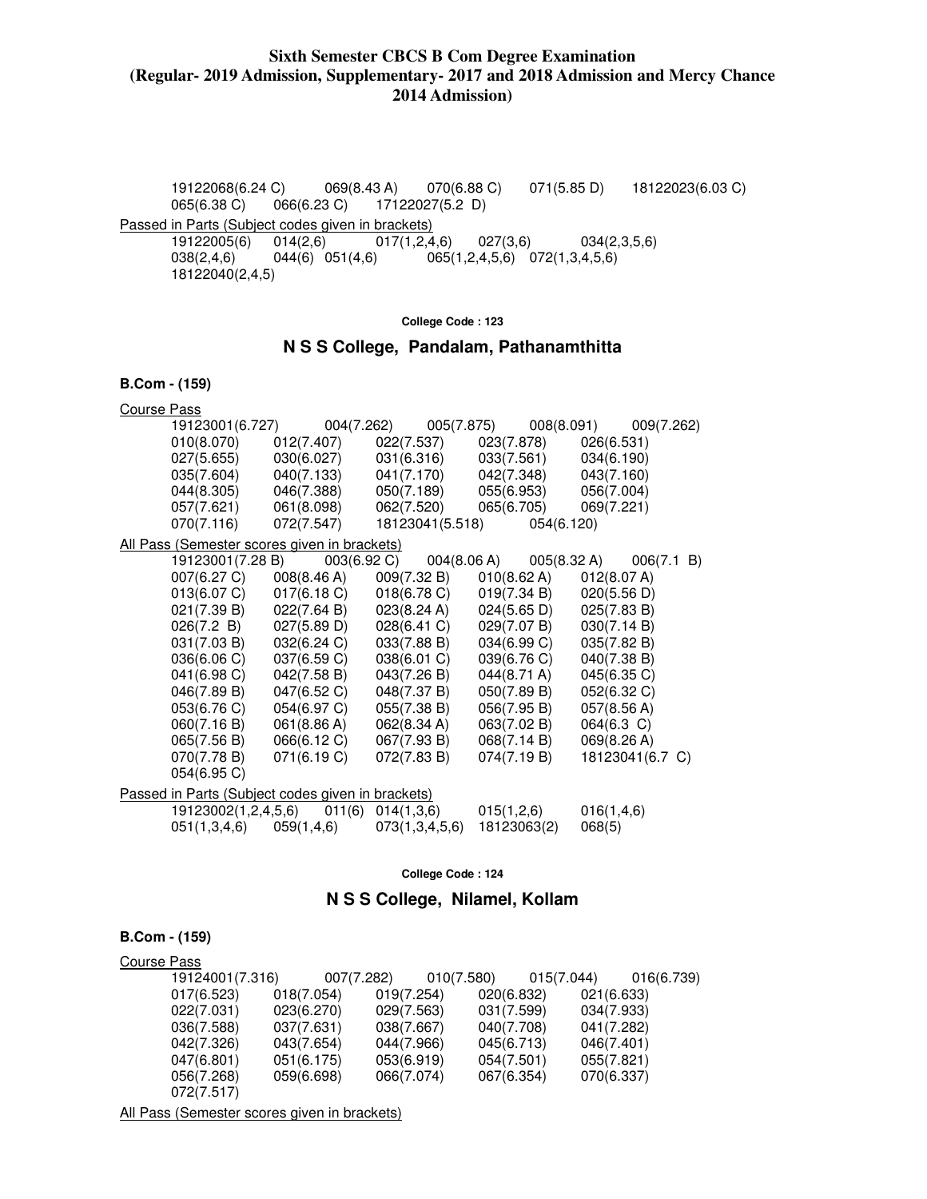**Sixth Semester CBCS B Com Degree Examination**
**(Regular- 2019 Admission, Supplementary- 2017 and 2018 Admission and Mercy Chance 2014 Admission)**

19122068(6.24 C) 069(8.43 A) 070(6.88 C) 071(5.85 D) 18122023(6.03 C)
065(6.38 C) 066(6.23 C) 17122027(5.2 D)

Passed in Parts (Subject codes given in brackets)

19122005(6) 014(2,6) 017(1,2,4,6) 027(3,6) 034(2,3,5,6)
038(2,4,6) 044(6) 051(4,6) 065(1,2,4,5,6) 072(1,3,4,5,6)
18122040(2,4,5)

**College Code : 123**

## N S S College, Pandalam, Pathanamthitta

**B.Com - (159)**

Course Pass

19123001(6.727) 004(7.262) 005(7.875) 008(8.091) 009(7.262)
010(8.070) 012(7.407) 022(7.537) 023(7.878) 026(6.531)
027(5.655) 030(6.027) 031(6.316) 033(7.561) 034(6.190)
035(7.604) 040(7.133) 041(7.170) 042(7.348) 043(7.160)
044(8.305) 046(7.388) 050(7.189) 055(6.953) 056(7.004)
057(7.621) 061(8.098) 062(7.520) 065(6.705) 069(7.221)
070(7.116) 072(7.547) 18123041(5.518) 054(6.120)

All Pass (Semester scores given in brackets)

19123001(7.28 B) 003(6.92 C) 004(8.06 A) 005(8.32 A) 006(7.1 B)
007(6.27 C) 008(8.46 A) 009(7.32 B) 010(8.62 A) 012(8.07 A)
013(6.07 C) 017(6.18 C) 018(6.78 C) 019(7.34 B) 020(5.56 D)
021(7.39 B) 022(7.64 B) 023(8.24 A) 024(5.65 D) 025(7.83 B)
026(7.2 B) 027(5.89 D) 028(6.41 C) 029(7.07 B) 030(7.14 B)
031(7.03 B) 032(6.24 C) 033(7.88 B) 034(6.99 C) 035(7.82 B)
036(6.06 C) 037(6.59 C) 038(6.01 C) 039(6.76 C) 040(7.38 B)
041(6.98 C) 042(7.58 B) 043(7.26 B) 044(8.71 A) 045(6.35 C)
046(7.89 B) 047(6.52 C) 048(7.37 B) 050(7.89 B) 052(6.32 C)
053(6.76 C) 054(6.97 C) 055(7.38 B) 056(7.95 B) 057(8.56 A)
060(7.16 B) 061(8.86 A) 062(8.34 A) 063(7.02 B) 064(6.3 C)
065(7.56 B) 066(6.12 C) 067(7.93 B) 068(7.14 B) 069(8.26 A)
070(7.78 B) 071(6.19 C) 072(7.83 B) 074(7.19 B) 18123041(6.7 C)
054(6.95 C)

Passed in Parts (Subject codes given in brackets)

19123002(1,2,4,5,6) 011(6) 014(1,3,6) 015(1,2,6) 016(1,4,6)
051(1,3,4,6) 059(1,4,6) 073(1,3,4,5,6) 18123063(2) 068(5)

**College Code : 124**

## N S S College, Nilamel, Kollam

**B.Com - (159)**

Course Pass

19124001(7.316) 007(7.282) 010(7.580) 015(7.044) 016(6.739)
017(6.523) 018(7.054) 019(7.254) 020(6.832) 021(6.633)
022(7.031) 023(6.270) 029(7.563) 031(7.599) 034(7.933)
036(7.588) 037(7.631) 038(7.667) 040(7.708) 041(7.282)
042(7.326) 043(7.654) 044(7.966) 045(6.713) 046(7.401)
047(6.801) 051(6.175) 053(6.919) 054(7.501) 055(7.821)
056(7.268) 059(6.698) 066(7.074) 067(6.354) 070(6.337)
072(7.517)

All Pass (Semester scores given in brackets)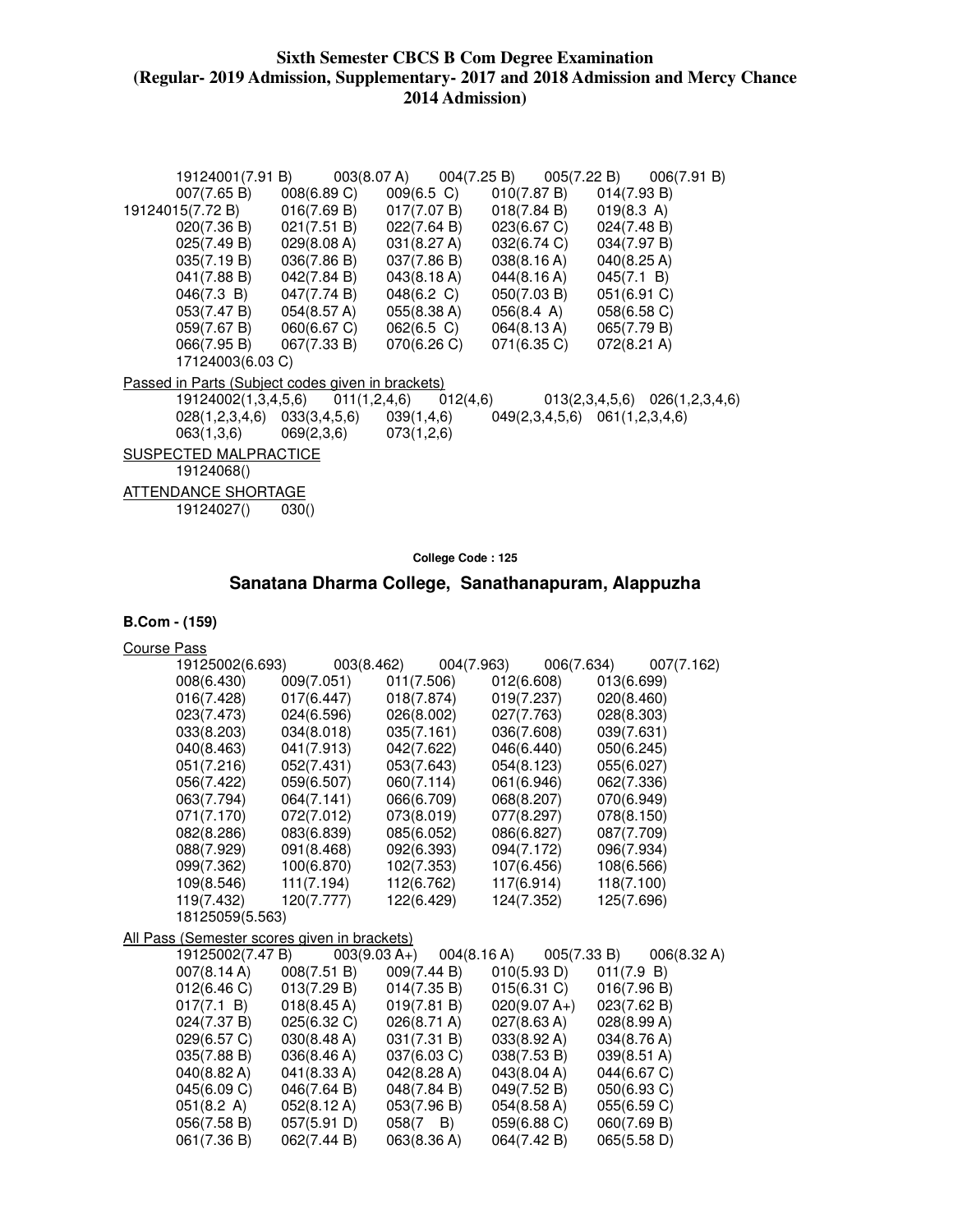**Sixth Semester CBCS B Com Degree Examination**
**(Regular- 2019 Admission, Supplementary- 2017 and 2018 Admission and Mercy Chance 2014 Admission)**

19124001(7.91 B) 003(8.07 A) 004(7.25 B) 005(7.22 B) 006(7.91 B)
007(7.65 B) 008(6.89 C) 009(6.5 C) 010(7.87 B) 014(7.93 B)
19124015(7.72 B) 016(7.69 B) 017(7.07 B) 018(7.84 B) 019(8.3 A)
020(7.36 B) 021(7.51 B) 022(7.64 B) 023(6.67 C) 024(7.48 B)
025(7.49 B) 029(8.08 A) 031(8.27 A) 032(6.74 C) 034(7.97 B)
035(7.19 B) 036(7.86 B) 037(7.86 B) 038(8.16 A) 040(8.25 A)
041(7.88 B) 042(7.84 B) 043(8.18 A) 044(8.16 A) 045(7.1 B)
046(7.3 B) 047(7.74 B) 048(6.2 C) 050(7.03 B) 051(6.91 C)
053(7.47 B) 054(8.57 A) 055(8.38 A) 056(8.4 A) 058(6.58 C)
059(7.67 B) 060(6.67 C) 062(6.5 C) 064(8.13 A) 065(7.79 B)
066(7.95 B) 067(7.33 B) 070(6.26 C) 071(6.35 C) 072(8.21 A)
17124003(6.03 C)

Passed in Parts (Subject codes given in brackets)

19124002(1,3,4,5,6) 011(1,2,4,6) 012(4,6) 013(2,3,4,5,6) 026(1,2,3,4,6)
028(1,2,3,4,6) 033(3,4,5,6) 039(1,4,6) 049(2,3,4,5,6) 061(1,2,3,4,6)
063(1,3,6) 069(2,3,6) 073(1,2,6)

SUSPECTED MALPRACTICE

19124068()

ATTENDANCE SHORTAGE

19124027() 030()

**College Code : 125**

## Sanatana Dharma College, Sanathanapuram, Alappuzha

**B.Com - (159)**

Course Pass

19125002(6.693) 003(8.462) 004(7.963) 006(7.634) 007(7.162)
008(6.430) 009(7.051) 011(7.506) 012(6.608) 013(6.699)
016(7.428) 017(6.447) 018(7.874) 019(7.237) 020(8.460)
023(7.473) 024(6.596) 026(8.002) 027(7.763) 028(8.303)
033(8.203) 034(8.018) 035(7.161) 036(7.608) 039(7.631)
040(8.463) 041(7.913) 042(7.622) 046(6.440) 050(6.245)
051(7.216) 052(7.431) 053(7.643) 054(8.123) 055(6.027)
056(7.422) 059(6.507) 060(7.114) 061(6.946) 062(7.336)
063(7.794) 064(7.141) 066(6.709) 068(8.207) 070(6.949)
071(7.170) 072(7.012) 073(8.019) 077(8.297) 078(8.150)
082(8.286) 083(6.839) 085(6.052) 086(6.827) 087(7.709)
088(7.929) 091(8.468) 092(6.393) 094(7.172) 096(7.934)
099(7.362) 100(6.870) 102(7.353) 107(6.456) 108(6.566)
109(8.546) 111(7.194) 112(6.762) 117(6.914) 118(7.100)
119(7.432) 120(7.777) 122(6.429) 124(7.352) 125(7.696)
18125059(5.563)

All Pass (Semester scores given in brackets)

19125002(7.47 B) 003(9.03 A+) 004(8.16 A) 005(7.33 B) 006(8.32 A)
007(8.14 A) 008(7.51 B) 009(7.44 B) 010(5.93 D) 011(7.9 B)
012(6.46 C) 013(7.29 B) 014(7.35 B) 015(6.31 C) 016(7.96 B)
017(7.1 B) 018(8.45 A) 019(7.81 B) 020(9.07 A+) 023(7.62 B)
024(7.37 B) 025(6.32 C) 026(8.71 A) 027(8.63 A) 028(8.99 A)
029(6.57 C) 030(8.48 A) 031(7.31 B) 033(8.92 A) 034(8.76 A)
035(7.88 B) 036(8.46 A) 037(6.03 C) 038(7.53 B) 039(8.51 A)
040(8.82 A) 041(8.33 A) 042(8.28 A) 043(8.04 A) 044(6.67 C)
045(6.09 C) 046(7.64 B) 048(7.84 B) 049(7.52 B) 050(6.93 C)
051(8.2 A) 052(8.12 A) 053(7.96 B) 054(8.58 A) 055(6.59 C)
056(7.58 B) 057(5.91 D) 058(7 B) 059(6.88 C) 060(7.69 B)
061(7.36 B) 062(7.44 B) 063(8.36 A) 064(7.42 B) 065(5.58 D)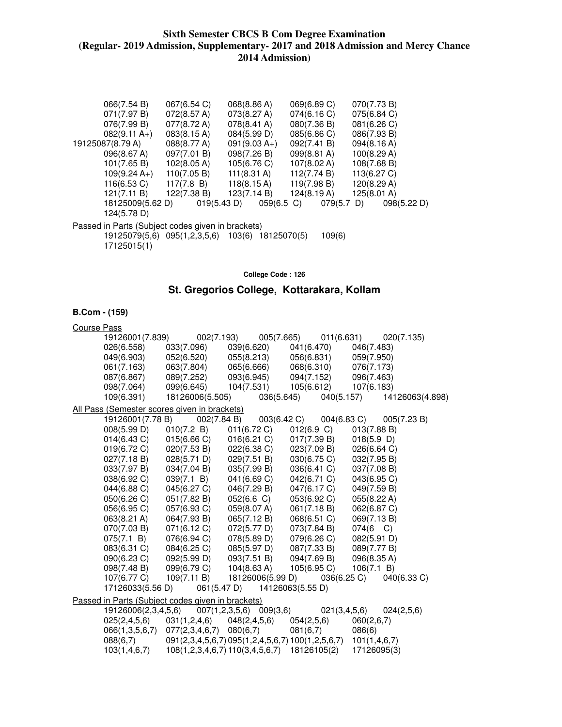**Sixth Semester CBCS B Com Degree Examination (Regular- 2019 Admission, Supplementary- 2017 and 2018 Admission and Mercy Chance 2014 Admission)**

066(7.54 B) 067(6.54 C) 068(8.86 A) 069(6.89 C) 070(7.73 B)
071(7.97 B) 072(8.57 A) 073(8.27 A) 074(6.16 C) 075(6.84 C)
076(7.99 B) 077(8.72 A) 078(8.41 A) 080(7.36 B) 081(6.26 C)
082(9.11 A+) 083(8.15 A) 084(5.99 D) 085(6.86 C) 086(7.93 B)
19125087(8.79 A) 088(8.77 A) 091(9.03 A+) 092(7.41 B) 094(8.16 A)
096(8.67 A) 097(7.01 B) 098(7.26 B) 099(8.81 A) 100(8.29 A)
101(7.65 B) 102(8.05 A) 105(6.76 C) 107(8.02 A) 108(7.68 B)
109(9.24 A+) 110(7.05 B) 111(8.31 A) 112(7.74 B) 113(6.27 C)
116(6.53 C) 117(7.8 B) 118(8.15 A) 119(7.98 B) 120(8.29 A)
121(7.11 B) 122(7.38 B) 123(7.14 B) 124(8.19 A) 125(8.01 A)
18125009(5.62 D) 019(5.43 D) 059(6.5 C) 079(5.7 D) 098(5.22 D)
124(5.78 D)

Passed in Parts (Subject codes given in brackets)

19125079(5,6) 095(1,2,3,5,6) 103(6) 18125070(5) 109(6)
17125015(1)

**College Code : 126**

## St. Gregorios College, Kottarakara, Kollam

### B.Com - (159)

Course Pass

19126001(7.839) 002(7.193) 005(7.665) 011(6.631) 020(7.135)
026(6.558) 033(7.096) 039(6.620) 041(6.470) 046(7.483)
049(6.903) 052(6.520) 055(8.213) 056(6.831) 059(7.950)
061(7.163) 063(7.804) 065(6.666) 068(6.310) 076(7.173)
087(6.867) 089(7.252) 093(6.945) 094(7.152) 096(7.463)
098(7.064) 099(6.645) 104(7.531) 105(6.612) 107(6.183)
109(6.391) 18126006(5.505) 036(5.645) 040(5.157) 14126063(4.898)

All Pass (Semester scores given in brackets)

19126001(7.78 B) 002(7.84 B) 003(6.42 C) 004(6.83 C) 005(7.23 B)
008(5.99 D) 010(7.2 B) 011(6.72 C) 012(6.9 C) 013(7.88 B)
014(6.43 C) 015(6.66 C) 016(6.21 C) 017(7.39 B) 018(5.9 D)
019(6.72 C) 020(7.53 B) 022(6.38 C) 023(7.09 B) 026(6.64 C)
027(7.18 B) 028(5.71 D) 029(7.51 B) 030(6.75 C) 032(7.95 B)
033(7.97 B) 034(7.04 B) 035(7.99 B) 036(6.41 C) 037(7.08 B)
038(6.92 C) 039(7.1 B) 041(6.69 C) 042(6.71 C) 043(6.95 C)
044(6.88 C) 045(6.27 C) 046(7.29 B) 047(6.17 C) 049(7.59 B)
050(6.26 C) 051(7.82 B) 052(6.6 C) 053(6.92 C) 055(8.22 A)
056(6.95 C) 057(6.93 C) 059(8.07 A) 061(7.18 B) 062(6.87 C)
063(8.21 A) 064(7.93 B) 065(7.12 B) 068(6.51 C) 069(7.13 B)
070(7.03 B) 071(6.12 C) 072(5.77 D) 073(7.84 B) 074(6 C)
075(7.1 B) 076(6.94 C) 078(5.89 D) 079(6.26 C) 082(5.91 D)
083(6.31 C) 084(6.25 C) 085(5.97 D) 087(7.33 B) 089(7.77 B)
090(6.23 C) 092(5.99 D) 093(7.51 B) 094(7.69 B) 096(8.35 A)
098(7.48 B) 099(6.79 C) 104(8.63 A) 105(6.95 C) 106(7.1 B)
107(6.77 C) 109(7.11 B) 18126006(5.99 D) 036(6.25 C) 040(6.33 C)
17126033(5.56 D) 061(5.47 D) 14126063(5.55 D)

Passed in Parts (Subject codes given in brackets)

19126006(2,3,4,5,6) 007(1,2,3,5,6) 009(3,6) 021(3,4,5,6) 024(2,5,6)
025(2,4,5,6) 031(1,2,4,6) 048(2,4,5,6) 054(2,5,6) 060(2,6,7)
066(1,3,5,6,7) 077(2,3,4,6,7) 080(6,7) 081(6,7) 086(6)
088(6,7) 091(2,3,4,5,6,7) 095(1,2,4,5,6,7) 100(1,2,5,6,7) 101(1,4,6,7)
103(1,4,6,7) 108(1,2,3,4,6,7) 110(3,4,5,6,7) 18126105(2) 17126095(3)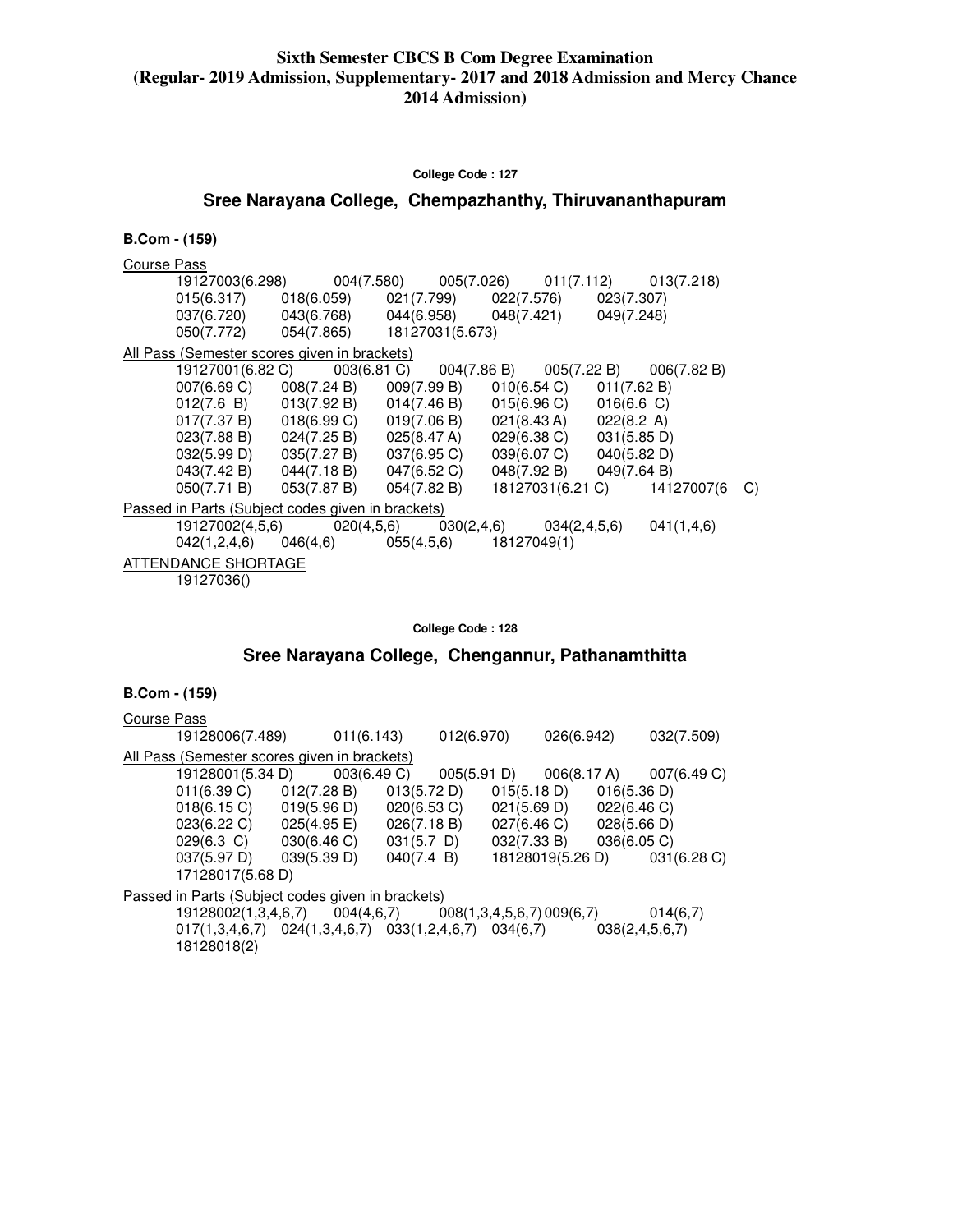**Sixth Semester CBCS B Com Degree Examination (Regular- 2019 Admission, Supplementary- 2017 and 2018 Admission and Mercy Chance 2014 Admission)**

**College Code : 127**

## Sree Narayana College, Chempazhanthy, Thiruvananthapuram

**B.Com - (159)**

Course Pass

19127003(6.298) 004(7.580) 005(7.026) 011(7.112) 013(7.218)
015(6.317) 018(6.059) 021(7.799) 022(7.576) 023(7.307)
037(6.720) 043(6.768) 044(6.958) 048(7.421) 049(7.248)
050(7.772) 054(7.865) 18127031(5.673)

All Pass (Semester scores given in brackets)

19127001(6.82 C) 003(6.81 C) 004(7.86 B) 005(7.22 B) 006(7.82 B)
007(6.69 C) 008(7.24 B) 009(7.99 B) 010(6.54 C) 011(7.62 B)
012(7.6 B) 013(7.92 B) 014(7.46 B) 015(6.96 C) 016(6.6 C)
017(7.37 B) 018(6.99 C) 019(7.06 B) 021(8.43 A) 022(8.2 A)
023(7.88 B) 024(7.25 B) 025(8.47 A) 029(6.38 C) 031(5.85 D)
032(5.99 D) 035(7.27 B) 037(6.95 C) 039(6.07 C) 040(5.82 D)
043(7.42 B) 044(7.18 B) 047(6.52 C) 048(7.92 B) 049(7.64 B)
050(7.71 B) 053(7.87 B) 054(7.82 B) 18127031(6.21 C) 14127007(6 C)

Passed in Parts (Subject codes given in brackets)

19127002(4,5,6) 020(4,5,6) 030(2,4,6) 034(2,4,5,6) 041(1,4,6)
042(1,2,4,6) 046(4,6) 055(4,5,6) 18127049(1)

ATTENDANCE SHORTAGE

19127036()

**College Code : 128**

## Sree Narayana College, Chengannur, Pathanamthitta

**B.Com - (159)**

Course Pass

19128006(7.489) 011(6.143) 012(6.970) 026(6.942) 032(7.509)

All Pass (Semester scores given in brackets)

19128001(5.34 D) 003(6.49 C) 005(5.91 D) 006(8.17 A) 007(6.49 C)
011(6.39 C) 012(7.28 B) 013(5.72 D) 015(5.18 D) 016(5.36 D)
018(6.15 C) 019(5.96 D) 020(6.53 C) 021(5.69 D) 022(6.46 C)
023(6.22 C) 025(4.95 E) 026(7.18 B) 027(6.46 C) 028(5.66 D)
029(6.3 C) 030(6.46 C) 031(5.7 D) 032(7.33 B) 036(6.05 C)
037(5.97 D) 039(5.39 D) 040(7.4 B) 18128019(5.26 D) 031(6.28 C)
17128017(5.68 D)

Passed in Parts (Subject codes given in brackets)

19128002(1,3,4,6,7) 004(4,6,7) 008(1,3,4,5,6,7) 009(6,7) 014(6,7)
017(1,3,4,6,7) 024(1,3,4,6,7) 033(1,2,4,6,7) 034(6,7) 038(2,4,5,6,7)
18128018(2)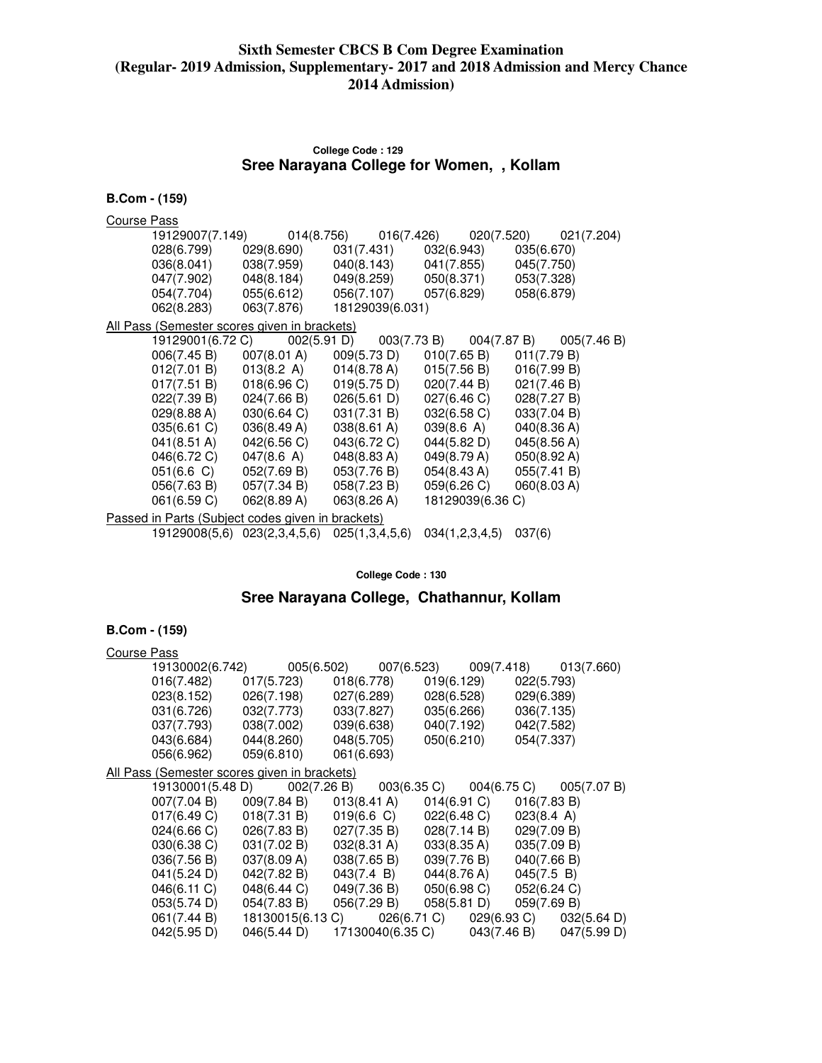# Sixth Semester CBCS B Com Degree Examination (Regular- 2019 Admission, Supplementary- 2017 and 2018 Admission and Mercy Chance 2014 Admission)

### College Code : 129
## Sree Narayana College for Women, , Kollam

**B.Com - (159)**

Course Pass

19129007(7.149) 014(8.756) 016(7.426) 020(7.520) 021(7.204)
028(6.799) 029(8.690) 031(7.431) 032(6.943) 035(6.670)
036(8.041) 038(7.959) 040(8.143) 041(7.855) 045(7.750)
047(7.902) 048(8.184) 049(8.259) 050(8.371) 053(7.328)
054(7.704) 055(6.612) 056(7.107) 057(6.829) 058(6.879)
062(8.283) 063(7.876) 18129039(6.031)

All Pass (Semester scores given in brackets)

19129001(6.72 C) 002(5.91 D) 003(7.73 B) 004(7.87 B) 005(7.46 B)
006(7.45 B) 007(8.01 A) 009(5.73 D) 010(7.65 B) 011(7.79 B)
012(7.01 B) 013(8.2 A) 014(8.78 A) 015(7.56 B) 016(7.99 B)
017(7.51 B) 018(6.96 C) 019(5.75 D) 020(7.44 B) 021(7.46 B)
022(7.39 B) 024(7.66 B) 026(5.61 D) 027(6.46 C) 028(7.27 B)
029(8.88 A) 030(6.64 C) 031(7.31 B) 032(6.58 C) 033(7.04 B)
035(6.61 C) 036(8.49 A) 038(8.61 A) 039(8.6 A) 040(8.36 A)
041(8.51 A) 042(6.56 C) 043(6.72 C) 044(5.82 D) 045(8.56 A)
046(6.72 C) 047(8.6 A) 048(8.83 A) 049(8.79 A) 050(8.92 A)
051(6.6 C) 052(7.69 B) 053(7.76 B) 054(8.43 A) 055(7.41 B)
056(7.63 B) 057(7.34 B) 058(7.23 B) 059(6.26 C) 060(8.03 A)
061(6.59 C) 062(8.89 A) 063(8.26 A) 18129039(6.36 C)

Passed in Parts (Subject codes given in brackets)

19129008(5,6) 023(2,3,4,5,6) 025(1,3,4,5,6) 034(1,2,3,4,5) 037(6)

### College Code : 130
## Sree Narayana College, Chathannur, Kollam

**B.Com - (159)**

Course Pass

19130002(6.742) 005(6.502) 007(6.523) 009(7.418) 013(7.660)
016(7.482) 017(5.723) 018(6.778) 019(6.129) 022(5.793)
023(8.152) 026(7.198) 027(6.289) 028(6.528) 029(6.389)
031(6.726) 032(7.773) 033(7.827) 035(6.266) 036(7.135)
037(7.793) 038(7.002) 039(6.638) 040(7.192) 042(7.582)
043(6.684) 044(8.260) 048(5.705) 050(6.210) 054(7.337)
056(6.962) 059(6.810) 061(6.693)

All Pass (Semester scores given in brackets)

19130001(5.48 D) 002(7.26 B) 003(6.35 C) 004(6.75 C) 005(7.07 B)
007(7.04 B) 009(7.84 B) 013(8.41 A) 014(6.91 C) 016(7.83 B)
017(6.49 C) 018(7.31 B) 019(6.6 C) 022(6.48 C) 023(8.4 A)
024(6.66 C) 026(7.83 B) 027(7.35 B) 028(7.14 B) 029(7.09 B)
030(6.38 C) 031(7.02 B) 032(8.31 A) 033(8.35 A) 035(7.09 B)
036(7.56 B) 037(8.09 A) 038(7.65 B) 039(7.76 B) 040(7.66 B)
041(5.24 D) 042(7.82 B) 043(7.4 B) 044(8.76 A) 045(7.5 B)
046(6.11 C) 048(6.44 C) 049(7.36 B) 050(6.98 C) 052(6.24 C)
053(5.74 D) 054(7.83 B) 056(7.29 B) 058(5.81 D) 059(7.69 B)
061(7.44 B) 18130015(6.13 C) 026(6.71 C) 029(6.93 C) 032(5.64 D)
042(5.95 D) 046(5.44 D) 17130040(6.35 C) 043(7.46 B) 047(5.99 D)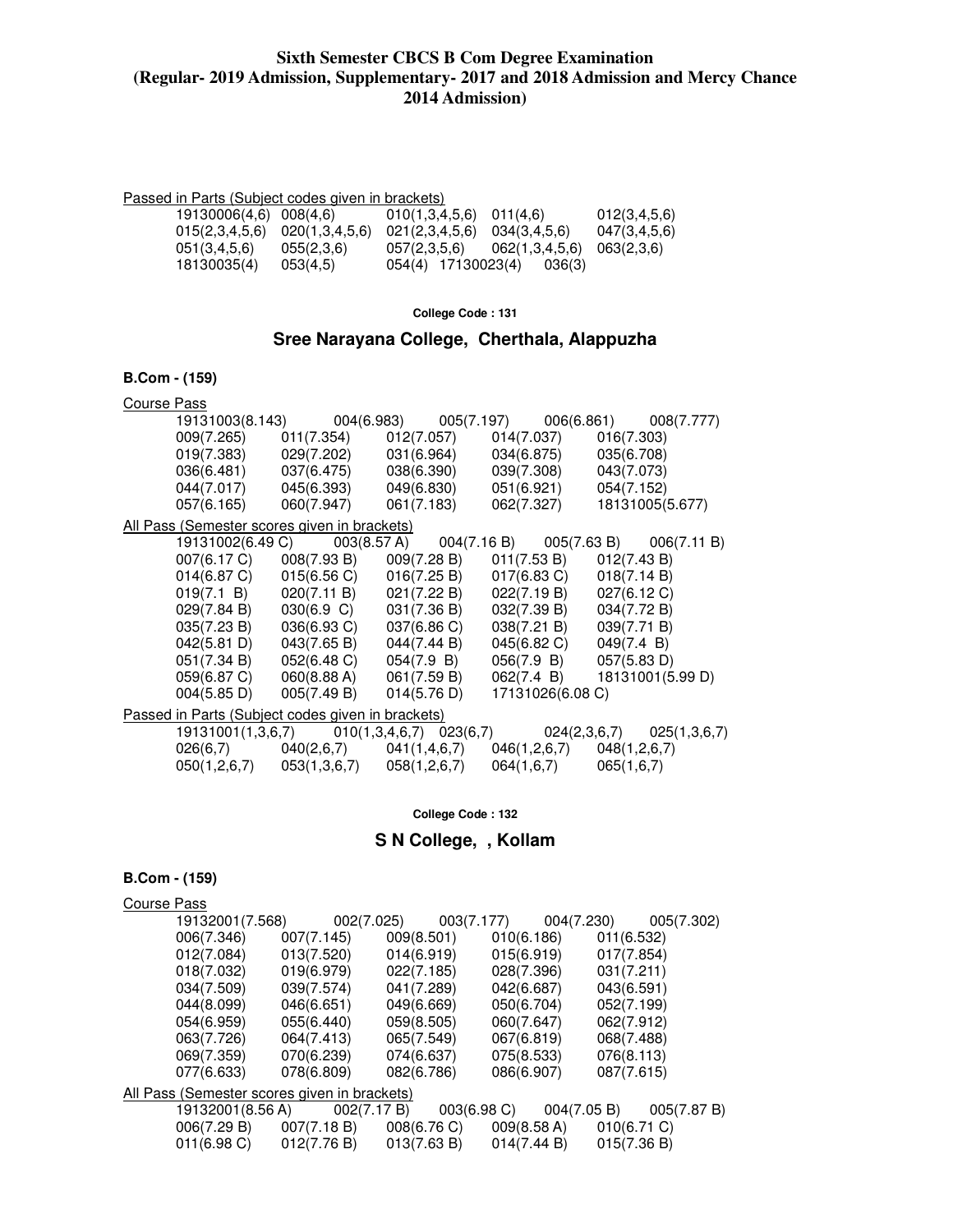**Sixth Semester CBCS B Com Degree Examination (Regular- 2019 Admission, Supplementary- 2017 and 2018 Admission and Mercy Chance 2014 Admission)**

Passed in Parts (Subject codes given in brackets)

19130006(4,6) 008(4,6) 010(1,3,4,5,6) 011(4,6) 012(3,4,5,6)
015(2,3,4,5,6) 020(1,3,4,5,6) 021(2,3,4,5,6) 034(3,4,5,6) 047(3,4,5,6)
051(3,4,5,6) 055(2,3,6) 057(2,3,5,6) 062(1,3,4,5,6) 063(2,3,6)
18130035(4) 053(4,5) 054(4) 17130023(4) 036(3)

**College Code : 131**

## Sree Narayana College, Cherthala, Alappuzha

### B.Com - (159)

Course Pass

19131003(8.143) 004(6.983) 005(7.197) 006(6.861) 008(7.777)
009(7.265) 011(7.354) 012(7.057) 014(7.037) 016(7.303)
019(7.383) 029(7.202) 031(6.964) 034(6.875) 035(6.708)
036(6.481) 037(6.475) 038(6.390) 039(7.308) 043(7.073)
044(7.017) 045(6.393) 049(6.830) 051(6.921) 054(7.152)
057(6.165) 060(7.947) 061(7.183) 062(7.327) 18131005(5.677)

All Pass (Semester scores given in brackets)

19131002(6.49 C) 003(8.57 A) 004(7.16 B) 005(7.63 B) 006(7.11 B)
007(6.17 C) 008(7.93 B) 009(7.28 B) 011(7.53 B) 012(7.43 B)
014(6.87 C) 015(6.56 C) 016(7.25 B) 017(6.83 C) 018(7.14 B)
019(7.1 B) 020(7.11 B) 021(7.22 B) 022(7.19 B) 027(6.12 C)
029(7.84 B) 030(6.9 C) 031(7.36 B) 032(7.39 B) 034(7.72 B)
035(7.23 B) 036(6.93 C) 037(6.86 C) 038(7.21 B) 039(7.71 B)
042(5.81 D) 043(7.65 B) 044(7.44 B) 045(6.82 C) 049(7.4 B)
051(7.34 B) 052(6.48 C) 054(7.9 B) 056(7.9 B) 057(5.83 D)
059(6.87 C) 060(8.88 A) 061(7.59 B) 062(7.4 B) 18131001(5.99 D)
004(5.85 D) 005(7.49 B) 014(5.76 D) 17131026(6.08 C)

Passed in Parts (Subject codes given in brackets)

19131001(1,3,6,7) 010(1,3,4,6,7) 023(6,7) 024(2,3,6,7) 025(1,3,6,7)
026(6,7) 040(2,6,7) 041(1,4,6,7) 046(1,2,6,7) 048(1,2,6,7)
050(1,2,6,7) 053(1,3,6,7) 058(1,2,6,7) 064(1,6,7) 065(1,6,7)

**College Code : 132**

## S N College, , Kollam

### B.Com - (159)

Course Pass

19132001(7.568) 002(7.025) 003(7.177) 004(7.230) 005(7.302)
006(7.346) 007(7.145) 009(8.501) 010(6.186) 011(6.532)
012(7.084) 013(7.520) 014(6.919) 015(6.919) 017(7.854)
018(7.032) 019(6.979) 022(7.185) 028(7.396) 031(7.211)
034(7.509) 039(7.574) 041(7.289) 042(6.687) 043(6.591)
044(8.099) 046(6.651) 049(6.669) 050(6.704) 052(7.199)
054(6.959) 055(6.440) 059(8.505) 060(7.647) 062(7.912)
063(7.726) 064(7.413) 065(7.549) 067(6.819) 068(7.488)
069(7.359) 070(6.239) 074(6.637) 075(8.533) 076(8.113)
077(6.633) 078(6.809) 082(6.786) 086(6.907) 087(7.615)

All Pass (Semester scores given in brackets)

19132001(8.56 A) 002(7.17 B) 003(6.98 C) 004(7.05 B) 005(7.87 B)
006(7.29 B) 007(7.18 B) 008(6.76 C) 009(8.58 A) 010(6.71 C)
011(6.98 C) 012(7.76 B) 013(7.63 B) 014(7.44 B) 015(7.36 B)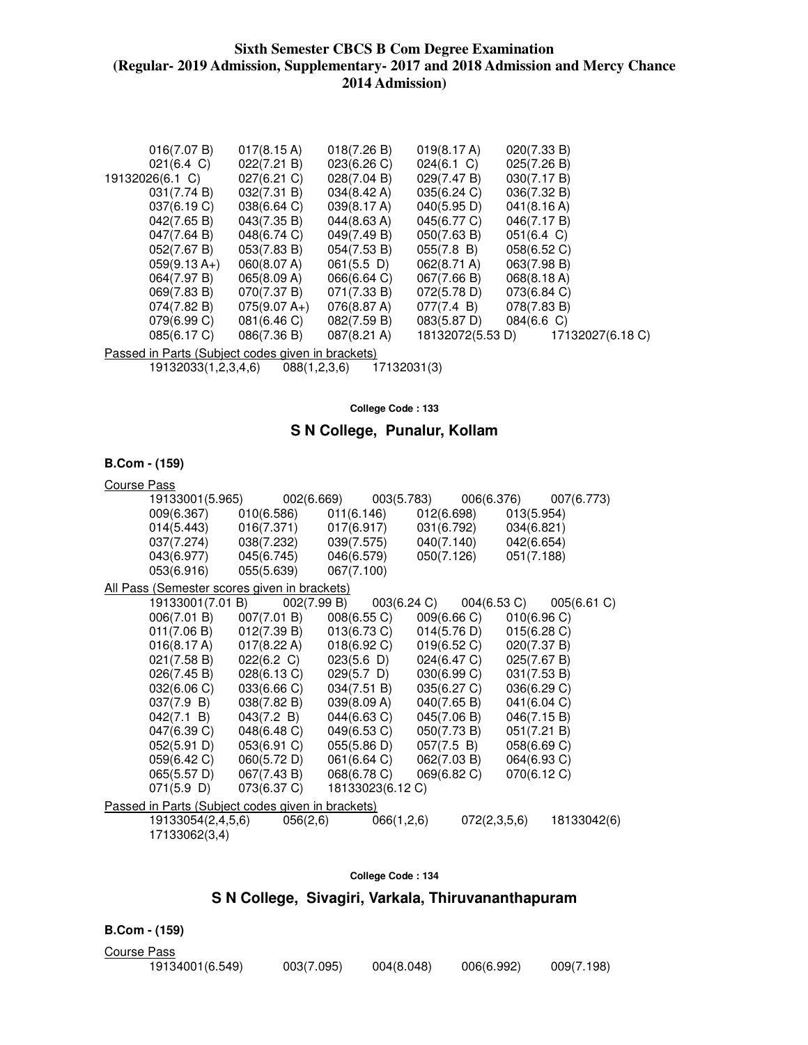**Sixth Semester CBCS B Com Degree Examination (Regular- 2019 Admission, Supplementary- 2017 and 2018 Admission and Mercy Chance 2014 Admission)**

016(7.07 B) 017(8.15 A) 018(7.26 B) 019(8.17 A) 020(7.33 B)
021(6.4 C) 022(7.21 B) 023(6.26 C) 024(6.1 C) 025(7.26 B)
19132026(6.1 C) 027(6.21 C) 028(7.04 B) 029(7.47 B) 030(7.17 B)
031(7.74 B) 032(7.31 B) 034(8.42 A) 035(6.24 C) 036(7.32 B)
037(6.19 C) 038(6.64 C) 039(8.17 A) 040(5.95 D) 041(8.16 A)
042(7.65 B) 043(7.35 B) 044(8.63 A) 045(6.77 C) 046(7.17 B)
047(7.64 B) 048(6.74 C) 049(7.49 B) 050(7.63 B) 051(6.4 C)
052(7.67 B) 053(7.83 B) 054(7.53 B) 055(7.8 B) 058(6.52 C)
059(9.13 A+) 060(8.07 A) 061(5.5 D) 062(8.71 A) 063(7.98 B)
064(7.97 B) 065(8.09 A) 066(6.64 C) 067(7.66 B) 068(8.18 A)
069(7.83 B) 070(7.37 B) 071(7.33 B) 072(5.78 D) 073(6.84 C)
074(7.82 B) 075(9.07 A+) 076(8.87 A) 077(7.4 B) 078(7.83 B)
079(6.99 C) 081(6.46 C) 082(7.59 B) 083(5.87 D) 084(6.6 C)
085(6.17 C) 086(7.36 B) 087(8.21 A) 18132072(5.53 D) 17132027(6.18 C)

Passed in Parts (Subject codes given in brackets)

19132033(1,2,3,4,6) 088(1,2,3,6) 17132031(3)

**College Code : 133**

## S N College, Punalur, Kollam

**B.Com - (159)**

Course Pass

19133001(5.965) 002(6.669) 003(5.783) 006(6.376) 007(6.773)
009(6.367) 010(6.586) 011(6.146) 012(6.698) 013(5.954)
014(5.443) 016(7.371) 017(6.917) 031(6.792) 034(6.821)
037(7.274) 038(7.232) 039(7.575) 040(7.140) 042(6.654)
043(6.977) 045(6.745) 046(6.579) 050(7.126) 051(7.188)
053(6.916) 055(5.639) 067(7.100)

All Pass (Semester scores given in brackets)

19133001(7.01 B) 002(7.99 B) 003(6.24 C) 004(6.53 C) 005(6.61 C)
006(7.01 B) 007(7.01 B) 008(6.55 C) 009(6.66 C) 010(6.96 C)
011(7.06 B) 012(7.39 B) 013(6.73 C) 014(5.76 D) 015(6.28 C)
016(8.17 A) 017(8.22 A) 018(6.92 C) 019(6.52 C) 020(7.37 B)
021(7.58 B) 022(6.2 C) 023(5.6 D) 024(6.47 C) 025(7.67 B)
026(7.45 B) 028(6.13 C) 029(5.7 D) 030(6.99 C) 031(7.53 B)
032(6.06 C) 033(6.66 C) 034(7.51 B) 035(6.27 C) 036(6.29 C)
037(7.9 B) 038(7.82 B) 039(8.09 A) 040(7.65 B) 041(6.04 C)
042(7.1 B) 043(7.2 B) 044(6.63 C) 045(7.06 B) 046(7.15 B)
047(6.39 C) 048(6.48 C) 049(6.53 C) 050(7.73 B) 051(7.21 B)
052(5.91 D) 053(6.91 C) 055(5.86 D) 057(7.5 B) 058(6.69 C)
059(6.42 C) 060(5.72 D) 061(6.64 C) 062(7.03 B) 064(6.93 C)
065(5.57 D) 067(7.43 B) 068(6.78 C) 069(6.82 C) 070(6.12 C)
071(5.9 D) 073(6.37 C) 18133023(6.12 C)

Passed in Parts (Subject codes given in brackets)

19133054(2,4,5,6) 056(2,6) 066(1,2,6) 072(2,3,5,6) 18133042(6)
17133062(3,4)

**College Code : 134**

## S N College, Sivagiri, Varkala, Thiruvananthapuram

**B.Com - (159)**

Course Pass

19134001(6.549) 003(7.095) 004(8.048) 006(6.992) 009(7.198)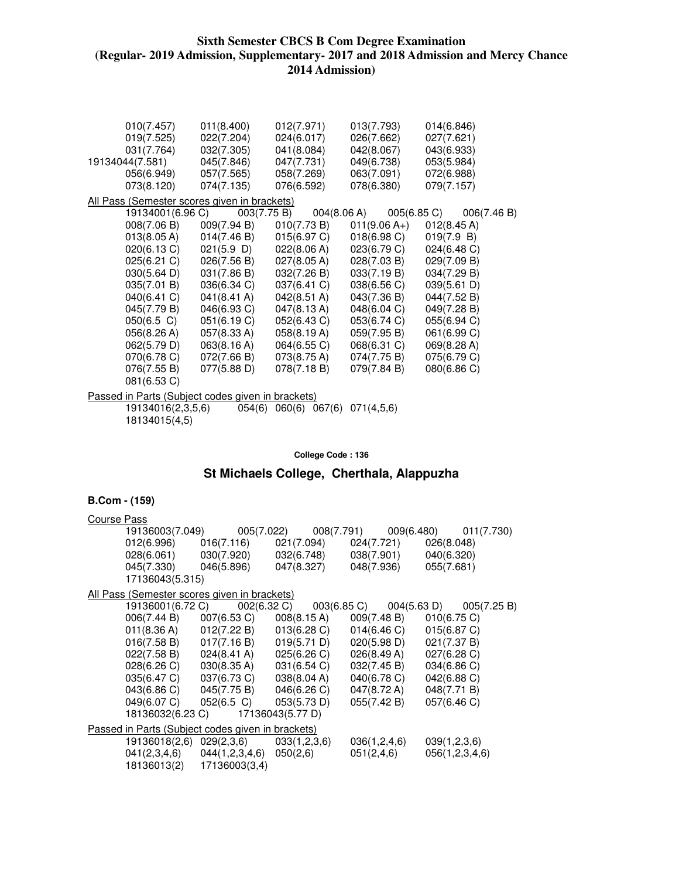**Sixth Semester CBCS B Com Degree Examination (Regular- 2019 Admission, Supplementary- 2017 and 2018 Admission and Mercy Chance 2014 Admission)**

010(7.457) 011(8.400) 012(7.971) 013(7.793) 014(6.846)
019(7.525) 022(7.204) 024(6.017) 026(7.662) 027(7.621)
031(7.764) 032(7.305) 041(8.084) 042(8.067) 043(6.933)
19134044(7.581) 045(7.846) 047(7.731) 049(6.738) 053(5.984)
056(6.949) 057(7.565) 058(7.269) 063(7.091) 072(6.988)
073(8.120) 074(7.135) 076(6.592) 078(6.380) 079(7.157)

<u>All Pass (Semester scores given in brackets)</u>

19134001(6.96 C) 003(7.75 B) 004(8.06 A) 005(6.85 C) 006(7.46 B)
008(7.06 B) 009(7.94 B) 010(7.73 B) 011(9.06 A+) 012(8.45 A)
013(8.05 A) 014(7.46 B) 015(6.97 C) 018(6.98 C) 019(7.9 B)
020(6.13 C) 021(5.9 D) 022(8.06 A) 023(6.79 C) 024(6.48 C)
025(6.21 C) 026(7.56 B) 027(8.05 A) 028(7.03 B) 029(7.09 B)
030(5.64 D) 031(7.86 B) 032(7.26 B) 033(7.19 B) 034(7.29 B)
035(7.01 B) 036(6.34 C) 037(6.41 C) 038(6.56 C) 039(5.61 D)
040(6.41 C) 041(8.41 A) 042(8.51 A) 043(7.36 B) 044(7.52 B)
045(7.79 B) 046(6.93 C) 047(8.13 A) 048(6.04 C) 049(7.28 B)
050(6.5 C) 051(6.19 C) 052(6.43 C) 053(6.74 C) 055(6.94 C)
056(8.26 A) 057(8.33 A) 058(8.19 A) 059(7.95 B) 061(6.99 C)
062(5.79 D) 063(8.16 A) 064(6.55 C) 068(6.31 C) 069(8.28 A)
070(6.78 C) 072(7.66 B) 073(8.75 A) 074(7.75 B) 075(6.79 C)
076(7.55 B) 077(5.88 D) 078(7.18 B) 079(7.84 B) 080(6.86 C)
081(6.53 C)

<u>Passed in Parts (Subject codes given in brackets)</u>

19134016(2,3,5,6) 054(6) 060(6) 067(6) 071(4,5,6)
18134015(4,5)

**College Code : 136**

## St Michaels College, Cherthala, Alappuzha

### B.Com - (159)

<u>Course Pass</u>

19136003(7.049) 005(7.022) 008(7.791) 009(6.480) 011(7.730)
012(6.996) 016(7.116) 021(7.094) 024(7.721) 026(8.048)
028(6.061) 030(7.920) 032(6.748) 038(7.901) 040(6.320)
045(7.330) 046(5.896) 047(8.327) 048(7.936) 055(7.681)
17136043(5.315)

<u>All Pass (Semester scores given in brackets)</u>

19136001(6.72 C) 002(6.32 C) 003(6.85 C) 004(5.63 D) 005(7.25 B)
006(7.44 B) 007(6.53 C) 008(8.15 A) 009(7.48 B) 010(6.75 C)
011(8.36 A) 012(7.22 B) 013(6.28 C) 014(6.46 C) 015(6.87 C)
016(7.58 B) 017(7.16 B) 019(5.71 D) 020(5.98 D) 021(7.37 B)
022(7.58 B) 024(8.41 A) 025(6.26 C) 026(8.49 A) 027(6.28 C)
028(6.26 C) 030(8.35 A) 031(6.54 C) 032(7.45 B) 034(6.86 C)
035(6.47 C) 037(6.73 C) 038(8.04 A) 040(6.78 C) 042(6.88 C)
043(6.86 C) 045(7.75 B) 046(6.26 C) 047(8.72 A) 048(7.71 B)
049(6.07 C) 052(6.5 C) 053(5.73 D) 055(7.42 B) 057(6.46 C)
18136032(6.23 C) 17136043(5.77 D)

<u>Passed in Parts (Subject codes given in brackets)</u>

19136018(2,6) 029(2,3,6) 033(1,2,3,6) 036(1,2,4,6) 039(1,2,3,6)
041(2,3,4,6) 044(1,2,3,4,6) 050(2,6) 051(2,4,6) 056(1,2,3,4,6)
18136013(2) 17136003(3,4)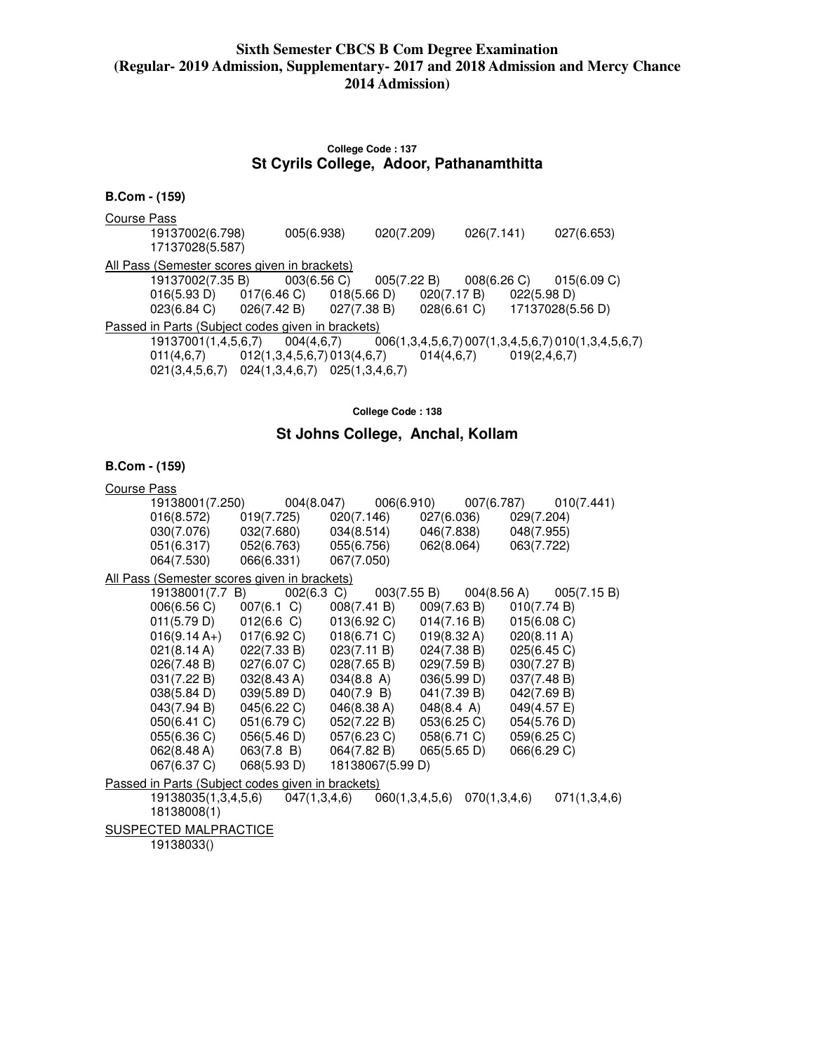**Sixth Semester CBCS B Com Degree Examination (Regular- 2019 Admission, Supplementary- 2017 and 2018 Admission and Mercy Chance 2014 Admission)**

College Code : 137

## St Cyrils College, Adoor, Pathanamthitta

**B.Com - (159)**

Course Pass

19137002(6.798) 005(6.938) 020(7.209) 026(7.141) 027(6.653)
17137028(5.587)

All Pass (Semester scores given in brackets)

19137002(7.35 B) 003(6.56 C) 005(7.22 B) 008(6.26 C) 015(6.09 C)
016(5.93 D) 017(6.46 C) 018(5.66 D) 020(7.17 B) 022(5.98 D)
023(6.84 C) 026(7.42 B) 027(7.38 B) 028(6.61 C) 17137028(5.56 D)

Passed in Parts (Subject codes given in brackets)

19137001(1,4,5,6,7) 004(4,6,7) 006(1,3,4,5,6,7) 007(1,3,4,5,6,7) 010(1,3,4,5,6,7)
011(4,6,7) 012(1,3,4,5,6,7) 013(4,6,7) 014(4,6,7) 019(2,4,6,7)
021(3,4,5,6,7) 024(1,3,4,6,7) 025(1,3,4,6,7)

College Code : 138

## St Johns College, Anchal, Kollam

**B.Com - (159)**

Course Pass

19138001(7.250) 004(8.047) 006(6.910) 007(6.787) 010(7.441)
016(8.572) 019(7.725) 020(7.146) 027(6.036) 029(7.204)
030(7.076) 032(7.680) 034(8.514) 046(7.838) 048(7.955)
051(6.317) 052(6.763) 055(6.756) 062(8.064) 063(7.722)
064(7.530) 066(6.331) 067(7.050)

All Pass (Semester scores given in brackets)

19138001(7.7 B) 002(6.3 C) 003(7.55 B) 004(8.56 A) 005(7.15 B)
006(6.56 C) 007(6.1 C) 008(7.41 B) 009(7.63 B) 010(7.74 B)
011(5.79 D) 012(6.6 C) 013(6.92 C) 014(7.16 B) 015(6.08 C)
016(9.14 A+) 017(6.92 C) 018(6.71 C) 019(8.32 A) 020(8.11 A)
021(8.14 A) 022(7.33 B) 023(7.11 B) 024(7.38 B) 025(6.45 C)
026(7.48 B) 027(6.07 C) 028(7.65 B) 029(7.59 B) 030(7.27 B)
031(7.22 B) 032(8.43 A) 034(8.8 A) 036(5.99 D) 037(7.48 B)
038(5.84 D) 039(5.89 D) 040(7.9 B) 041(7.39 B) 042(7.69 B)
043(7.94 B) 045(6.22 C) 046(8.38 A) 048(8.4 A) 049(4.57 E)
050(6.41 C) 051(6.79 C) 052(7.22 B) 053(6.25 C) 054(5.76 D)
055(6.36 C) 056(5.46 D) 057(6.23 C) 058(6.71 C) 059(6.25 C)
062(8.48 A) 063(7.8 B) 064(7.82 B) 065(5.65 D) 066(6.29 C)
067(6.37 C) 068(5.93 D) 18138067(5.99 D)

Passed in Parts (Subject codes given in brackets)

19138035(1,3,4,5,6) 047(1,3,4,6) 060(1,3,4,5,6) 070(1,3,4,6) 071(1,3,4,6)
18138008(1)

SUSPECTED MALPRACTICE

19138033()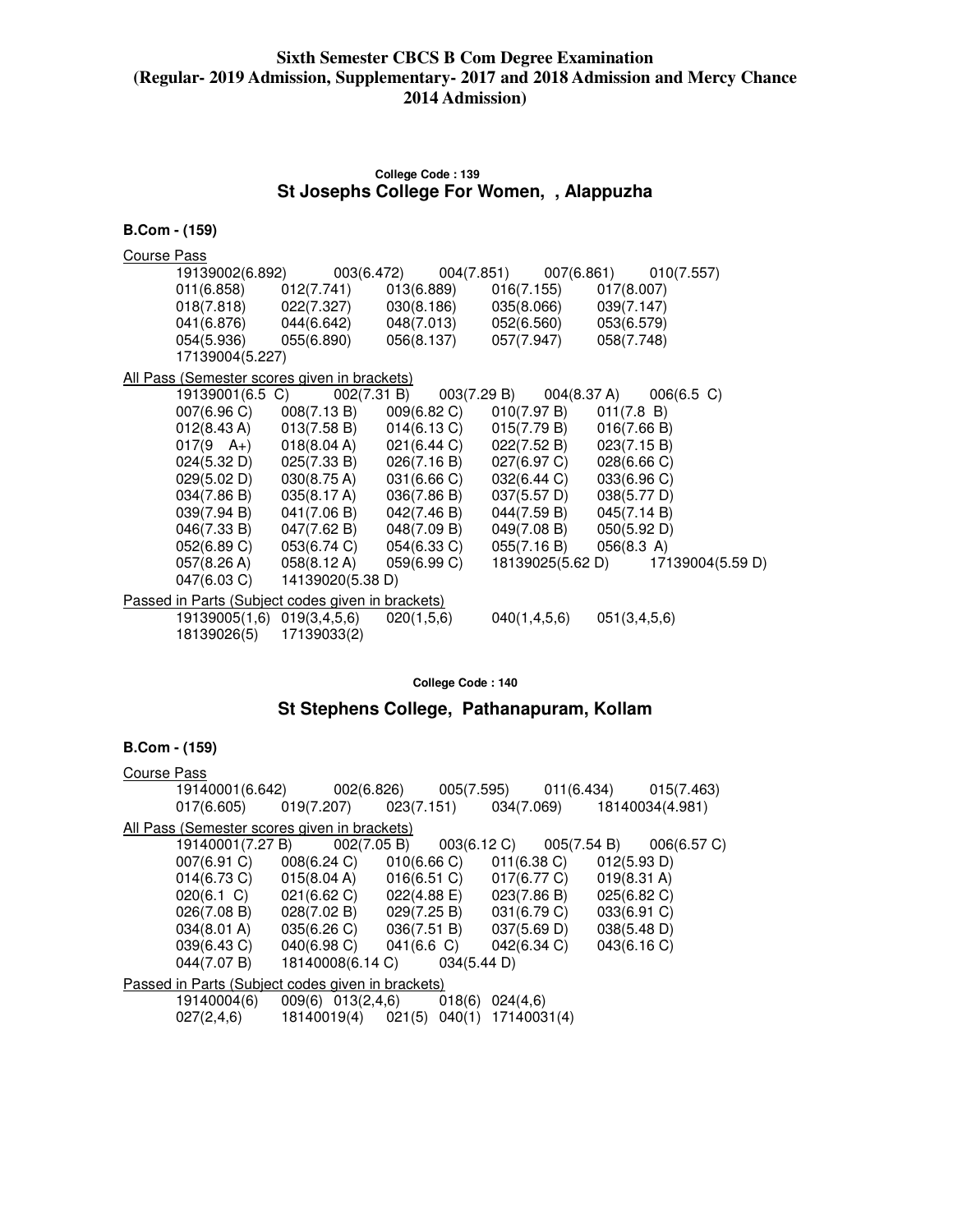**Sixth Semester CBCS B Com Degree Examination**
**(Regular- 2019 Admission, Supplementary- 2017 and 2018 Admission and Mercy Chance 2014 Admission)**

**College Code : 139**

## St Josephs College For Women, , Alappuzha

**B.Com - (159)**

Course Pass

19139002(6.892) 003(6.472) 004(7.851) 007(6.861) 010(7.557)
011(6.858) 012(7.741) 013(6.889) 016(7.155) 017(8.007)
018(7.818) 022(7.327) 030(8.186) 035(8.066) 039(7.147)
041(6.876) 044(6.642) 048(7.013) 052(6.560) 053(6.579)
054(5.936) 055(6.890) 056(8.137) 057(7.947) 058(7.748)
17139004(5.227)

All Pass (Semester scores given in brackets)

19139001(6.5 C) 002(7.31 B) 003(7.29 B) 004(8.37 A) 006(6.5 C)
007(6.96 C) 008(7.13 B) 009(6.82 C) 010(7.97 B) 011(7.8 B)
012(8.43 A) 013(7.58 B) 014(6.13 C) 015(7.79 B) 016(7.66 B)
017(9 A+) 018(8.04 A) 021(6.44 C) 022(7.52 B) 023(7.15 B)
024(5.32 D) 025(7.33 B) 026(7.16 B) 027(6.97 C) 028(6.66 C)
029(5.02 D) 030(8.75 A) 031(6.66 C) 032(6.44 C) 033(6.96 C)
034(7.86 B) 035(8.17 A) 036(7.86 B) 037(5.57 D) 038(5.77 D)
039(7.94 B) 041(7.06 B) 042(7.46 B) 044(7.59 B) 045(7.14 B)
046(7.33 B) 047(7.62 B) 048(7.09 B) 049(7.08 B) 050(5.92 D)
052(6.89 C) 053(6.74 C) 054(6.33 C) 055(7.16 B) 056(8.3 A)
057(8.26 A) 058(8.12 A) 059(6.99 C) 18139025(5.62 D) 17139004(5.59 D)
047(6.03 C) 14139020(5.38 D)

Passed in Parts (Subject codes given in brackets)

19139005(1,6) 019(3,4,5,6) 020(1,5,6) 040(1,4,5,6) 051(3,4,5,6)
18139026(5) 17139033(2)

**College Code : 140**

## St Stephens College, Pathanapuram, Kollam

**B.Com - (159)**

Course Pass

19140001(6.642) 002(6.826) 005(7.595) 011(6.434) 015(7.463)
017(6.605) 019(7.207) 023(7.151) 034(7.069) 18140034(4.981)

All Pass (Semester scores given in brackets)

19140001(7.27 B) 002(7.05 B) 003(6.12 C) 005(7.54 B) 006(6.57 C)
007(6.91 C) 008(6.24 C) 010(6.66 C) 011(6.38 C) 012(5.93 D)
014(6.73 C) 015(8.04 A) 016(6.51 C) 017(6.77 C) 019(8.31 A)
020(6.1 C) 021(6.62 C) 022(4.88 E) 023(7.86 B) 025(6.82 C)
026(7.08 B) 028(7.02 B) 029(7.25 B) 031(6.79 C) 033(6.91 C)
034(8.01 A) 035(6.26 C) 036(7.51 B) 037(5.69 D) 038(5.48 D)
039(6.43 C) 040(6.98 C) 041(6.6 C) 042(6.34 C) 043(6.16 C)
044(7.07 B) 18140008(6.14 C) 034(5.44 D)

Passed in Parts (Subject codes given in brackets)

19140004(6) 009(6) 013(2,4,6) 018(6) 024(4,6)
027(2,4,6) 18140019(4) 021(5) 040(1) 17140031(4)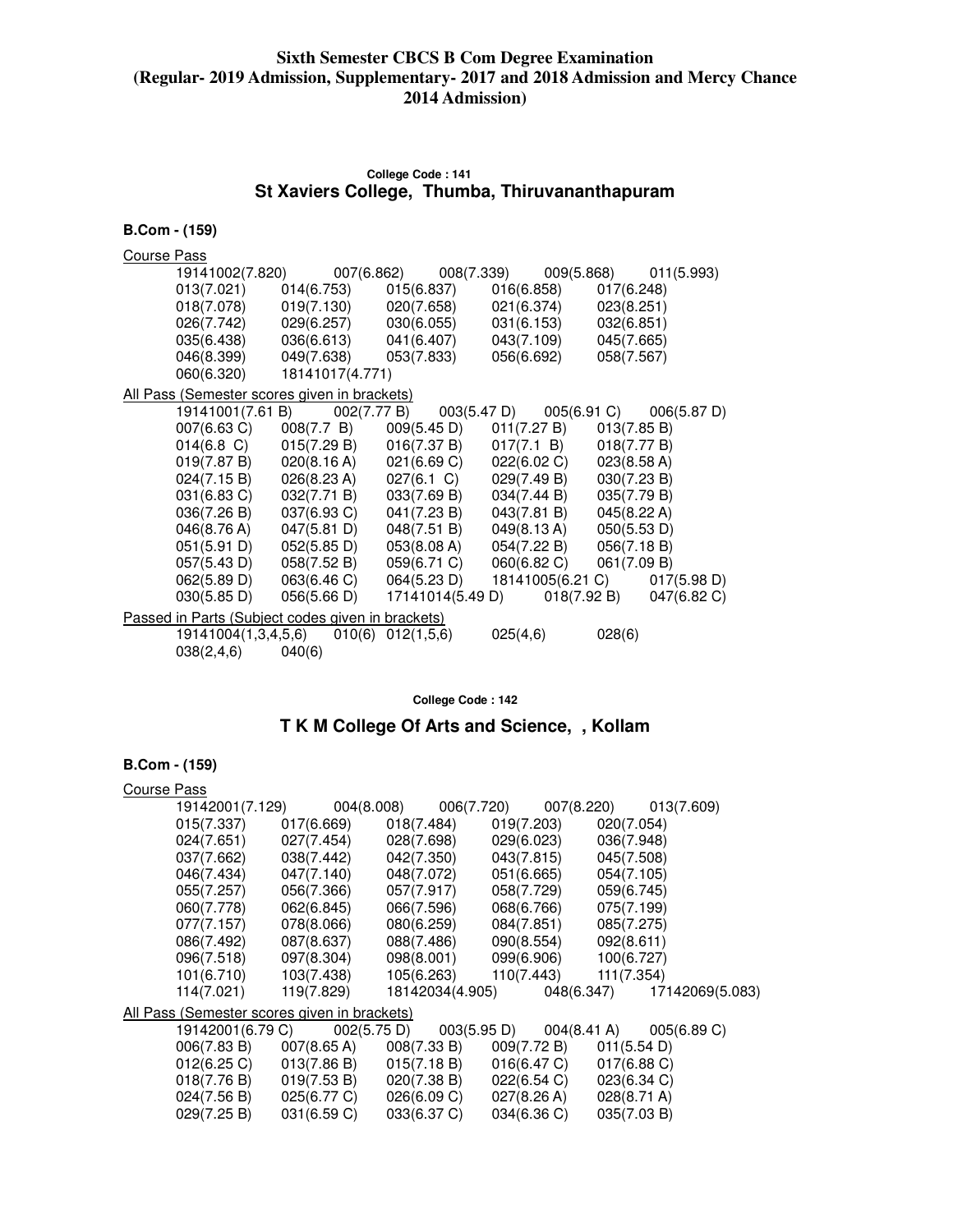## Sixth Semester CBCS B Com Degree Examination (Regular- 2019 Admission, Supplementary- 2017 and 2018 Admission and Mercy Chance 2014 Admission)

#### College Code : 141

### St Xaviers College, Thumba, Thiruvananthapuram

**B.Com - (159)**

Course Pass

19141002(7.820) 007(6.862) 008(7.339) 009(5.868) 011(5.993)
013(7.021) 014(6.753) 015(6.837) 016(6.858) 017(6.248)
018(7.078) 019(7.130) 020(7.658) 021(6.374) 023(8.251)
026(7.742) 029(6.257) 030(6.055) 031(6.153) 032(6.851)
035(6.438) 036(6.613) 041(6.407) 043(7.109) 045(7.665)
046(8.399) 049(7.638) 053(7.833) 056(6.692) 058(7.567)
060(6.320) 18141017(4.771)

All Pass (Semester scores given in brackets)

19141001(7.61 B) 002(7.77 B) 003(5.47 D) 005(6.91 C) 006(5.87 D)
007(6.63 C) 008(7.7 B) 009(5.45 D) 011(7.27 B) 013(7.85 B)
014(6.8 C) 015(7.29 B) 016(7.37 B) 017(7.1 B) 018(7.77 B)
019(7.87 B) 020(8.16 A) 021(6.69 C) 022(6.02 C) 023(8.58 A)
024(7.15 B) 026(8.23 A) 027(6.1 C) 029(7.49 B) 030(7.23 B)
031(6.83 C) 032(7.71 B) 033(7.69 B) 034(7.44 B) 035(7.79 B)
036(7.26 B) 037(6.93 C) 041(7.23 B) 043(7.81 B) 045(8.22 A)
046(8.76 A) 047(5.81 D) 048(7.51 B) 049(8.13 A) 050(5.53 D)
051(5.91 D) 052(5.85 D) 053(8.08 A) 054(7.22 B) 056(7.18 B)
057(5.43 D) 058(7.52 B) 059(6.71 C) 060(6.82 C) 061(7.09 B)
062(5.89 D) 063(6.46 C) 064(5.23 D) 18141005(6.21 C) 017(5.98 D)
030(5.85 D) 056(5.66 D) 17141014(5.49 D) 018(7.92 B) 047(6.82 C)

Passed in Parts (Subject codes given in brackets)

19141004(1,3,4,5,6) 010(6) 012(1,5,6) 025(4,6) 028(6)
038(2,4,6) 040(6)

#### College Code : 142

### T K M College Of Arts and Science, , Kollam

**B.Com - (159)**

Course Pass

19142001(7.129) 004(8.008) 006(7.720) 007(8.220) 013(7.609)
015(7.337) 017(6.669) 018(7.484) 019(7.203) 020(7.054)
024(7.651) 027(7.454) 028(7.698) 029(6.023) 036(7.948)
037(7.662) 038(7.442) 042(7.350) 043(7.815) 045(7.508)
046(7.434) 047(7.140) 048(7.072) 051(6.665) 054(7.105)
055(7.257) 056(7.366) 057(7.917) 058(7.729) 059(6.745)
060(7.778) 062(6.845) 066(7.596) 068(6.766) 075(7.199)
077(7.157) 078(8.066) 080(6.259) 084(7.851) 085(7.275)
086(7.492) 087(8.637) 088(7.486) 090(8.554) 092(8.611)
096(7.518) 097(8.304) 098(8.001) 099(6.906) 100(6.727)
101(6.710) 103(7.438) 105(6.263) 110(7.443) 111(7.354)
114(7.021) 119(7.829) 18142034(4.905) 048(6.347) 17142069(5.083)

All Pass (Semester scores given in brackets)

19142001(6.79 C) 002(5.75 D) 003(5.95 D) 004(8.41 A) 005(6.89 C)
006(7.83 B) 007(8.65 A) 008(7.33 B) 009(7.72 B) 011(5.54 D)
012(6.25 C) 013(7.86 B) 015(7.18 B) 016(6.47 C) 017(6.88 C)
018(7.76 B) 019(7.53 B) 020(7.38 B) 022(6.54 C) 023(6.34 C)
024(7.56 B) 025(6.77 C) 026(6.09 C) 027(8.26 A) 028(8.71 A)
029(7.25 B) 031(6.59 C) 033(6.37 C) 034(6.36 C) 035(7.03 B)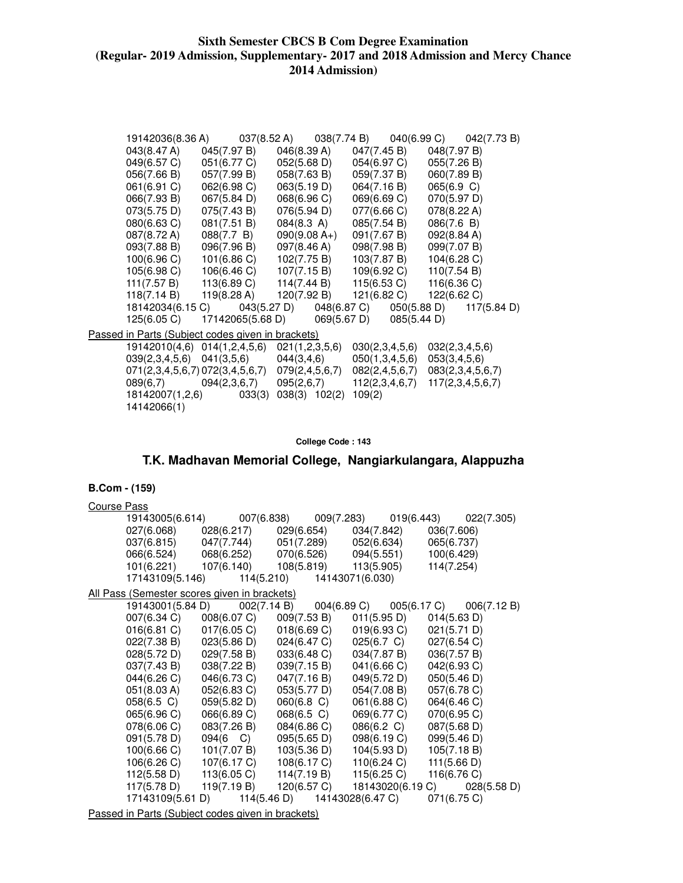19142036(8.36 A) 037(8.52 A) 038(7.74 B) 040(6.99 C) 042(7.73 B)
043(8.47 A) 045(7.97 B) 046(8.39 A) 047(7.45 B) 048(7.97 B)
049(6.57 C) 051(6.77 C) 052(5.68 D) 054(6.97 C) 055(7.26 B)
056(7.66 B) 057(7.99 B) 058(7.63 B) 059(7.37 B) 060(7.89 B)
061(6.91 C) 062(6.98 C) 063(5.19 D) 064(7.16 B) 065(6.9 C)
066(7.93 B) 067(5.84 D) 068(6.96 C) 069(6.69 C) 070(5.97 D)
073(5.75 D) 075(7.43 B) 076(5.94 D) 077(6.66 C) 078(8.22 A)
080(6.63 C) 081(7.51 B) 084(8.3 A) 085(7.54 B) 086(7.6 B)
087(8.72 A) 088(7.7 B) 090(9.08 A+) 091(7.67 B) 092(8.84 A)
093(7.88 B) 096(7.96 B) 097(8.46 A) 098(7.98 B) 099(7.07 B)
100(6.96 C) 101(6.86 C) 102(7.75 B) 103(7.87 B) 104(6.28 C)
105(6.98 C) 106(6.46 C) 107(7.15 B) 109(6.92 C) 110(7.54 B)
111(7.57 B) 113(6.89 C) 114(7.44 B) 115(6.53 C) 116(6.36 C)
118(7.14 B) 119(8.28 A) 120(7.92 B) 121(6.82 C) 122(6.62 C)
18142034(6.15 C) 043(5.27 D) 048(6.87 C) 050(5.88 D) 117(5.84 D)
125(6.05 C) 17142065(5.68 D) 069(5.67 D) 085(5.44 D)

Passed in Parts (Subject codes given in brackets)

19142010(4,6) 014(1,2,4,5,6) 021(1,2,3,5,6) 030(2,3,4,5,6) 032(2,3,4,5,6)
039(2,3,4,5,6) 041(3,5,6) 044(3,4,6) 050(1,3,4,5,6) 053(3,4,5,6)
071(2,3,4,5,6,7) 072(3,4,5,6,7) 079(2,4,5,6,7) 082(2,4,5,6,7) 083(2,3,4,5,6,7)
089(6,7) 094(2,3,6,7) 095(2,6,7) 112(2,3,4,6,7) 117(2,3,4,5,6,7)
18142007(1,2,6) 033(3) 038(3) 102(2) 109(2)
14142066(1)

**College Code : 143**

## T.K. Madhavan Memorial College, Nangiarkulangara, Alappuzha

### B.Com - (159)

Course Pass

19143005(6.614) 007(6.838) 009(7.283) 019(6.443) 022(7.305)
027(6.068) 028(6.217) 029(6.654) 034(7.842) 036(7.606)
037(6.815) 047(7.744) 051(7.289) 052(6.634) 065(6.737)
066(6.524) 068(6.252) 070(6.526) 094(5.551) 100(6.429)
101(6.221) 107(6.140) 108(5.819) 113(5.905) 114(7.254)
17143109(5.146) 114(5.210) 14143071(6.030)

All Pass (Semester scores given in brackets)

19143001(5.84 D) 002(7.14 B) 004(6.89 C) 005(6.17 C) 006(7.12 B)
007(6.34 C) 008(6.07 C) 009(7.53 B) 011(5.95 D) 014(5.63 D)
016(6.81 C) 017(6.05 C) 018(6.69 C) 019(6.93 C) 021(5.71 D)
022(7.38 B) 023(5.86 D) 024(6.47 C) 025(6.7 C) 027(6.54 C)
028(5.72 D) 029(7.58 B) 033(6.48 C) 034(7.87 B) 036(7.57 B)
037(7.43 B) 038(7.22 B) 039(7.15 B) 041(6.66 C) 042(6.93 C)
044(6.26 C) 046(6.73 C) 047(7.16 B) 049(5.72 D) 050(5.46 D)
051(8.03 A) 052(6.83 C) 053(5.77 D) 054(7.08 B) 057(6.78 C)
058(6.5 C) 059(5.82 D) 060(6.8 C) 061(6.88 C) 064(6.46 C)
065(6.96 C) 066(6.89 C) 068(6.5 C) 069(6.77 C) 070(6.95 C)
078(6.06 C) 083(7.26 B) 084(6.86 C) 086(6.2 C) 087(5.68 D)
091(5.78 D) 094(6 C) 095(5.65 D) 098(6.19 C) 099(5.46 D)
100(6.66 C) 101(7.07 B) 103(5.36 D) 104(5.93 D) 105(7.18 B)
106(6.26 C) 107(6.17 C) 108(6.17 C) 110(6.24 C) 111(5.66 D)
112(5.58 D) 113(6.05 C) 114(7.19 B) 115(6.25 C) 116(6.76 C)
117(5.78 D) 119(7.19 B) 120(6.57 C) 18143020(6.19 C) 028(5.58 D)
17143109(5.61 D) 114(5.46 D) 14143028(6.47 C) 071(6.75 C)

Passed in Parts (Subject codes given in brackets)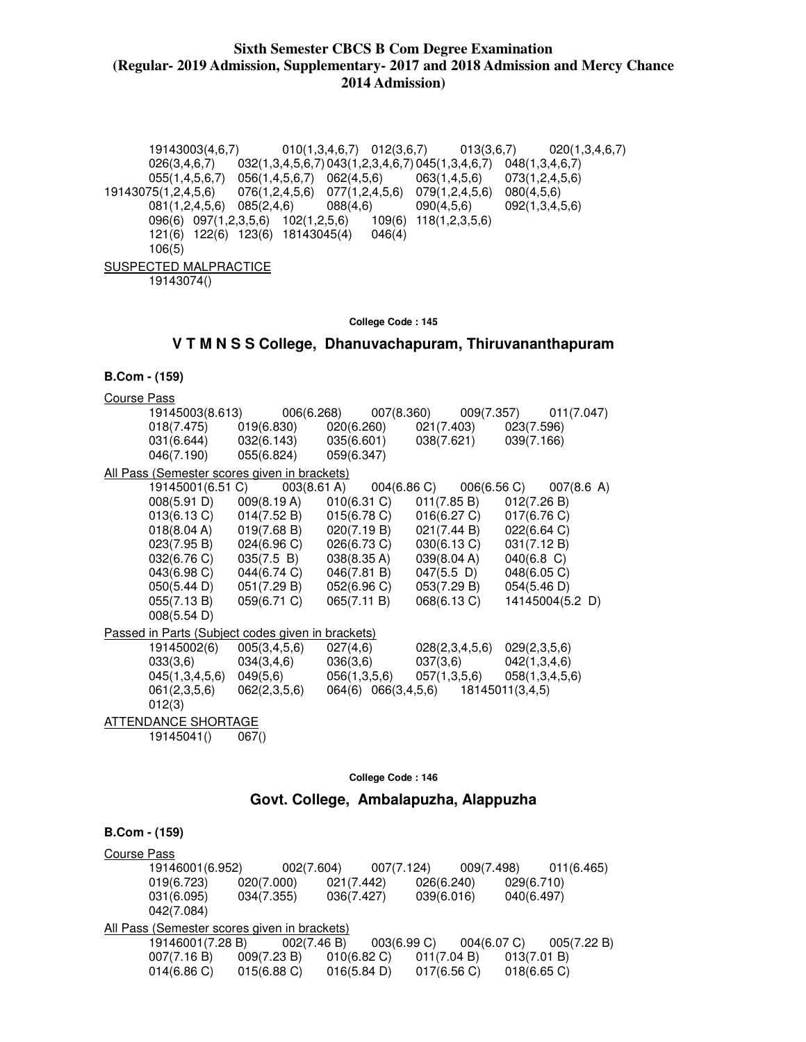**Sixth Semester CBCS B Com Degree Examination (Regular- 2019 Admission, Supplementary- 2017 and 2018 Admission and Mercy Chance 2014 Admission)**

19143003(4,6,7) 010(1,3,4,6,7) 012(3,6,7) 013(3,6,7) 020(1,3,4,6,7)
026(3,4,6,7) 032(1,3,4,5,6,7) 043(1,2,3,4,6,7) 045(1,3,4,6,7) 048(1,3,4,6,7)
055(1,4,5,6,7) 056(1,4,5,6,7) 062(4,5,6) 063(1,4,5,6) 073(1,2,4,5,6)
19143075(1,2,4,5,6) 076(1,2,4,5,6) 077(1,2,4,5,6) 079(1,2,4,5,6) 080(4,5,6)
081(1,2,4,5,6) 085(2,4,6) 088(4,6) 090(4,5,6) 092(1,3,4,5,6)
096(6) 097(1,2,3,5,6) 102(1,2,5,6) 109(6) 118(1,2,3,5,6)
121(6) 122(6) 123(6) 18143045(4) 046(4)
106(5)

SUSPECTED MALPRACTICE

19143074()

**College Code : 145**

## V T M N S S College, Dhanuvachapuram, Thiruvananthapuram

**B.Com - (159)**

Course Pass

19145003(8.613) 006(6.268) 007(8.360) 009(7.357) 011(7.047)
018(7.475) 019(6.830) 020(6.260) 021(7.403) 023(7.596)
031(6.644) 032(6.143) 035(6.601) 038(7.621) 039(7.166)
046(7.190) 055(6.824) 059(6.347)

All Pass (Semester scores given in brackets)

19145001(6.51 C) 003(8.61 A) 004(6.86 C) 006(6.56 C) 007(8.6 A)
008(5.91 D) 009(8.19 A) 010(6.31 C) 011(7.85 B) 012(7.26 B)
013(6.13 C) 014(7.52 B) 015(6.78 C) 016(6.27 C) 017(6.76 C)
018(8.04 A) 019(7.68 B) 020(7.19 B) 021(7.44 B) 022(6.64 C)
023(7.95 B) 024(6.96 C) 026(6.73 C) 030(6.13 C) 031(7.12 B)
032(6.76 C) 035(7.5 B) 038(8.35 A) 039(8.04 A) 040(6.8 C)
043(6.98 C) 044(6.74 C) 046(7.81 B) 047(5.5 D) 048(6.05 C)
050(5.44 D) 051(7.29 B) 052(6.96 C) 053(7.29 B) 054(5.46 D)
055(7.13 B) 059(6.71 C) 065(7.11 B) 068(6.13 C) 14145004(5.2 D)
008(5.54 D)

Passed in Parts (Subject codes given in brackets)

19145002(6) 005(3,4,5,6) 027(4,6) 028(2,3,4,5,6) 029(2,3,5,6)
033(3,6) 034(3,4,6) 036(3,6) 037(3,6) 042(1,3,4,6)
045(1,3,4,5,6) 049(5,6) 056(1,3,5,6) 057(1,3,5,6) 058(1,3,4,5,6)
061(2,3,5,6) 062(2,3,5,6) 064(6) 066(3,4,5,6) 18145011(3,4,5)
012(3)

ATTENDANCE SHORTAGE

19145041() 067()

**College Code : 146**

## Govt. College, Ambalapuzha, Alappuzha

**B.Com - (159)**

Course Pass

19146001(6.952) 002(7.604) 007(7.124) 009(7.498) 011(6.465)
019(6.723) 020(7.000) 021(7.442) 026(6.240) 029(6.710)
031(6.095) 034(7.355) 036(7.427) 039(6.016) 040(6.497)
042(7.084)

All Pass (Semester scores given in brackets)

19146001(7.28 B) 002(7.46 B) 003(6.99 C) 004(6.07 C) 005(7.22 B)
007(7.16 B) 009(7.23 B) 010(6.82 C) 011(7.04 B) 013(7.01 B)
014(6.86 C) 015(6.88 C) 016(5.84 D) 017(6.56 C) 018(6.65 C)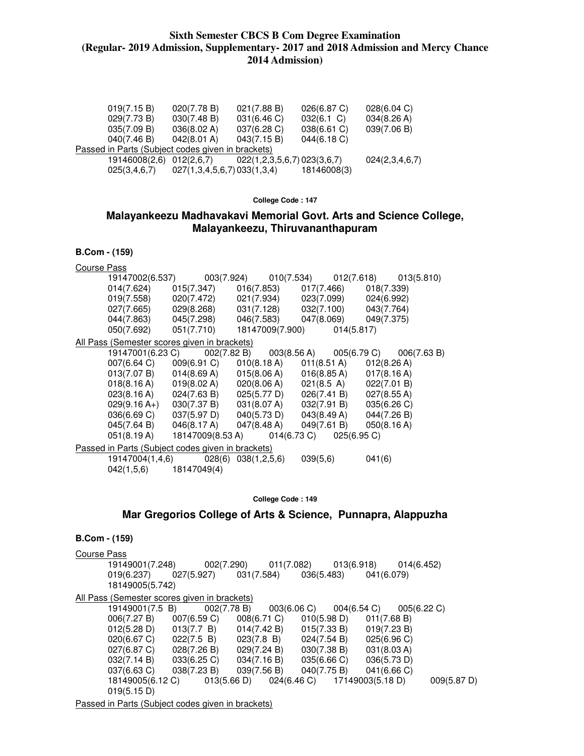019(7.15 B) 020(7.78 B) 021(7.88 B) 026(6.87 C) 028(6.04 C)
029(7.73 B) 030(7.48 B) 031(6.46 C) 032(6.1 C) 034(8.26 A)
035(7.09 B) 036(8.02 A) 037(6.28 C) 038(6.61 C) 039(7.06 B)
040(7.46 B) 042(8.01 A) 043(7.15 B) 044(6.18 C)

Passed in Parts (Subject codes given in brackets)

19146008(2,6) 012(2,6,7) 022(1,2,3,5,6,7) 023(3,6,7) 024(2,3,4,6,7)
025(3,4,6,7) 027(1,3,4,5,6,7) 033(1,3,4) 18146008(3)

**College Code : 147**

## Malayankeezu Madhavakavi Memorial Govt. Arts and Science College, Malayankeezu, Thiruvananthapuram

### B.Com - (159)

Course Pass

19147002(6.537) 003(7.924) 010(7.534) 012(7.618) 013(5.810)
014(7.624) 015(7.347) 016(7.853) 017(7.466) 018(7.339)
019(7.558) 020(7.472) 021(7.934) 023(7.099) 024(6.992)
027(7.665) 029(8.268) 031(7.128) 032(7.100) 043(7.764)
044(7.863) 045(7.298) 046(7.583) 047(8.069) 049(7.375)
050(7.692) 051(7.710) 18147009(7.900) 014(5.817)

All Pass (Semester scores given in brackets)

19147001(6.23 C) 002(7.82 B) 003(8.56 A) 005(6.79 C) 006(7.63 B)
007(6.64 C) 009(6.91 C) 010(8.18 A) 011(8.51 A) 012(8.26 A)
013(7.07 B) 014(8.69 A) 015(8.06 A) 016(8.85 A) 017(8.16 A)
018(8.16 A) 019(8.02 A) 020(8.06 A) 021(8.5 A) 022(7.01 B)
023(8.16 A) 024(7.63 B) 025(5.77 D) 026(7.41 B) 027(8.55 A)
029(9.16 A+) 030(7.37 B) 031(8.07 A) 032(7.91 B) 035(6.26 C)
036(6.69 C) 037(5.97 D) 040(5.73 D) 043(8.49 A) 044(7.26 B)
045(7.64 B) 046(8.17 A) 047(8.48 A) 049(7.61 B) 050(8.16 A)
051(8.19 A) 18147009(8.53 A) 014(6.73 C) 025(6.95 C)

Passed in Parts (Subject codes given in brackets)

19147004(1,4,6) 028(6) 038(1,2,5,6) 039(5,6) 041(6)
042(1,5,6) 18147049(4)

**College Code : 149**

## Mar Gregorios College of Arts & Science, Punnapra, Alappuzha

### B.Com - (159)

Course Pass

19149001(7.248) 002(7.290) 011(7.082) 013(6.918) 014(6.452)
019(6.237) 027(5.927) 031(7.584) 036(5.483) 041(6.079)
18149005(5.742)

All Pass (Semester scores given in brackets)

19149001(7.5 B) 002(7.78 B) 003(6.06 C) 004(6.54 C) 005(6.22 C)
006(7.27 B) 007(6.59 C) 008(6.71 C) 010(5.98 D) 011(7.68 B)
012(5.28 D) 013(7.7 B) 014(7.42 B) 015(7.33 B) 019(7.23 B)
020(6.67 C) 022(7.5 B) 023(7.8 B) 024(7.54 B) 025(6.96 C)
027(6.87 C) 028(7.26 B) 029(7.24 B) 030(7.38 B) 031(8.03 A)
032(7.14 B) 033(6.25 C) 034(7.16 B) 035(6.66 C) 036(5.73 D)
037(6.63 C) 038(7.23 B) 039(7.56 B) 040(7.75 B) 041(6.66 C)
18149005(6.12 C) 013(5.66 D) 024(6.46 C) 17149003(5.18 D) 009(5.87 D)
019(5.15 D)

Passed in Parts (Subject codes given in brackets)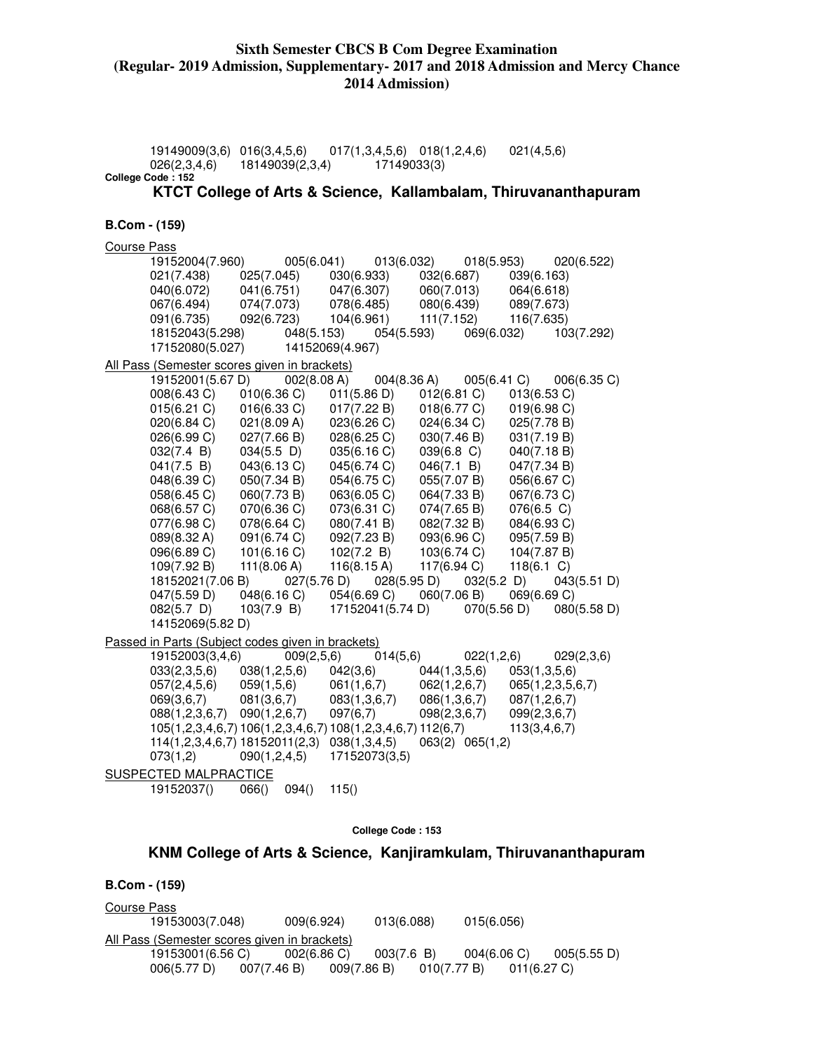19149009(3,6) 016(3,4,5,6) 017(1,3,4,5,6) 018(1,2,4,6) 021(4,5,6)
026(2,3,4,6) 18149039(2,3,4) 17149033(3)

**College Code : 152**

## KTCT College of Arts & Science, Kallambalam, Thiruvananthapuram

**B.Com - (159)**

Course Pass

19152004(7.960) 005(6.041) 013(6.032) 018(5.953) 020(6.522)
021(7.438) 025(7.045) 030(6.933) 032(6.687) 039(6.163)
040(6.072) 041(6.751) 047(6.307) 060(7.013) 064(6.618)
067(6.494) 074(7.073) 078(6.485) 080(6.439) 089(7.673)
091(6.735) 092(6.723) 104(6.961) 111(7.152) 116(7.635)
18152043(5.298) 048(5.153) 054(5.593) 069(6.032) 103(7.292)
17152080(5.027) 14152069(4.967)

All Pass (Semester scores given in brackets)

19152001(5.67 D) 002(8.08 A) 004(8.36 A) 005(6.41 C) 006(6.35 C)
008(6.43 C) 010(6.36 C) 011(5.86 D) 012(6.81 C) 013(6.53 C)
015(6.21 C) 016(6.33 C) 017(7.22 B) 018(6.77 C) 019(6.98 C)
020(6.84 C) 021(8.09 A) 023(6.26 C) 024(6.34 C) 025(7.78 B)
026(6.99 C) 027(7.66 B) 028(6.25 C) 030(7.46 B) 031(7.19 B)
032(7.4 B) 034(5.5 D) 035(6.16 C) 039(6.8 C) 040(7.18 B)
041(7.5 B) 043(6.13 C) 045(6.74 C) 046(7.1 B) 047(7.34 B)
048(6.39 C) 050(7.34 B) 054(6.75 C) 055(7.07 B) 056(6.67 C)
058(6.45 C) 060(7.73 B) 063(6.05 C) 064(7.33 B) 067(6.73 C)
068(6.57 C) 070(6.36 C) 073(6.31 C) 074(7.65 B) 076(6.5 C)
077(6.98 C) 078(6.64 C) 080(7.41 B) 082(7.32 B) 084(6.93 C)
089(8.32 A) 091(6.74 C) 092(7.23 B) 093(6.96 C) 095(7.59 B)
096(6.89 C) 101(6.16 C) 102(7.2 B) 103(6.74 C) 104(7.87 B)
109(7.92 B) 111(8.06 A) 116(8.15 A) 117(6.94 C) 118(6.1 C)
18152021(7.06 B) 027(5.76 D) 028(5.95 D) 032(5.2 D) 043(5.51 D)
047(5.59 D) 048(6.16 C) 054(6.69 C) 060(7.06 B) 069(6.69 C)
082(5.7 D) 103(7.9 B) 17152041(5.74 D) 070(5.56 D) 080(5.58 D)
14152069(5.82 D)

Passed in Parts (Subject codes given in brackets)

19152003(3,4,6) 009(2,5,6) 014(5,6) 022(1,2,6) 029(2,3,6)
033(2,3,5,6) 038(1,2,5,6) 042(3,6) 044(1,3,5,6) 053(1,3,5,6)
057(2,4,5,6) 059(1,5,6) 061(1,6,7) 062(1,2,6,7) 065(1,2,3,5,6,7)
069(3,6,7) 081(3,6,7) 083(1,3,6,7) 086(1,3,6,7) 087(1,2,6,7)
088(1,2,3,6,7) 090(1,2,6,7) 097(6,7) 098(2,3,6,7) 099(2,3,6,7)
105(1,2,3,4,6,7) 106(1,2,3,4,6,7) 108(1,2,3,4,6,7) 112(6,7) 113(3,4,6,7)
114(1,2,3,4,6,7) 18152011(2,3) 038(1,3,4,5) 063(2) 065(1,2)
073(1,2) 090(1,2,4,5) 17152073(3,5)

SUSPECTED MALPRACTICE

19152037() 066() 094() 115()

**College Code : 153**

## KNM College of Arts & Science, Kanjiramkulam, Thiruvananthapuram

**B.Com - (159)**

Course Pass

19153003(7.048) 009(6.924) 013(6.088) 015(6.056)

All Pass (Semester scores given in brackets)

19153001(6.56 C) 002(6.86 C) 003(7.6 B) 004(6.06 C) 005(5.55 D)
006(5.77 D) 007(7.46 B) 009(7.86 B) 010(7.77 B) 011(6.27 C)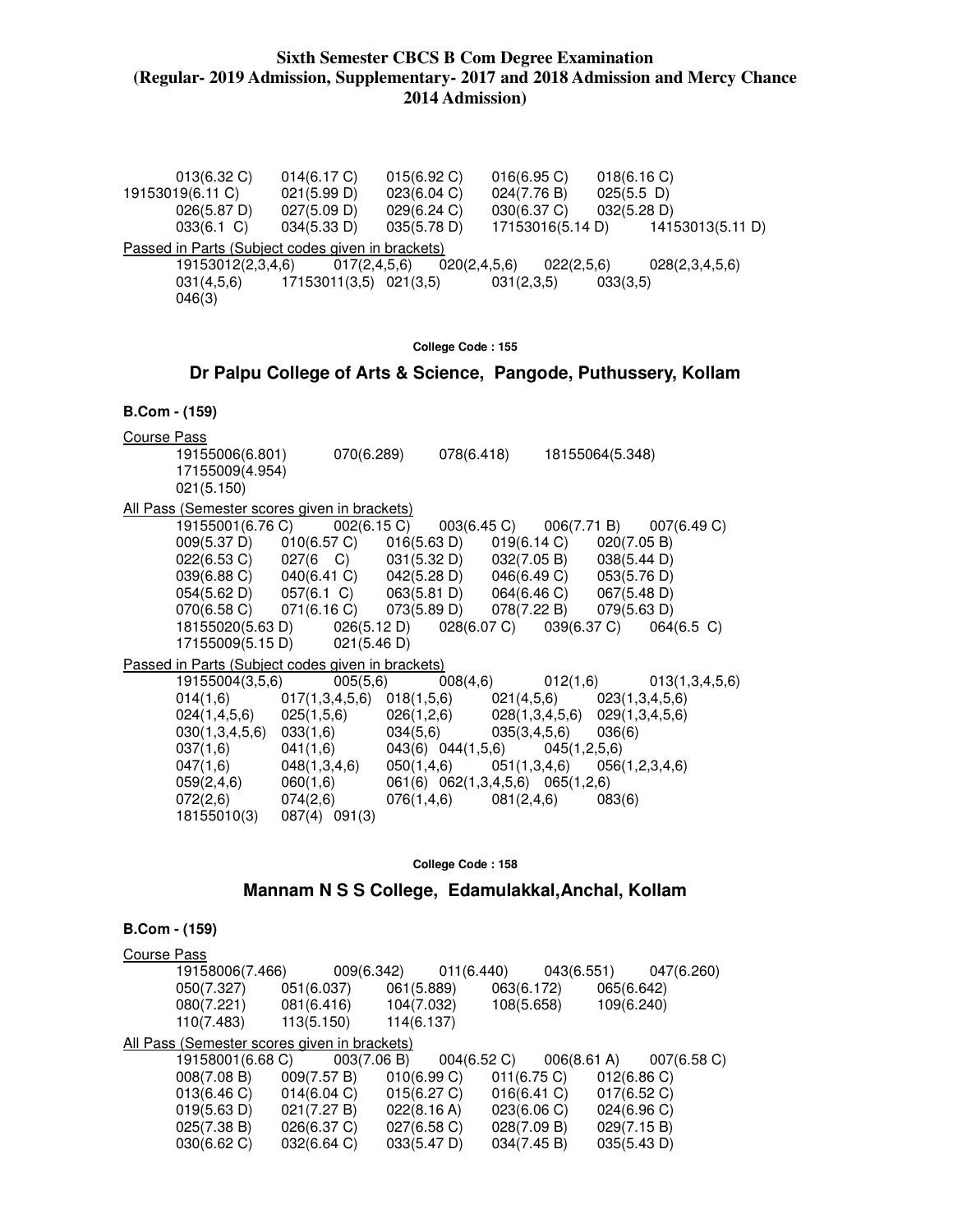**Sixth Semester CBCS B Com Degree Examination**
**(Regular- 2019 Admission, Supplementary- 2017 and 2018 Admission and Mercy Chance 2014 Admission)**

013(6.32 C) 014(6.17 C) 015(6.92 C) 016(6.95 C) 018(6.16 C)
19153019(6.11 C) 021(5.99 D) 023(6.04 C) 024(7.76 B) 025(5.5 D)
026(5.87 D) 027(5.09 D) 029(6.24 C) 030(6.37 C) 032(5.28 D)
033(6.1 C) 034(5.33 D) 035(5.78 D) 17153016(5.14 D) 14153013(5.11 D)

Passed in Parts (Subject codes given in brackets)

19153012(2,3,4,6) 017(2,4,5,6) 020(2,4,5,6) 022(2,5,6) 028(2,3,4,5,6)
031(4,5,6) 17153011(3,5) 021(3,5) 031(2,3,5) 033(3,5)
046(3)

College Code : 155

## Dr Palpu College of Arts & Science, Pangode, Puthussery, Kollam

**B.Com - (159)**

Course Pass

19155006(6.801) 070(6.289) 078(6.418) 18155064(5.348)
17155009(4.954)
021(5.150)

All Pass (Semester scores given in brackets)

19155001(6.76 C) 002(6.15 C) 003(6.45 C) 006(7.71 B) 007(6.49 C)
009(5.37 D) 010(6.57 C) 016(5.63 D) 019(6.14 C) 020(7.05 B)
022(6.53 C) 027(6 C) 031(5.32 D) 032(7.05 B) 038(5.44 D)
039(6.88 C) 040(6.41 C) 042(5.28 D) 046(6.49 C) 053(5.76 D)
054(5.62 D) 057(6.1 C) 063(5.81 D) 064(6.46 C) 067(5.48 D)
070(6.58 C) 071(6.16 C) 073(5.89 D) 078(7.22 B) 079(5.63 D)
18155020(5.63 D) 026(5.12 D) 028(6.07 C) 039(6.37 C) 064(6.5 C)
17155009(5.15 D) 021(5.46 D)

Passed in Parts (Subject codes given in brackets)

19155004(3,5,6) 005(5,6) 008(4,6) 012(1,6) 013(1,3,4,5,6)
014(1,6) 017(1,3,4,5,6) 018(1,5,6) 021(4,5,6) 023(1,3,4,5,6)
024(1,4,5,6) 025(1,5,6) 026(1,2,6) 028(1,3,4,5,6) 029(1,3,4,5,6)
030(1,3,4,5,6) 033(1,6) 034(5,6) 035(3,4,5,6) 036(6)
037(1,6) 041(1,6) 043(6) 044(1,5,6) 045(1,2,5,6)
047(1,6) 048(1,3,4,6) 050(1,4,6) 051(1,3,4,6) 056(1,2,3,4,6)
059(2,4,6) 060(1,6) 061(6) 062(1,3,4,5,6) 065(1,2,6)
072(2,6) 074(2,6) 076(1,4,6) 081(2,4,6) 083(6)
18155010(3) 087(4) 091(3)

College Code : 158

## Mannam N S S College, Edamulakkal,Anchal, Kollam

**B.Com - (159)**

Course Pass

19158006(7.466) 009(6.342) 011(6.440) 043(6.551) 047(6.260)
050(7.327) 051(6.037) 061(5.889) 063(6.172) 065(6.642)
080(7.221) 081(6.416) 104(7.032) 108(5.658) 109(6.240)
110(7.483) 113(5.150) 114(6.137)

All Pass (Semester scores given in brackets)

19158001(6.68 C) 003(7.06 B) 004(6.52 C) 006(8.61 A) 007(6.58 C)
008(7.08 B) 009(7.57 B) 010(6.99 C) 011(6.75 C) 012(6.86 C)
013(6.46 C) 014(6.04 C) 015(6.27 C) 016(6.41 C) 017(6.52 C)
019(5.63 D) 021(7.27 B) 022(8.16 A) 023(6.06 C) 024(6.96 C)
025(7.38 B) 026(6.37 C) 027(6.58 C) 028(7.09 B) 029(7.15 B)
030(6.62 C) 032(6.64 C) 033(5.47 D) 034(7.45 B) 035(5.43 D)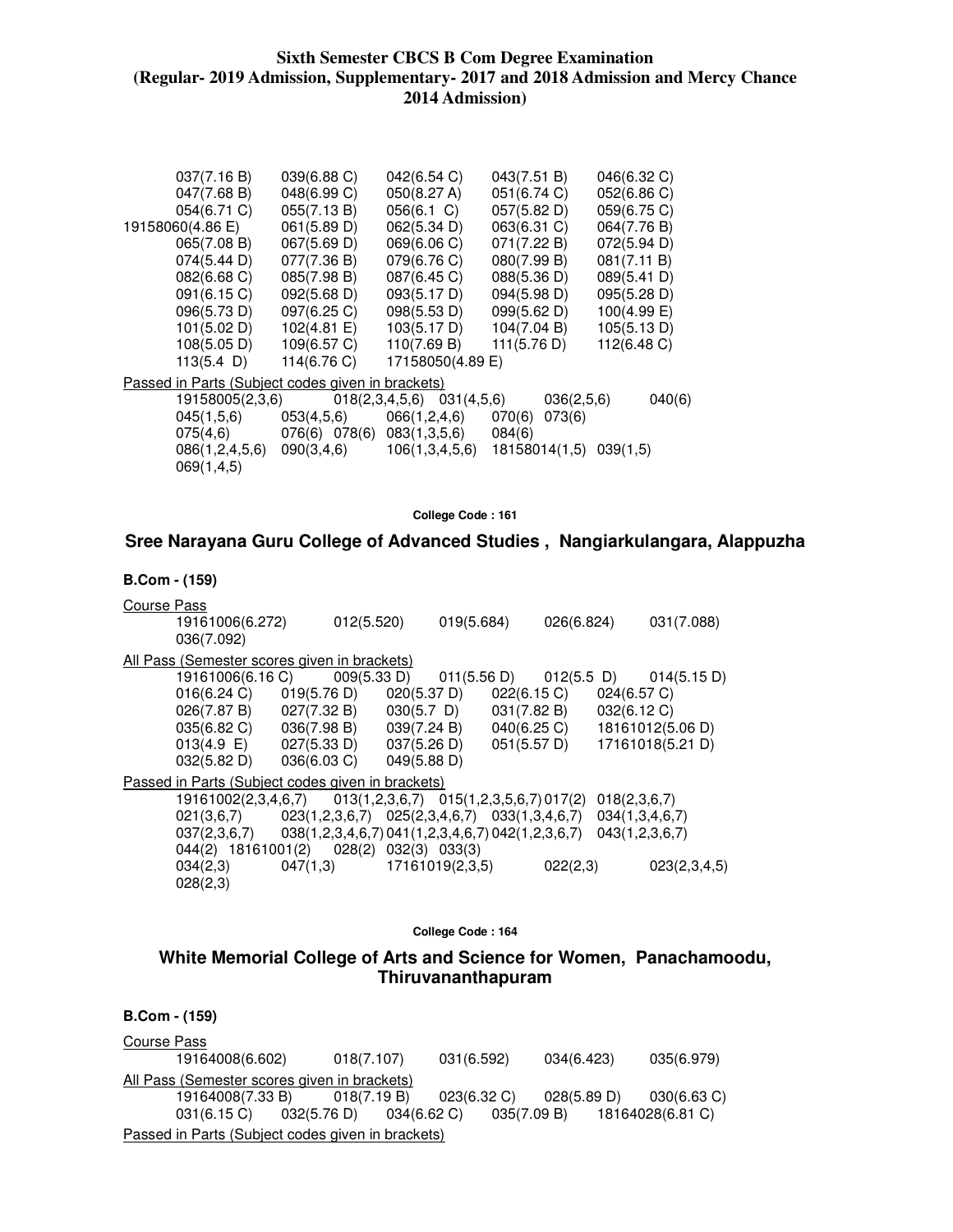**Sixth Semester CBCS B Com Degree Examination (Regular- 2019 Admission, Supplementary- 2017 and 2018 Admission and Mercy Chance 2014 Admission)**

037(7.16 B) 039(6.88 C) 042(6.54 C) 043(7.51 B) 046(6.32 C)
047(7.68 B) 048(6.99 C) 050(8.27 A) 051(6.74 C) 052(6.86 C)
054(6.71 C) 055(7.13 B) 056(6.1 C) 057(5.82 D) 059(6.75 C)
19158060(4.86 E) 061(5.89 D) 062(5.34 D) 063(6.31 C) 064(7.76 B)
065(7.08 B) 067(5.69 D) 069(6.06 C) 071(7.22 B) 072(5.94 D)
074(5.44 D) 077(7.36 B) 079(6.76 C) 080(7.99 B) 081(7.11 B)
082(6.68 C) 085(7.98 B) 087(6.45 C) 088(5.36 D) 089(5.41 D)
091(6.15 C) 092(5.68 D) 093(5.17 D) 094(5.98 D) 095(5.28 D)
096(5.73 D) 097(6.25 C) 098(5.53 D) 099(5.62 D) 100(4.99 E)
101(5.02 D) 102(4.81 E) 103(5.17 D) 104(7.04 B) 105(5.13 D)
108(5.05 D) 109(6.57 C) 110(7.69 B) 111(5.76 D) 112(6.48 C)
113(5.4 D) 114(6.76 C) 17158050(4.89 E)

Passed in Parts (Subject codes given in brackets)

19158005(2,3,6) 018(2,3,4,5,6) 031(4,5,6) 036(2,5,6) 040(6)
045(1,5,6) 053(4,5,6) 066(1,2,4,6) 070(6) 073(6)
075(4,6) 076(6) 078(6) 083(1,3,5,6) 084(6)
086(1,2,4,5,6) 090(3,4,6) 106(1,3,4,5,6) 18158014(1,5) 039(1,5)
069(1,4,5)

**College Code : 161**

## Sree Narayana Guru College of Advanced Studies , Nangiarkulangara, Alappuzha

### B.Com - (159)

Course Pass

19161006(6.272) 012(5.520) 019(5.684) 026(6.824) 031(7.088)
036(7.092)

All Pass (Semester scores given in brackets)

19161006(6.16 C) 009(5.33 D) 011(5.56 D) 012(5.5 D) 014(5.15 D)
016(6.24 C) 019(5.76 D) 020(5.37 D) 022(6.15 C) 024(6.57 C)
026(7.87 B) 027(7.32 B) 030(5.7 D) 031(7.82 B) 032(6.12 C)
035(6.82 C) 036(7.98 B) 039(7.24 B) 040(6.25 C) 18161012(5.06 D)
013(4.9 E) 027(5.33 D) 037(5.26 D) 051(5.57 D) 17161018(5.21 D)
032(5.82 D) 036(6.03 C) 049(5.88 D)

Passed in Parts (Subject codes given in brackets)

19161002(2,3,4,6,7) 013(1,2,3,6,7) 015(1,2,3,5,6,7) 017(2) 018(2,3,6,7)
021(3,6,7) 023(1,2,3,6,7) 025(2,3,4,6,7) 033(1,3,4,6,7) 034(1,3,4,6,7)
037(2,3,6,7) 038(1,2,3,4,6,7) 041(1,2,3,4,6,7) 042(1,2,3,6,7) 043(1,2,3,6,7)
044(2) 18161001(2) 028(2) 032(3) 033(3)
034(2,3) 047(1,3) 17161019(2,3,5) 022(2,3) 023(2,3,4,5)
028(2,3)

**College Code : 164**

## White Memorial College of Arts and Science for Women, Panachamoodu, Thiruvananthapuram

### B.Com - (159)

Course Pass

19164008(6.602) 018(7.107) 031(6.592) 034(6.423) 035(6.979)

All Pass (Semester scores given in brackets)

19164008(7.33 B) 018(7.19 B) 023(6.32 C) 028(5.89 D) 030(6.63 C)
031(6.15 C) 032(5.76 D) 034(6.62 C) 035(7.09 B) 18164028(6.81 C)

Passed in Parts (Subject codes given in brackets)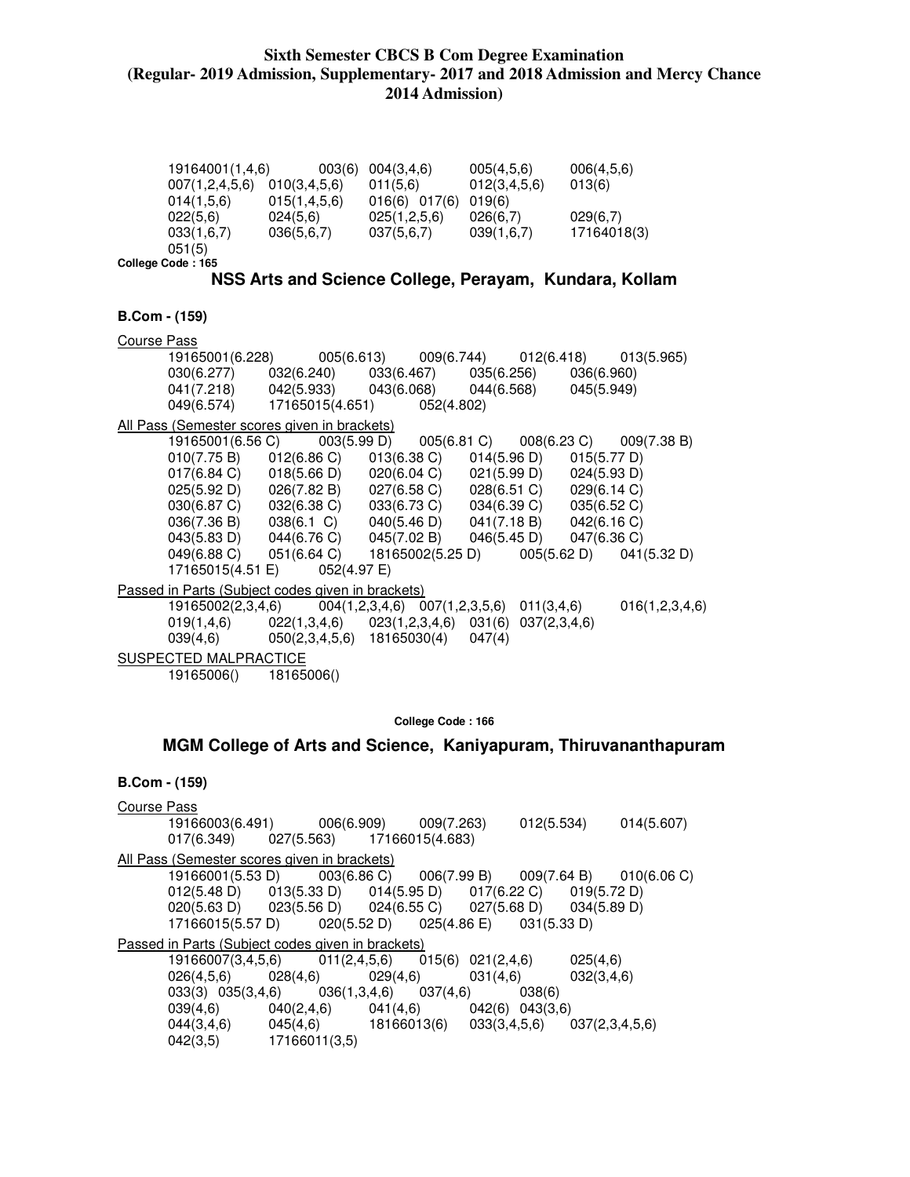19164001(1,4,6)   003(6)   004(3,4,6)   005(4,5,6)   006(4,5,6)
007(1,2,4,5,6)   010(3,4,5,6)   011(5,6)   012(3,4,5,6)   013(6)
014(1,5,6)   015(1,4,5,6)   016(6)   017(6)   019(6)
022(5,6)   024(5,6)   025(1,2,5,6)   026(6,7)   029(6,7)
033(1,6,7)   036(5,6,7)   037(5,6,7)   039(1,6,7)   17164018(3)
051(5)

**College Code : 165**

## NSS Arts and Science College, Perayam, Kundara, Kollam

### B.Com - (159)

Course Pass

19165001(6.228)   005(6.613)   009(6.744)   012(6.418)   013(5.965)
030(6.277)   032(6.240)   033(6.467)   035(6.256)   036(6.960)
041(7.218)   042(5.933)   043(6.068)   044(6.568)   045(5.949)
049(6.574)   17165015(4.651)   052(4.802)

All Pass (Semester scores given in brackets)

19165001(6.56 C)   003(5.99 D)   005(6.81 C)   008(6.23 C)   009(7.38 B)
010(7.75 B)   012(6.86 C)   013(6.38 C)   014(5.96 D)   015(5.77 D)
017(6.84 C)   018(5.66 D)   020(6.04 C)   021(5.99 D)   024(5.93 D)
025(5.92 D)   026(7.82 B)   027(6.58 C)   028(6.51 C)   029(6.14 C)
030(6.87 C)   032(6.38 C)   033(6.73 C)   034(6.39 C)   035(6.52 C)
036(7.36 B)   038(6.1 C)   040(5.46 D)   041(7.18 B)   042(6.16 C)
043(5.83 D)   044(6.76 C)   045(7.02 B)   046(5.45 D)   047(6.36 C)
049(6.88 C)   051(6.64 C)   18165002(5.25 D)   005(5.62 D)   041(5.32 D)
17165015(4.51 E)   052(4.97 E)

Passed in Parts (Subject codes given in brackets)

19165002(2,3,4,6)   004(1,2,3,4,6)   007(1,2,3,5,6)   011(3,4,6)   016(1,2,3,4,6)
019(1,4,6)   022(1,3,4,6)   023(1,2,3,4,6)   031(6)   037(2,3,4,6)
039(4,6)   050(2,3,4,5,6)   18165030(4)   047(4)

SUSPECTED MALPRACTICE

19165006()   18165006()

**College Code : 166**

## MGM College of Arts and Science, Kaniyapuram, Thiruvananthapuram

### B.Com - (159)

Course Pass

19166003(6.491)   006(6.909)   009(7.263)   012(5.534)   014(5.607)
017(6.349)   027(5.563)   17166015(4.683)

All Pass (Semester scores given in brackets)

19166001(5.53 D)   003(6.86 C)   006(7.99 B)   009(7.64 B)   010(6.06 C)
012(5.48 D)   013(5.33 D)   014(5.95 D)   017(6.22 C)   019(5.72 D)
020(5.63 D)   023(5.56 D)   024(6.55 C)   027(5.68 D)   034(5.89 D)
17166015(5.57 D)   020(5.52 D)   025(4.86 E)   031(5.33 D)

Passed in Parts (Subject codes given in brackets)

19166007(3,4,5,6)   011(2,4,5,6)   015(6)   021(2,4,6)   025(4,6)
026(4,5,6)   028(4,6)   029(4,6)   031(4,6)   032(3,4,6)
033(3)   035(3,4,6)   036(1,3,4,6)   037(4,6)   038(6)
039(4,6)   040(2,4,6)   041(4,6)   042(6)   043(3,6)
044(3,4,6)   045(4,6)   18166013(6)   033(3,4,5,6)   037(2,3,4,5,6)
042(3,5)   17166011(3,5)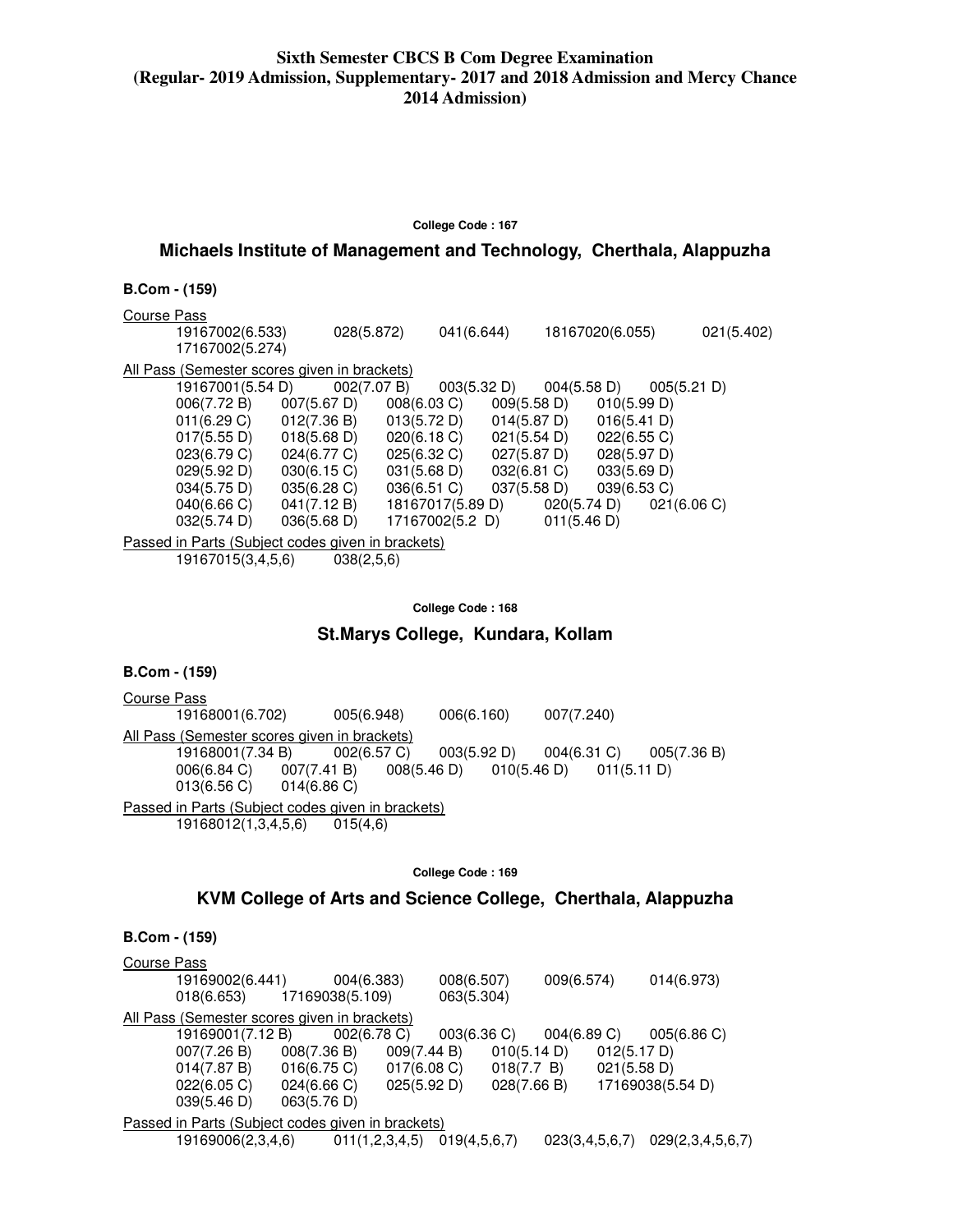**Sixth Semester CBCS B Com Degree Examination (Regular- 2019 Admission, Supplementary- 2017 and 2018 Admission and Mercy Chance 2014 Admission)**

**College Code : 167**

## Michaels Institute of Management and Technology, Cherthala, Alappuzha

**B.Com - (159)**

Course Pass

19167002(6.533) 028(5.872) 041(6.644) 18167020(6.055) 021(5.402)
17167002(5.274)

All Pass (Semester scores given in brackets)

19167001(5.54 D) 002(7.07 B) 003(5.32 D) 004(5.58 D) 005(5.21 D)
006(7.72 B) 007(5.67 D) 008(6.03 C) 009(5.58 D) 010(5.99 D)
011(6.29 C) 012(7.36 B) 013(5.72 D) 014(5.87 D) 016(5.41 D)
017(5.55 D) 018(5.68 D) 020(6.18 C) 021(5.54 D) 022(6.55 C)
023(6.79 C) 024(6.77 C) 025(6.32 C) 027(5.87 D) 028(5.97 D)
029(5.92 D) 030(6.15 C) 031(5.68 D) 032(6.81 C) 033(5.69 D)
034(5.75 D) 035(6.28 C) 036(6.51 C) 037(5.58 D) 039(6.53 C)
040(6.66 C) 041(7.12 B) 18167017(5.89 D) 020(5.74 D) 021(6.06 C)
032(5.74 D) 036(5.68 D) 17167002(5.2 D) 011(5.46 D)

Passed in Parts (Subject codes given in brackets)

19167015(3,4,5,6) 038(2,5,6)

**College Code : 168**

## St.Marys College, Kundara, Kollam

**B.Com - (159)**

Course Pass

19168001(6.702) 005(6.948) 006(6.160) 007(7.240)

All Pass (Semester scores given in brackets)

19168001(7.34 B) 002(6.57 C) 003(5.92 D) 004(6.31 C) 005(7.36 B)
006(6.84 C) 007(7.41 B) 008(5.46 D) 010(5.46 D) 011(5.11 D)
013(6.56 C) 014(6.86 C)

Passed in Parts (Subject codes given in brackets)

19168012(1,3,4,5,6) 015(4,6)

**College Code : 169**

## KVM College of Arts and Science College, Cherthala, Alappuzha

**B.Com - (159)**

Course Pass

19169002(6.441) 004(6.383) 008(6.507) 009(6.574) 014(6.973)
018(6.653) 17169038(5.109) 063(5.304)

All Pass (Semester scores given in brackets)

19169001(7.12 B) 002(6.78 C) 003(6.36 C) 004(6.89 C) 005(6.86 C)
007(7.26 B) 008(7.36 B) 009(7.44 B) 010(5.14 D) 012(5.17 D)
014(7.87 B) 016(6.75 C) 017(6.08 C) 018(7.7 B) 021(5.58 D)
022(6.05 C) 024(6.66 C) 025(5.92 D) 028(7.66 B) 17169038(5.54 D)
039(5.46 D) 063(5.76 D)

Passed in Parts (Subject codes given in brackets)

19169006(2,3,4,6) 011(1,2,3,4,5) 019(4,5,6,7) 023(3,4,5,6,7) 029(2,3,4,5,6,7)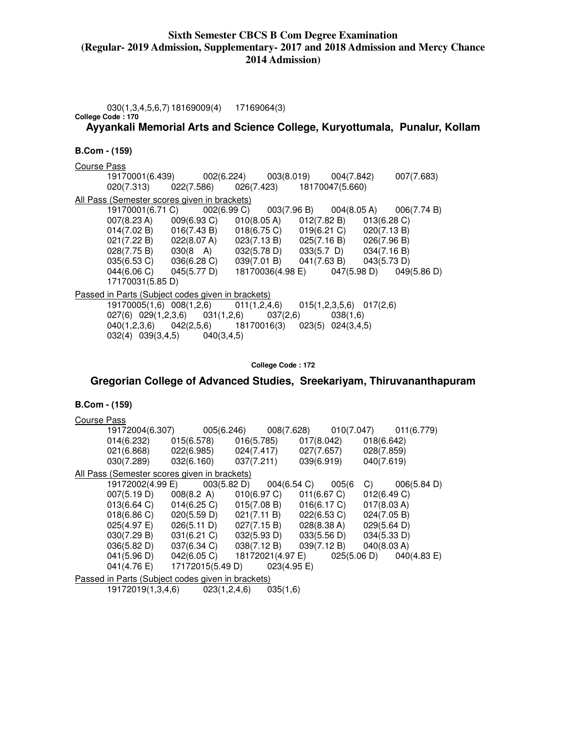030(1,3,4,5,6,7) 18169009(4) 17169064(3)

**College Code : 170**

## Ayyankali Memorial Arts and Science College, Kuryottumala, Punalur, Kollam

**B.Com - (159)**

Course Pass

19170001(6.439) 002(6.224) 003(8.019) 004(7.842) 007(7.683)
020(7.313) 022(7.586) 026(7.423) 18170047(5.660)

All Pass (Semester scores given in brackets)

19170001(6.71 C) 002(6.99 C) 003(7.96 B) 004(8.05 A) 006(7.74 B)
007(8.23 A) 009(6.93 C) 010(8.05 A) 012(7.82 B) 013(6.28 C)
014(7.02 B) 016(7.43 B) 018(6.75 C) 019(6.21 C) 020(7.13 B)
021(7.22 B) 022(8.07 A) 023(7.13 B) 025(7.16 B) 026(7.96 B)
028(7.75 B) 030(8 A) 032(5.78 D) 033(5.7 D) 034(7.16 B)
035(6.53 C) 036(6.28 C) 039(7.01 B) 041(7.63 B) 043(5.73 D)
044(6.06 C) 045(5.77 D) 18170036(4.98 E) 047(5.98 D) 049(5.86 D)
17170031(5.85 D)

Passed in Parts (Subject codes given in brackets)

19170005(1,6) 008(1,2,6) 011(1,2,4,6) 015(1,2,3,5,6) 017(2,6)
027(6) 029(1,2,3,6) 031(1,2,6) 037(2,6) 038(1,6)
040(1,2,3,6) 042(2,5,6) 18170016(3) 023(5) 024(3,4,5)
032(4) 039(3,4,5) 040(3,4,5)

**College Code : 172**

## Gregorian College of Advanced Studies, Sreekariyam, Thiruvananthapuram

**B.Com - (159)**

Course Pass

19172004(6.307) 005(6.246) 008(7.628) 010(7.047) 011(6.779)
014(6.232) 015(6.578) 016(5.785) 017(8.042) 018(6.642)
021(6.868) 022(6.985) 024(7.417) 027(7.657) 028(7.859)
030(7.289) 032(6.160) 037(7.211) 039(6.919) 040(7.619)

All Pass (Semester scores given in brackets)

19172002(4.99 E) 003(5.82 D) 004(6.54 C) 005(6 C) 006(5.84 D)
007(5.19 D) 008(8.2 A) 010(6.97 C) 011(6.67 C) 012(6.49 C)
013(6.64 C) 014(6.25 C) 015(7.08 B) 016(6.17 C) 017(8.03 A)
018(6.86 C) 020(5.59 D) 021(7.11 B) 022(6.53 C) 024(7.05 B)
025(4.97 E) 026(5.11 D) 027(7.15 B) 028(8.38 A) 029(5.64 D)
030(7.29 B) 031(6.21 C) 032(5.93 D) 033(5.56 D) 034(5.33 D)
036(5.82 D) 037(6.34 C) 038(7.12 B) 039(7.12 B) 040(8.03 A)
041(5.96 D) 042(6.05 C) 18172021(4.97 E) 025(5.06 D) 040(4.83 E)
041(4.76 E) 17172015(5.49 D) 023(4.95 E)

Passed in Parts (Subject codes given in brackets)

19172019(1,3,4,6) 023(1,2,4,6) 035(1,6)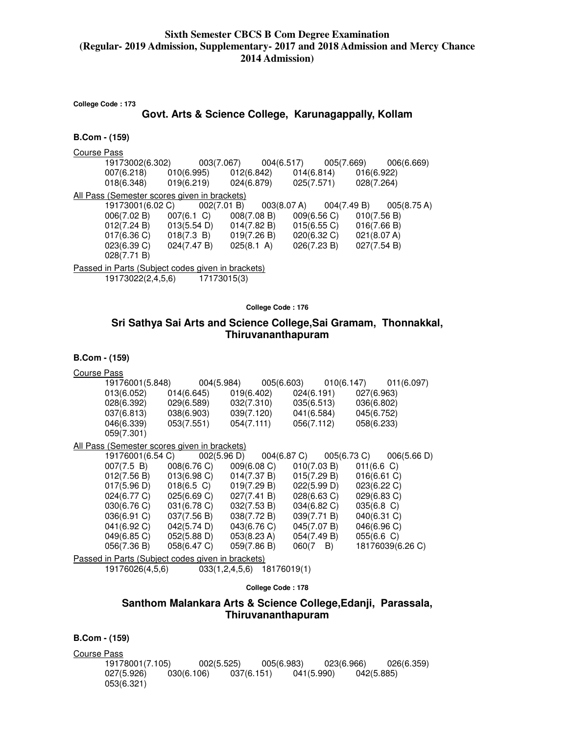**Sixth Semester CBCS B Com Degree Examination (Regular- 2019 Admission, Supplementary- 2017 and 2018 Admission and Mercy Chance 2014 Admission)**

**College Code : 173**

## Govt. Arts & Science College, Karunagappally, Kollam

**B.Com - (159)**

Course Pass

19173002(6.302) 003(7.067) 004(6.517) 005(7.669) 006(6.669)
007(6.218) 010(6.995) 012(6.842) 014(6.814) 016(6.922)
018(6.348) 019(6.219) 024(6.879) 025(7.571) 028(7.264)

All Pass (Semester scores given in brackets)

19173001(6.02 C) 002(7.01 B) 003(8.07 A) 004(7.49 B) 005(8.75 A)
006(7.02 B) 007(6.1 C) 008(7.08 B) 009(6.56 C) 010(7.56 B)
012(7.24 B) 013(5.54 D) 014(7.82 B) 015(6.55 C) 016(7.66 B)
017(6.36 C) 018(7.3 B) 019(7.26 B) 020(6.32 C) 021(8.07 A)
023(6.39 C) 024(7.47 B) 025(8.1 A) 026(7.23 B) 027(7.54 B)
028(7.71 B)

Passed in Parts (Subject codes given in brackets)

19173022(2,4,5,6) 17173015(3)

**College Code : 176**

## Sri Sathya Sai Arts and Science College,Sai Gramam, Thonnakkal, Thiruvananthapuram

**B.Com - (159)**

Course Pass

19176001(5.848) 004(5.984) 005(6.603) 010(6.147) 011(6.097)
013(6.052) 014(6.645) 019(6.402) 024(6.191) 027(6.963)
028(6.392) 029(6.589) 032(7.310) 035(6.513) 036(6.802)
037(6.813) 038(6.903) 039(7.120) 041(6.584) 045(6.752)
046(6.339) 053(7.551) 054(7.111) 056(7.112) 058(6.233)
059(7.301)

All Pass (Semester scores given in brackets)

19176001(6.54 C) 002(5.96 D) 004(6.87 C) 005(6.73 C) 006(5.66 D)
007(7.5 B) 008(6.76 C) 009(6.08 C) 010(7.03 B) 011(6.6 C)
012(7.56 B) 013(6.98 C) 014(7.37 B) 015(7.29 B) 016(6.61 C)
017(5.96 D) 018(6.5 C) 019(7.29 B) 022(5.99 D) 023(6.22 C)
024(6.77 C) 025(6.69 C) 027(7.41 B) 028(6.63 C) 029(6.83 C)
030(6.76 C) 031(6.78 C) 032(7.53 B) 034(6.82 C) 035(6.8 C)
036(6.91 C) 037(7.56 B) 038(7.72 B) 039(7.71 B) 040(6.31 C)
041(6.92 C) 042(5.74 D) 043(6.76 C) 045(7.07 B) 046(6.96 C)
049(6.85 C) 052(5.88 D) 053(8.23 A) 054(7.49 B) 055(6.6 C)
056(7.36 B) 058(6.47 C) 059(7.86 B) 060(7 B) 18176039(6.26 C)

Passed in Parts (Subject codes given in brackets)

19176026(4,5,6) 033(1,2,4,5,6) 18176019(1)

**College Code : 178**

## Santhom Malankara Arts & Science College,Edanji, Parassala, Thiruvananthapuram

**B.Com - (159)**

Course Pass

19178001(7.105) 002(5.525) 005(6.983) 023(6.966) 026(6.359)
027(5.926) 030(6.106) 037(6.151) 041(5.990) 042(5.885)
053(6.321)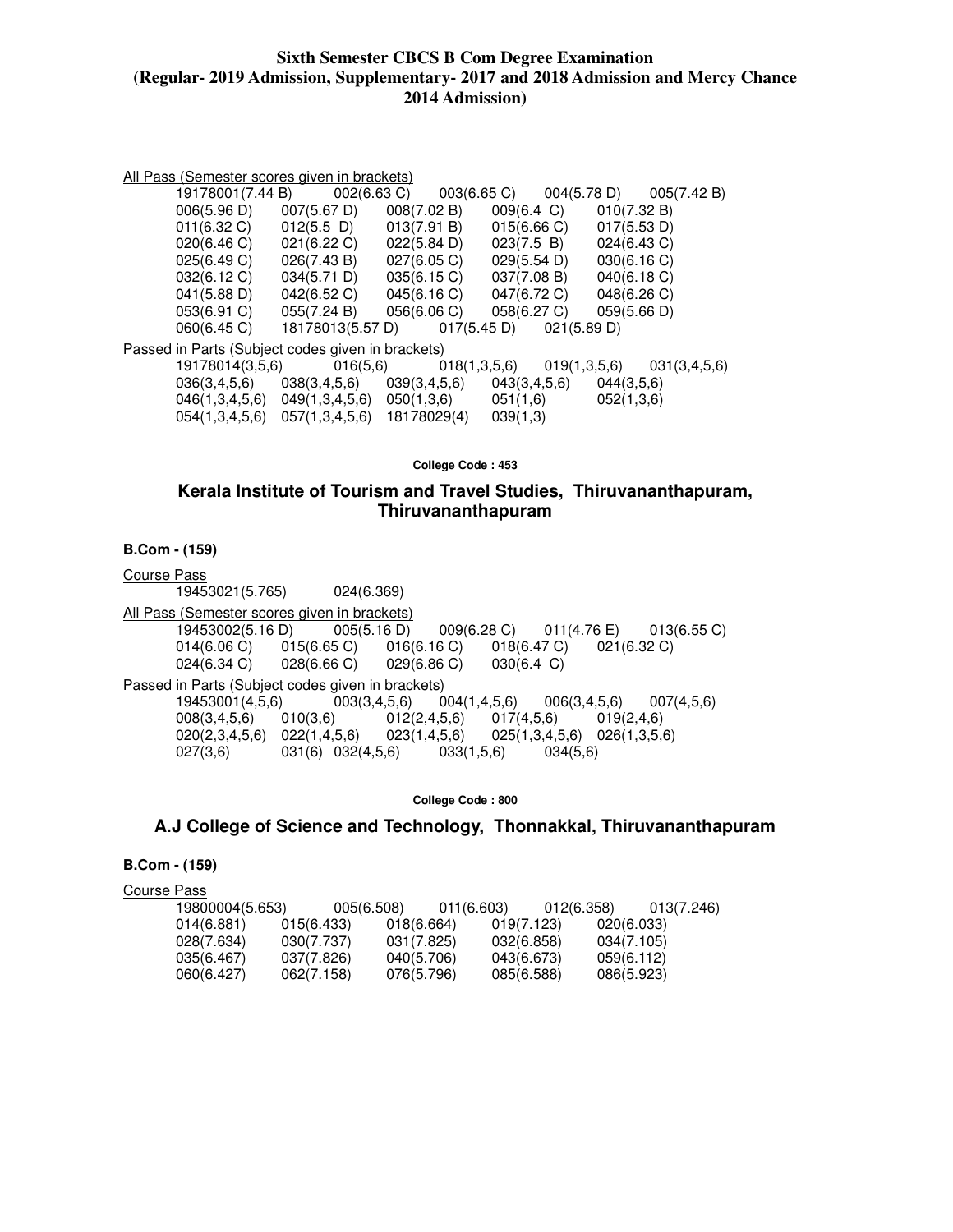**Sixth Semester CBCS B Com Degree Examination (Regular- 2019 Admission, Supplementary- 2017 and 2018 Admission and Mercy Chance 2014 Admission)**

All Pass (Semester scores given in brackets)

19178001(7.44 B) 002(6.63 C) 003(6.65 C) 004(5.78 D) 005(7.42 B)
006(5.96 D) 007(5.67 D) 008(7.02 B) 009(6.4 C) 010(7.32 B)
011(6.32 C) 012(5.5 D) 013(7.91 B) 015(6.66 C) 017(5.53 D)
020(6.46 C) 021(6.22 C) 022(5.84 D) 023(7.5 B) 024(6.43 C)
025(6.49 C) 026(7.43 B) 027(6.05 C) 029(5.54 D) 030(6.16 C)
032(6.12 C) 034(5.71 D) 035(6.15 C) 037(7.08 B) 040(6.18 C)
041(5.88 D) 042(6.52 C) 045(6.16 C) 047(6.72 C) 048(6.26 C)
053(6.91 C) 055(7.24 B) 056(6.06 C) 058(6.27 C) 059(5.66 D)
060(6.45 C) 18178013(5.57 D) 017(5.45 D) 021(5.89 D)

Passed in Parts (Subject codes given in brackets)

19178014(3,5,6) 016(5,6) 018(1,3,5,6) 019(1,3,5,6) 031(3,4,5,6)
036(3,4,5,6) 038(3,4,5,6) 039(3,4,5,6) 043(3,4,5,6) 044(3,5,6)
046(1,3,4,5,6) 049(1,3,4,5,6) 050(1,3,6) 051(1,6) 052(1,3,6)
054(1,3,4,5,6) 057(1,3,4,5,6) 18178029(4) 039(1,3)

**College Code : 453**

## Kerala Institute of Tourism and Travel Studies, Thiruvananthapuram, Thiruvananthapuram

**B.Com - (159)**

Course Pass

19453021(5.765) 024(6.369)

All Pass (Semester scores given in brackets)

19453002(5.16 D) 005(5.16 D) 009(6.28 C) 011(4.76 E) 013(6.55 C)
014(6.06 C) 015(6.65 C) 016(6.16 C) 018(6.47 C) 021(6.32 C)
024(6.34 C) 028(6.66 C) 029(6.86 C) 030(6.4 C)

Passed in Parts (Subject codes given in brackets)

19453001(4,5,6) 003(3,4,5,6) 004(1,4,5,6) 006(3,4,5,6) 007(4,5,6)
008(3,4,5,6) 010(3,6) 012(2,4,5,6) 017(4,5,6) 019(2,4,6)
020(2,3,4,5,6) 022(1,4,5,6) 023(1,4,5,6) 025(1,3,4,5,6) 026(1,3,5,6)
027(3,6) 031(6) 032(4,5,6) 033(1,5,6) 034(5,6)

**College Code : 800**

## A.J College of Science and Technology, Thonnakkal, Thiruvananthapuram

**B.Com - (159)**

Course Pass

19800004(5.653) 005(6.508) 011(6.603) 012(6.358) 013(7.246)
014(6.881) 015(6.433) 018(6.664) 019(7.123) 020(6.033)
028(7.634) 030(7.737) 031(7.825) 032(6.858) 034(7.105)
035(6.467) 037(7.826) 040(5.706) 043(6.673) 059(6.112)
060(6.427) 062(7.158) 076(5.796) 085(6.588) 086(5.923)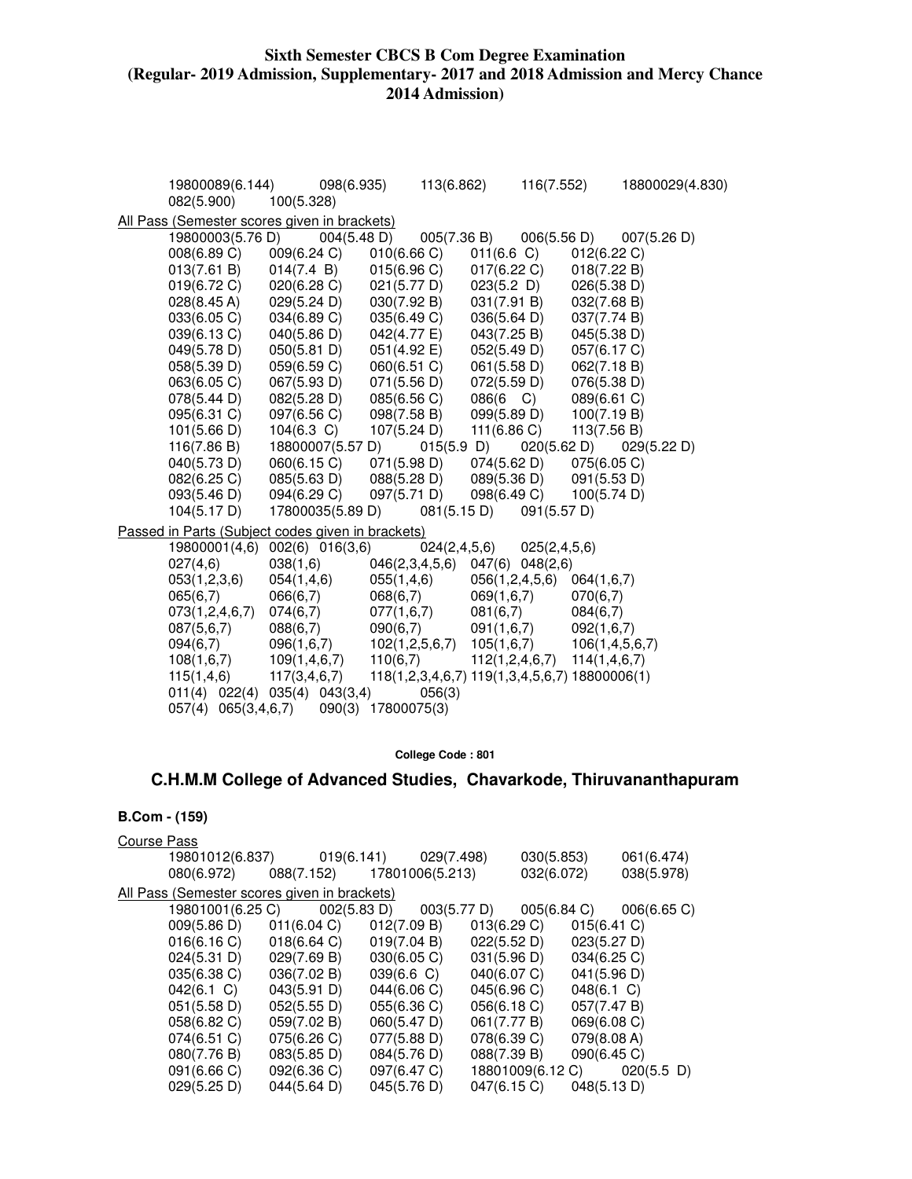# Sixth Semester CBCS B Com Degree Examination (Regular- 2019 Admission, Supplementary- 2017 and 2018 Admission and Mercy Chance 2014 Admission)

19800089(6.144) 098(6.935) 113(6.862) 116(7.552) 18800029(4.830)
082(5.900) 100(5.328)

All Pass (Semester scores given in brackets)

19800003(5.76 D) 004(5.48 D) 005(7.36 B) 006(5.56 D) 007(5.26 D)
008(6.89 C) 009(6.24 C) 010(6.66 C) 011(6.6 C) 012(6.22 C)
013(7.61 B) 014(7.4 B) 015(6.96 C) 017(6.22 C) 018(7.22 B)
019(6.72 C) 020(6.28 C) 021(5.77 D) 023(5.2 D) 026(5.38 D)
028(8.45 A) 029(5.24 D) 030(7.92 B) 031(7.91 B) 032(7.68 B)
033(6.05 C) 034(6.89 C) 035(6.49 C) 036(5.64 D) 037(7.74 B)
039(6.13 C) 040(5.86 D) 042(4.77 E) 043(7.25 B) 045(5.38 D)
049(5.78 D) 050(5.81 D) 051(4.92 E) 052(5.49 D) 057(6.17 C)
058(5.39 D) 059(6.59 C) 060(6.51 C) 061(5.58 D) 062(7.18 B)
063(6.05 C) 067(5.93 D) 071(5.56 D) 072(5.59 D) 076(5.38 D)
078(5.44 D) 082(5.28 D) 085(6.56 C) 086(6 C) 089(6.61 C)
095(6.31 C) 097(6.56 C) 098(7.58 B) 099(5.89 D) 100(7.19 B)
101(5.66 D) 104(6.3 C) 107(5.24 D) 111(6.86 C) 113(7.56 B)
116(7.86 B) 18800007(5.57 D) 015(5.9 D) 020(5.62 D) 029(5.22 D)
040(5.73 D) 060(6.15 C) 071(5.98 D) 074(5.62 D) 075(6.05 C)
082(6.25 C) 085(5.63 D) 088(5.28 D) 089(5.36 D) 091(5.53 D)
093(5.46 D) 094(6.29 C) 097(5.71 D) 098(6.49 C) 100(5.74 D)
104(5.17 D) 17800035(5.89 D) 081(5.15 D) 091(5.57 D)

Passed in Parts (Subject codes given in brackets)

19800001(4,6) 002(6) 016(3,6) 024(2,4,5,6) 025(2,4,5,6)
027(4,6) 038(1,6) 046(2,3,4,5,6) 047(6) 048(2,6)
053(1,2,3,6) 054(1,4,6) 055(1,4,6) 056(1,2,4,5,6) 064(1,6,7)
065(6,7) 066(6,7) 068(6,7) 069(1,6,7) 070(6,7)
073(1,2,4,6,7) 074(6,7) 077(1,6,7) 081(6,7) 084(6,7)
087(5,6,7) 088(6,7) 090(6,7) 091(1,6,7) 092(1,6,7)
094(6,7) 096(1,6,7) 102(1,2,5,6,7) 105(1,6,7) 106(1,4,5,6,7)
108(1,6,7) 109(1,4,6,7) 110(6,7) 112(1,2,4,6,7) 114(1,4,6,7)
115(1,4,6) 117(3,4,6,7) 118(1,2,3,4,6,7) 119(1,3,4,5,6,7) 18800006(1)
011(4) 022(4) 035(4) 043(3,4) 056(3)
057(4) 065(3,4,6,7) 090(3) 17800075(3)

**College Code : 801**

## C.H.M.M College of Advanced Studies, Chavarkode, Thiruvananthapuram

### B.Com - (159)

Course Pass

19801012(6.837) 019(6.141) 029(7.498) 030(5.853) 061(6.474)
080(6.972) 088(7.152) 17801006(5.213) 032(6.072) 038(5.978)

All Pass (Semester scores given in brackets)

19801001(6.25 C) 002(5.83 D) 003(5.77 D) 005(6.84 C) 006(6.65 C)
009(5.86 D) 011(6.04 C) 012(7.09 B) 013(6.29 C) 015(6.41 C)
016(6.16 C) 018(6.64 C) 019(7.04 B) 022(5.52 D) 023(5.27 D)
024(5.31 D) 029(7.69 B) 030(6.05 C) 031(5.96 D) 034(6.25 C)
035(6.38 C) 036(7.02 B) 039(6.6 C) 040(6.07 C) 041(5.96 D)
042(6.1 C) 043(5.91 D) 044(6.06 C) 045(6.96 C) 048(6.1 C)
051(5.58 D) 052(5.55 D) 055(6.36 C) 056(6.18 C) 057(7.47 B)
058(6.82 C) 059(7.02 B) 060(5.47 D) 061(7.77 B) 069(6.08 C)
074(6.51 C) 075(6.26 C) 077(5.88 D) 078(6.39 C) 079(8.08 A)
080(7.76 B) 083(5.85 D) 084(5.76 D) 088(7.39 B) 090(6.45 C)
091(6.66 C) 092(6.36 C) 097(6.47 C) 18801009(6.12 C) 020(5.5 D)
029(5.25 D) 044(5.64 D) 045(5.76 D) 047(6.15 C) 048(5.13 D)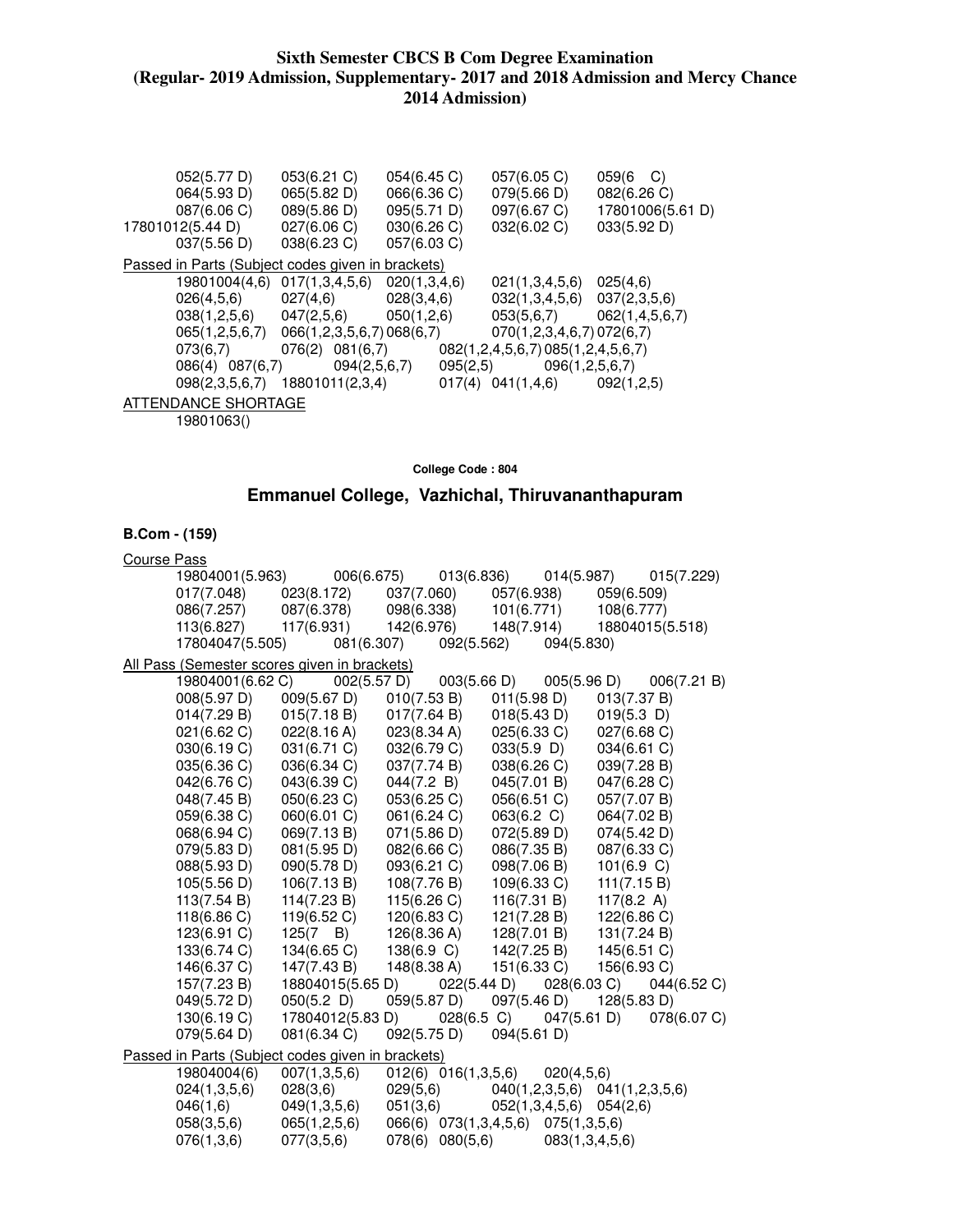**Sixth Semester CBCS B Com Degree Examination (Regular- 2019 Admission, Supplementary- 2017 and 2018 Admission and Mercy Chance 2014 Admission)**

052(5.77 D) 053(6.21 C) 054(6.45 C) 057(6.05 C) 059(6 C)
064(5.93 D) 065(5.82 D) 066(6.36 C) 079(5.66 D) 082(6.26 C)
087(6.06 C) 089(5.86 D) 095(5.71 D) 097(6.67 C) 17801006(5.61 D)
17801012(5.44 D) 027(6.06 C) 030(6.26 C) 032(6.02 C) 033(5.92 D)
037(5.56 D) 038(6.23 C) 057(6.03 C)

Passed in Parts (Subject codes given in brackets)

19801004(4,6) 017(1,3,4,5,6) 020(1,3,4,6) 021(1,3,4,5,6) 025(4,6)
026(4,5,6) 027(4,6) 028(3,4,6) 032(1,3,4,5,6) 037(2,3,5,6)
038(1,2,5,6) 047(2,5,6) 050(1,2,6) 053(5,6,7) 062(1,4,5,6,7)
065(1,2,5,6,7) 066(1,2,3,5,6,7) 068(6,7) 070(1,2,3,4,6,7) 072(6,7)
073(6,7) 076(2) 081(6,7) 082(1,2,4,5,6,7) 085(1,2,4,5,6,7)
086(4) 087(6,7) 094(2,5,6,7) 095(2,5) 096(1,2,5,6,7)
098(2,3,5,6,7) 18801011(2,3,4) 017(4) 041(1,4,6) 092(1,2,5)

ATTENDANCE SHORTAGE

19801063()

College Code : 804

## Emmanuel College, Vazhichal, Thiruvananthapuram

### B.Com - (159)

Course Pass

19804001(5.963) 006(6.675) 013(6.836) 014(5.987) 015(7.229)
017(7.048) 023(8.172) 037(7.060) 057(6.938) 059(6.509)
086(7.257) 087(6.378) 098(6.338) 101(6.771) 108(6.777)
113(6.827) 117(6.931) 142(6.976) 148(7.914) 18804015(5.518)
17804047(5.505) 081(6.307) 092(5.562) 094(5.830)

All Pass (Semester scores given in brackets)

19804001(6.62 C) 002(5.57 D) 003(5.66 D) 005(5.96 D) 006(7.21 B)
008(5.97 D) 009(5.67 D) 010(7.53 B) 011(5.98 D) 013(7.37 B)
014(7.29 B) 015(7.18 B) 017(7.64 B) 018(5.43 D) 019(5.3 D)
021(6.62 C) 022(8.16 A) 023(8.34 A) 025(6.33 C) 027(6.68 C)
030(6.19 C) 031(6.71 C) 032(6.79 C) 033(5.9 D) 034(6.61 C)
035(6.36 C) 036(6.34 C) 037(7.74 B) 038(6.26 C) 039(7.28 B)
042(6.76 C) 043(6.39 C) 044(7.2 B) 045(7.01 B) 047(6.28 C)
048(7.45 B) 050(6.23 C) 053(6.25 C) 056(6.51 C) 057(7.07 B)
059(6.38 C) 060(6.01 C) 061(6.24 C) 063(6.2 C) 064(7.02 B)
068(6.94 C) 069(7.13 B) 071(5.86 D) 072(5.89 D) 074(5.42 D)
079(5.83 D) 081(5.95 D) 082(6.66 C) 086(7.35 B) 087(6.33 C)
088(5.93 D) 090(5.78 D) 093(6.21 C) 098(7.06 B) 101(6.9 C)
105(5.56 D) 106(7.13 B) 108(7.76 B) 109(6.33 C) 111(7.15 B)
113(7.54 B) 114(7.23 B) 115(6.26 C) 116(7.31 B) 117(8.2 A)
118(6.86 C) 119(6.52 C) 120(6.83 C) 121(7.28 B) 122(6.86 C)
123(6.91 C) 125(7 B) 126(8.36 A) 128(7.01 B) 131(7.24 B)
133(6.74 C) 134(6.65 C) 138(6.9 C) 142(7.25 B) 145(6.51 C)
146(6.37 C) 147(7.43 B) 148(8.38 A) 151(6.33 C) 156(6.93 C)
157(7.23 B) 18804015(5.65 D) 022(5.44 D) 028(6.03 C) 044(6.52 C)
049(5.72 D) 050(5.2 D) 059(5.87 D) 097(5.46 D) 128(5.83 D)
130(6.19 C) 17804012(5.83 D) 028(6.5 C) 047(5.61 D) 078(6.07 C)
079(5.64 D) 081(6.34 C) 092(5.75 D) 094(5.61 D)

Passed in Parts (Subject codes given in brackets)

19804004(6) 007(1,3,5,6) 012(6) 016(1,3,5,6) 020(4,5,6)
024(1,3,5,6) 028(3,6) 029(5,6) 040(1,2,3,5,6) 041(1,2,3,5,6)
046(1,6) 049(1,3,5,6) 051(3,6) 052(1,3,4,5,6) 054(2,6)
058(3,5,6) 065(1,2,5,6) 066(6) 073(1,3,4,5,6) 075(1,3,5,6)
076(1,3,6) 077(3,5,6) 078(6) 080(5,6) 083(1,3,4,5,6)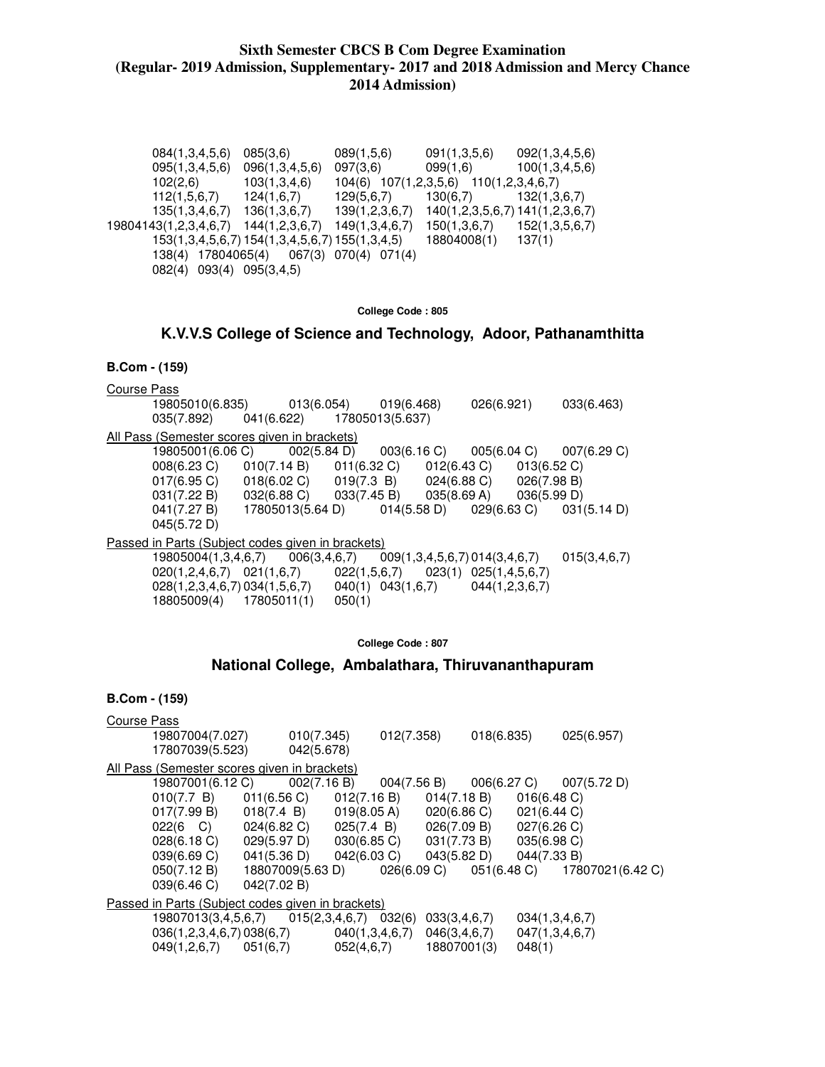**Sixth Semester CBCS B Com Degree Examination**
**(Regular- 2019 Admission, Supplementary- 2017 and 2018 Admission and Mercy Chance 2014 Admission)**

084(1,3,4,5,6) 085(3,6) 089(1,5,6) 091(1,3,5,6) 092(1,3,4,5,6)
095(1,3,4,5,6) 096(1,3,4,5,6) 097(3,6) 099(1,6) 100(1,3,4,5,6)
102(2,6) 103(1,3,4,6) 104(6) 107(1,2,3,5,6) 110(1,2,3,4,6,7)
112(1,5,6,7) 124(1,6,7) 129(5,6,7) 130(6,7) 132(1,3,6,7)
135(1,3,4,6,7) 136(1,3,6,7) 139(1,2,3,6,7) 140(1,2,3,5,6,7) 141(1,2,3,6,7)
19804143(1,2,3,4,6,7) 144(1,2,3,6,7) 149(1,3,4,6,7) 150(1,3,6,7) 152(1,3,5,6,7)
153(1,3,4,5,6,7) 154(1,3,4,5,6,7) 155(1,3,4,5) 18804008(1) 137(1)
138(4) 17804065(4) 067(3) 070(4) 071(4)
082(4) 093(4) 095(3,4,5)

**College Code : 805**

## K.V.V.S College of Science and Technology, Adoor, Pathanamthitta

**B.Com - (159)**

Course Pass

19805010(6.835) 013(6.054) 019(6.468) 026(6.921) 033(6.463)
035(7.892) 041(6.622) 17805013(5.637)

All Pass (Semester scores given in brackets)

19805001(6.06 C) 002(5.84 D) 003(6.16 C) 005(6.04 C) 007(6.29 C)
008(6.23 C) 010(7.14 B) 011(6.32 C) 012(6.43 C) 013(6.52 C)
017(6.95 C) 018(6.02 C) 019(7.3 B) 024(6.88 C) 026(7.98 B)
031(7.22 B) 032(6.88 C) 033(7.45 B) 035(8.69 A) 036(5.99 D)
041(7.27 B) 17805013(5.64 D) 014(5.58 D) 029(6.63 C) 031(5.14 D)
045(5.72 D)

Passed in Parts (Subject codes given in brackets)

19805004(1,3,4,6,7) 006(3,4,6,7) 009(1,3,4,5,6,7) 014(3,4,6,7) 015(3,4,6,7)
020(1,2,4,6,7) 021(1,6,7) 022(1,5,6,7) 023(1) 025(1,4,5,6,7)
028(1,2,3,4,6,7) 034(1,5,6,7) 040(1) 043(1,6,7) 044(1,2,3,6,7)
18805009(4) 17805011(1) 050(1)

**College Code : 807**

## National College, Ambalathara, Thiruvananthapuram

**B.Com - (159)**

Course Pass

19807004(7.027) 010(7.345) 012(7.358) 018(6.835) 025(6.957)
17807039(5.523) 042(5.678)

All Pass (Semester scores given in brackets)

19807001(6.12 C) 002(7.16 B) 004(7.56 B) 006(6.27 C) 007(5.72 D)
010(7.7 B) 011(6.56 C) 012(7.16 B) 014(7.18 B) 016(6.48 C)
017(7.99 B) 018(7.4 B) 019(8.05 A) 020(6.86 C) 021(6.44 C)
022(6 C) 024(6.82 C) 025(7.4 B) 026(7.09 B) 027(6.26 C)
028(6.18 C) 029(5.97 D) 030(6.85 C) 031(7.73 B) 035(6.98 C)
039(6.69 C) 041(5.36 D) 042(6.03 C) 043(5.82 D) 044(7.33 B)
050(7.12 B) 18807009(5.63 D) 026(6.09 C) 051(6.48 C) 17807021(6.42 C)
039(6.46 C) 042(7.02 B)

Passed in Parts (Subject codes given in brackets)

19807013(3,4,5,6,7) 015(2,3,4,6,7) 032(6) 033(3,4,6,7) 034(1,3,4,6,7)
036(1,2,3,4,6,7) 038(6,7) 040(1,3,4,6,7) 046(3,4,6,7) 047(1,3,4,6,7)
049(1,2,6,7) 051(6,7) 052(4,6,7) 18807001(3) 048(1)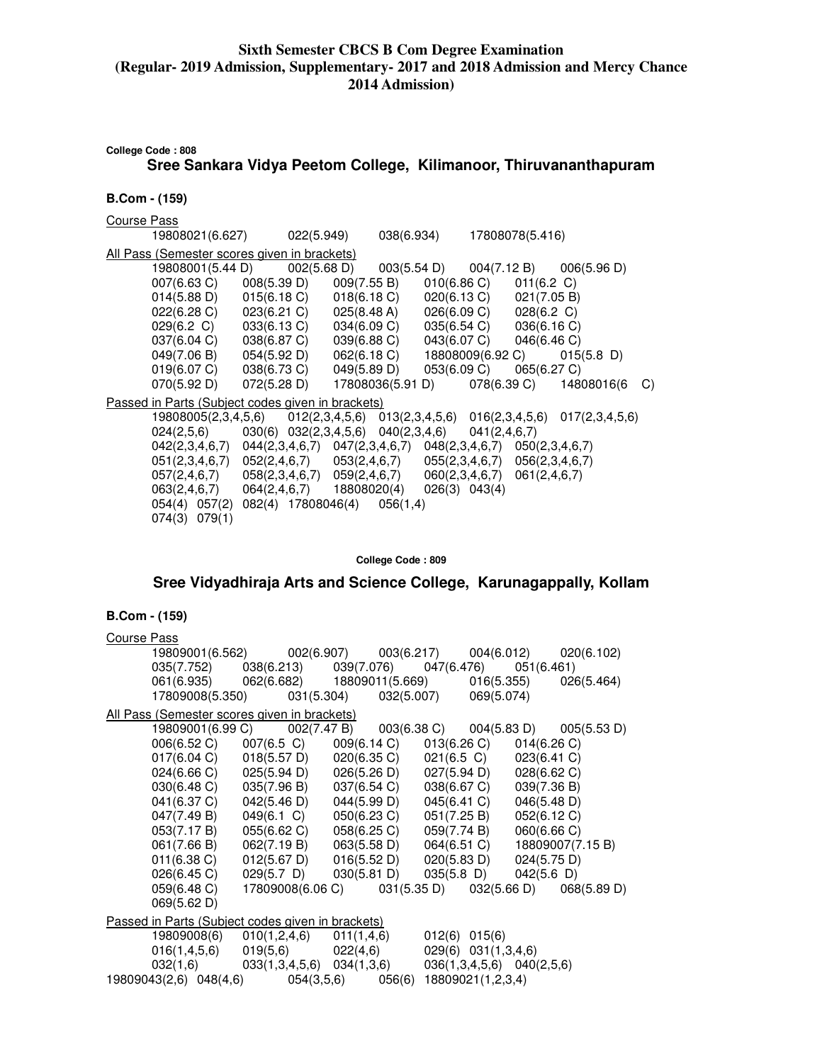**Sixth Semester CBCS B Com Degree Examination (Regular- 2019 Admission, Supplementary- 2017 and 2018 Admission and Mercy Chance 2014 Admission)**

College Code : 808

## Sree Sankara Vidya Peetom College, Kilimanoor, Thiruvananthapuram

### B.Com - (159)

Course Pass

19808021(6.627) 022(5.949) 038(6.934) 17808078(5.416)

All Pass (Semester scores given in brackets)

19808001(5.44 D) 002(5.68 D) 003(5.54 D) 004(7.12 B) 006(5.96 D)
007(6.63 C) 008(5.39 D) 009(7.55 B) 010(6.86 C) 011(6.2 C)
014(5.88 D) 015(6.18 C) 018(6.18 C) 020(6.13 C) 021(7.05 B)
022(6.28 C) 023(6.21 C) 025(8.48 A) 026(6.09 C) 028(6.2 C)
029(6.2 C) 033(6.13 C) 034(6.09 C) 035(6.54 C) 036(6.16 C)
037(6.04 C) 038(6.87 C) 039(6.88 C) 043(6.07 C) 046(6.46 C)
049(7.06 B) 054(5.92 D) 062(6.18 C) 18808009(6.92 C) 015(5.8 D)
019(6.07 C) 038(6.73 C) 049(5.89 D) 053(6.09 C) 065(6.27 C)
070(5.92 D) 072(5.28 D) 17808036(5.91 D) 078(6.39 C) 14808016(6 C)

Passed in Parts (Subject codes given in brackets)

19808005(2,3,4,5,6) 012(2,3,4,5,6) 013(2,3,4,5,6) 016(2,3,4,5,6) 017(2,3,4,5,6)
024(2,5,6) 030(6) 032(2,3,4,5,6) 040(2,3,4,6) 041(2,4,6,7)
042(2,3,4,6,7) 044(2,3,4,6,7) 047(2,3,4,6,7) 048(2,3,4,6,7) 050(2,3,4,6,7)
051(2,3,4,6,7) 052(2,4,6,7) 053(2,4,6,7) 055(2,3,4,6,7) 056(2,3,4,6,7)
057(2,4,6,7) 058(2,3,4,6,7) 059(2,4,6,7) 060(2,3,4,6,7) 061(2,4,6,7)
063(2,4,6,7) 064(2,4,6,7) 18808020(4) 026(3) 043(4)
054(4) 057(2) 082(4) 17808046(4) 056(1,4)
074(3) 079(1)

College Code : 809

## Sree Vidyadhiraja Arts and Science College, Karunagappally, Kollam

### B.Com - (159)

Course Pass

19809001(6.562) 002(6.907) 003(6.217) 004(6.012) 020(6.102)
035(7.752) 038(6.213) 039(7.076) 047(6.476) 051(6.461)
061(6.935) 062(6.682) 18809011(5.669) 016(5.355) 026(5.464)
17809008(5.350) 031(5.304) 032(5.007) 069(5.074)

All Pass (Semester scores given in brackets)

19809001(6.99 C) 002(7.47 B) 003(6.38 C) 004(5.83 D) 005(5.53 D)
006(6.52 C) 007(6.5 C) 009(6.14 C) 013(6.26 C) 014(6.26 C)
017(6.04 C) 018(5.57 D) 020(6.35 C) 021(6.5 C) 023(6.41 C)
024(6.66 C) 025(5.94 D) 026(5.26 D) 027(5.94 D) 028(6.62 C)
030(6.48 C) 035(7.96 B) 037(6.54 C) 038(6.67 C) 039(7.36 B)
041(6.37 C) 042(5.46 D) 044(5.99 D) 045(6.41 C) 046(5.48 D)
047(7.49 B) 049(6.1 C) 050(6.23 C) 051(7.25 B) 052(6.12 C)
053(7.17 B) 055(6.62 C) 058(6.25 C) 059(7.74 B) 060(6.66 C)
061(7.66 B) 062(7.19 B) 063(5.58 D) 064(6.51 C) 18809007(7.15 B)
011(6.38 C) 012(5.67 D) 016(5.52 D) 020(5.83 D) 024(5.75 D)
026(6.45 C) 029(5.7 D) 030(5.81 D) 035(5.8 D) 042(5.6 D)
059(6.48 C) 17809008(6.06 C) 031(5.35 D) 032(5.66 D) 068(5.89 D)
069(5.62 D)

Passed in Parts (Subject codes given in brackets)

19809008(6) 010(1,2,4,6) 011(1,4,6) 012(6) 015(6)
016(1,4,5,6) 019(5,6) 022(4,6) 029(6) 031(1,3,4,6)
032(1,6) 033(1,3,4,5,6) 034(1,3,6) 036(1,3,4,5,6) 040(2,5,6)
19809043(2,6) 048(4,6) 054(3,5,6) 056(6) 18809021(1,2,3,4)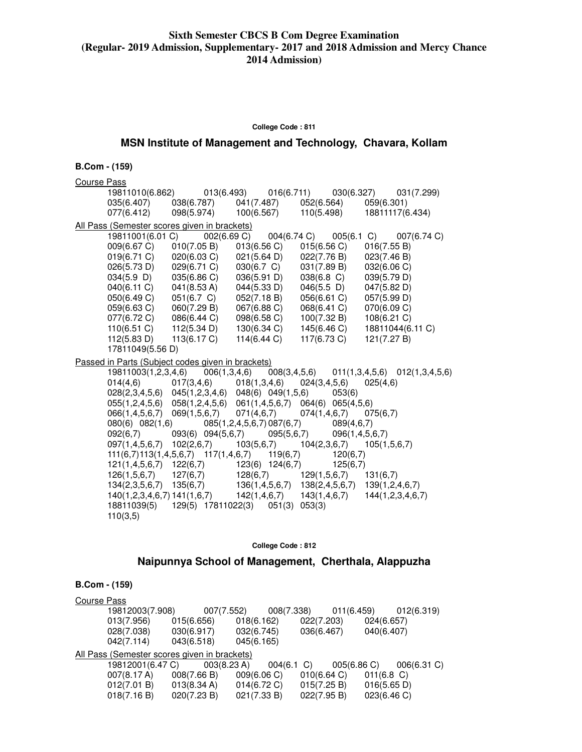**Sixth Semester CBCS B Com Degree Examination (Regular- 2019 Admission, Supplementary- 2017 and 2018 Admission and Mercy Chance 2014 Admission)**

**College Code : 811**

## MSN Institute of Management and Technology, Chavara, Kollam

**B.Com - (159)**

Course Pass

19811010(6.862) 013(6.493) 016(6.711) 030(6.327) 031(7.299)
035(6.407) 038(6.787) 041(7.487) 052(6.564) 059(6.301)
077(6.412) 098(5.974) 100(6.567) 110(5.498) 18811117(6.434)

All Pass (Semester scores given in brackets)

19811001(6.01 C) 002(6.69 C) 004(6.74 C) 005(6.1 C) 007(6.74 C)
009(6.67 C) 010(7.05 B) 013(6.56 C) 015(6.56 C) 016(7.55 B)
019(6.71 C) 020(6.03 C) 021(5.64 D) 022(7.76 B) 023(7.46 B)
026(5.73 D) 029(6.71 C) 030(6.7 C) 031(7.89 B) 032(6.06 C)
034(5.9 D) 035(6.86 C) 036(5.91 D) 038(6.8 C) 039(5.79 D)
040(6.11 C) 041(8.53 A) 044(5.33 D) 046(5.5 D) 047(5.82 D)
050(6.49 C) 051(6.7 C) 052(7.18 B) 056(6.61 C) 057(5.99 D)
059(6.63 C) 060(7.29 B) 067(6.88 C) 068(6.41 C) 070(6.09 C)
077(6.72 C) 086(6.44 C) 098(6.58 C) 100(7.32 B) 108(6.21 C)
110(6.51 C) 112(5.34 D) 130(6.34 C) 145(6.46 C) 18811044(6.11 C)
112(5.83 D) 113(6.17 C) 114(6.44 C) 117(6.73 C) 121(7.27 B)
17811049(5.56 D)

Passed in Parts (Subject codes given in brackets)

19811003(1,2,3,4,6) 006(1,3,4,6) 008(3,4,5,6) 011(1,3,4,5,6) 012(1,3,4,5,6)
014(4,6) 017(3,4,6) 018(1,3,4,6) 024(3,4,5,6) 025(4,6)
028(2,3,4,5,6) 045(1,2,3,4,6) 048(6) 049(1,5,6) 053(6)
055(1,2,4,5,6) 058(1,2,4,5,6) 061(1,4,5,6,7) 064(6) 065(4,5,6)
066(1,4,5,6,7) 069(1,5,6,7) 071(4,6,7) 074(1,4,6,7) 075(6,7)
080(6) 082(1,6) 085(1,2,4,5,6,7) 087(6,7) 089(4,6,7)
092(6,7) 093(6) 094(5,6,7) 095(5,6,7) 096(1,4,5,6,7)
097(1,4,5,6,7) 102(2,6,7) 103(5,6,7) 104(2,3,6,7) 105(1,5,6,7)
111(6,7) 113(1,4,5,6,7) 117(1,4,6,7) 119(6,7) 120(6,7)
121(1,4,5,6,7) 122(6,7) 123(6) 124(6,7) 125(6,7)
126(1,5,6,7) 127(6,7) 128(6,7) 129(1,5,6,7) 131(6,7)
134(2,3,5,6,7) 135(6,7) 136(1,4,5,6,7) 138(2,4,5,6,7) 139(1,2,4,6,7)
140(1,2,3,4,6,7) 141(1,6,7) 142(1,4,6,7) 143(1,4,6,7) 144(1,2,3,4,6,7)
18811039(5) 129(5) 17811022(3) 051(3) 053(3)
110(3,5)

**College Code : 812**

## Naipunnya School of Management, Cherthala, Alappuzha

**B.Com - (159)**

Course Pass

19812003(7.908) 007(7.552) 008(7.338) 011(6.459) 012(6.319)
013(7.956) 015(6.656) 018(6.162) 022(7.203) 024(6.657)
028(7.038) 030(6.917) 032(6.745) 036(6.467) 040(6.407)
042(7.114) 043(6.518) 045(6.165)

All Pass (Semester scores given in brackets)

19812001(6.47 C) 003(8.23 A) 004(6.1 C) 005(6.86 C) 006(6.31 C)
007(8.17 A) 008(7.66 B) 009(6.06 C) 010(6.64 C) 011(6.8 C)
012(7.01 B) 013(8.34 A) 014(6.72 C) 015(7.25 B) 016(5.65 D)
018(7.16 B) 020(7.23 B) 021(7.33 B) 022(7.95 B) 023(6.46 C)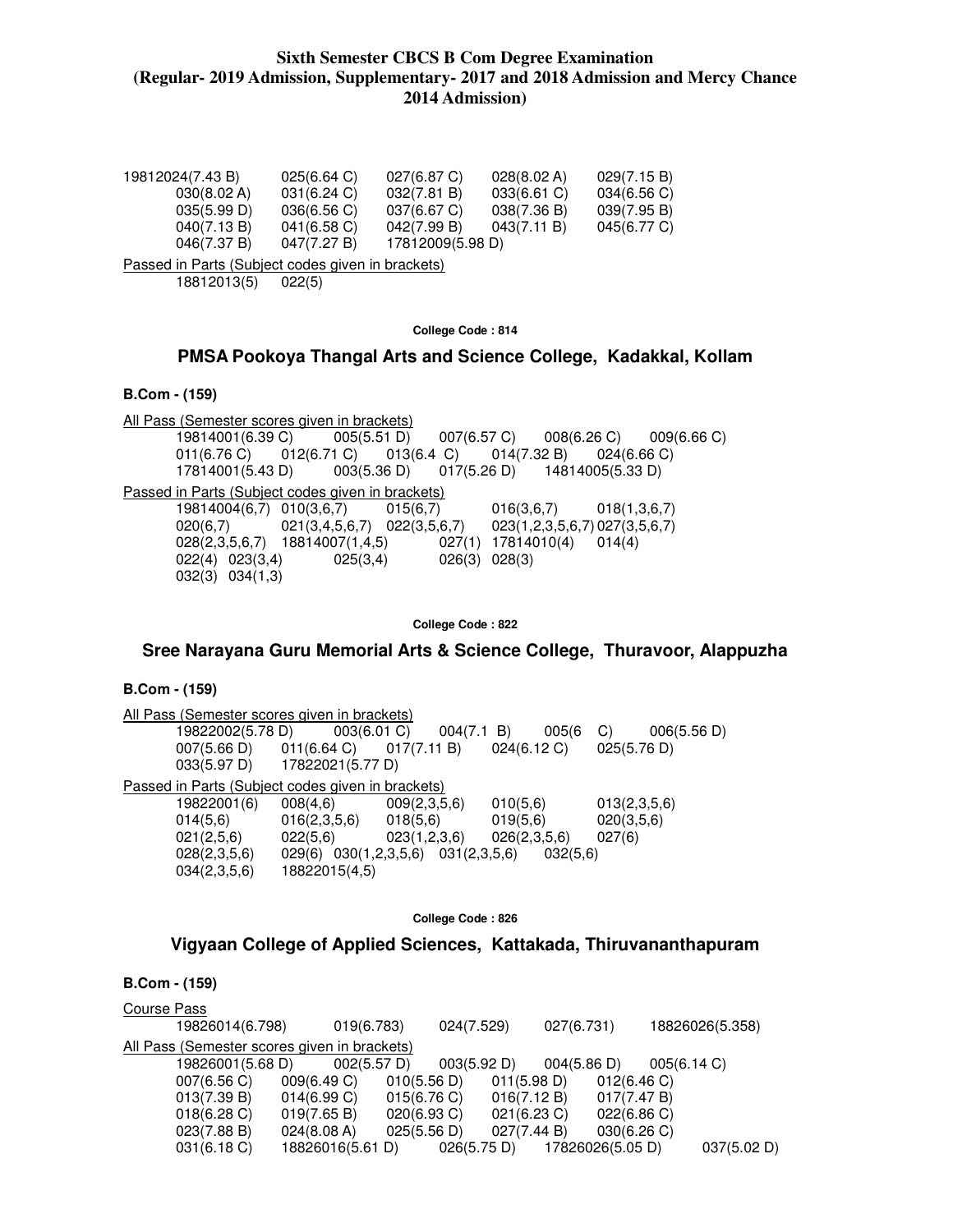**Sixth Semester CBCS B Com Degree Examination (Regular- 2019 Admission, Supplementary- 2017 and 2018 Admission and Mercy Chance 2014 Admission)**

19812024(7.43 B) 025(6.64 C) 027(6.87 C) 028(8.02 A) 029(7.15 B)
030(8.02 A) 031(6.24 C) 032(7.81 B) 033(6.61 C) 034(6.56 C)
035(5.99 D) 036(6.56 C) 037(6.67 C) 038(7.36 B) 039(7.95 B)
040(7.13 B) 041(6.58 C) 042(7.99 B) 043(7.11 B) 045(6.77 C)
046(7.37 B) 047(7.27 B) 17812009(5.98 D)

Passed in Parts (Subject codes given in brackets)

18812013(5) 022(5)

College Code : 814

## PMSA Pookoya Thangal Arts and Science College, Kadakkal, Kollam

**B.Com - (159)**

All Pass (Semester scores given in brackets)

19814001(6.39 C) 005(5.51 D) 007(6.57 C) 008(6.26 C) 009(6.66 C)
011(6.76 C) 012(6.71 C) 013(6.4 C) 014(7.32 B) 024(6.66 C)
17814001(5.43 D) 003(5.36 D) 017(5.26 D) 14814005(5.33 D)

Passed in Parts (Subject codes given in brackets)

19814004(6,7) 010(3,6,7) 015(6,7) 016(3,6,7) 018(1,3,6,7)
020(6,7) 021(3,4,5,6,7) 022(3,5,6,7) 023(1,2,3,5,6,7) 027(3,5,6,7)
028(2,3,5,6,7) 18814007(1,4,5) 027(1) 17814010(4) 014(4)
022(4) 023(3,4) 025(3,4) 026(3) 028(3)
032(3) 034(1,3)

College Code : 822

## Sree Narayana Guru Memorial Arts & Science College, Thuravoor, Alappuzha

**B.Com - (159)**

All Pass (Semester scores given in brackets)

19822002(5.78 D) 003(6.01 C) 004(7.1 B) 005(6 C) 006(5.56 D)
007(5.66 D) 011(6.64 C) 017(7.11 B) 024(6.12 C) 025(5.76 D)
033(5.97 D) 17822021(5.77 D)

Passed in Parts (Subject codes given in brackets)

19822001(6) 008(4,6) 009(2,3,5,6) 010(5,6) 013(2,3,5,6)
014(5,6) 016(2,3,5,6) 018(5,6) 019(5,6) 020(3,5,6)
021(2,5,6) 022(5,6) 023(1,2,3,6) 026(2,3,5,6) 027(6)
028(2,3,5,6) 029(6) 030(1,2,3,5,6) 031(2,3,5,6) 032(5,6)
034(2,3,5,6) 18822015(4,5)

College Code : 826

## Vigyaan College of Applied Sciences, Kattakada, Thiruvananthapuram

**B.Com - (159)**

Course Pass

19826014(6.798) 019(6.783) 024(7.529) 027(6.731) 18826026(5.358)

All Pass (Semester scores given in brackets)

19826001(5.68 D) 002(5.57 D) 003(5.92 D) 004(5.86 D) 005(6.14 C)
007(6.56 C) 009(6.49 C) 010(5.56 D) 011(5.98 D) 012(6.46 C)
013(7.39 B) 014(6.99 C) 015(6.76 C) 016(7.12 B) 017(7.47 B)
018(6.28 C) 019(7.65 B) 020(6.93 C) 021(6.23 C) 022(6.86 C)
023(7.88 B) 024(8.08 A) 025(5.56 D) 027(7.44 B) 030(6.26 C)
031(6.18 C) 18826016(5.61 D) 026(5.75 D) 17826026(5.05 D) 037(5.02 D)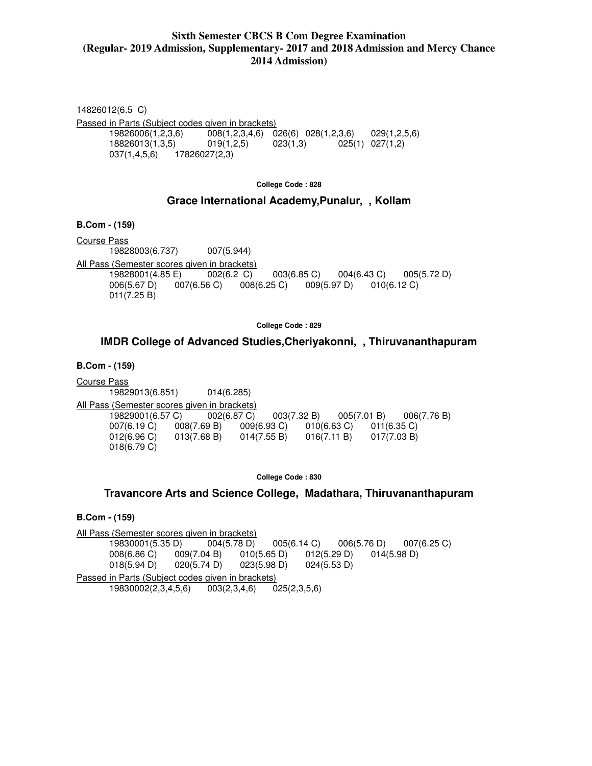**Sixth Semester CBCS B Com Degree Examination**
**(Regular- 2019 Admission, Supplementary- 2017 and 2018 Admission and Mercy Chance 2014 Admission)**

14826012(6.5 C)

Passed in Parts (Subject codes given in brackets)

19826006(1,2,3,6)  008(1,2,3,4,6)  026(6)  028(1,2,3,6)  029(1,2,5,6)
18826013(1,3,5)  019(1,2,5)  023(1,3)  025(1)  027(1,2)
037(1,4,5,6)  17826027(2,3)

**College Code : 828**

## Grace International Academy,Punalur, , Kollam

**B.Com - (159)**

Course Pass

19828003(6.737)  007(5.944)

All Pass (Semester scores given in brackets)

19828001(4.85 E)  002(6.2 C)  003(6.85 C)  004(6.43 C)  005(5.72 D)
006(5.67 D)  007(6.56 C)  008(6.25 C)  009(5.97 D)  010(6.12 C)
011(7.25 B)

**College Code : 829**

## IMDR College of Advanced Studies,Cheriyakonni, , Thiruvananthapuram

**B.Com - (159)**

Course Pass

19829013(6.851)  014(6.285)

All Pass (Semester scores given in brackets)

19829001(6.57 C)  002(6.87 C)  003(7.32 B)  005(7.01 B)  006(7.76 B)
007(6.19 C)  008(7.69 B)  009(6.93 C)  010(6.63 C)  011(6.35 C)
012(6.96 C)  013(7.68 B)  014(7.55 B)  016(7.11 B)  017(7.03 B)
018(6.79 C)

**College Code : 830**

## Travancore Arts and Science College, Madathara, Thiruvananthapuram

**B.Com - (159)**

All Pass (Semester scores given in brackets)

19830001(5.35 D)  004(5.78 D)  005(6.14 C)  006(5.76 D)  007(6.25 C)
008(6.86 C)  009(7.04 B)  010(5.65 D)  012(5.29 D)  014(5.98 D)
018(5.94 D)  020(5.74 D)  023(5.98 D)  024(5.53 D)

Passed in Parts (Subject codes given in brackets)

19830002(2,3,4,5,6)  003(2,3,4,6)  025(2,3,5,6)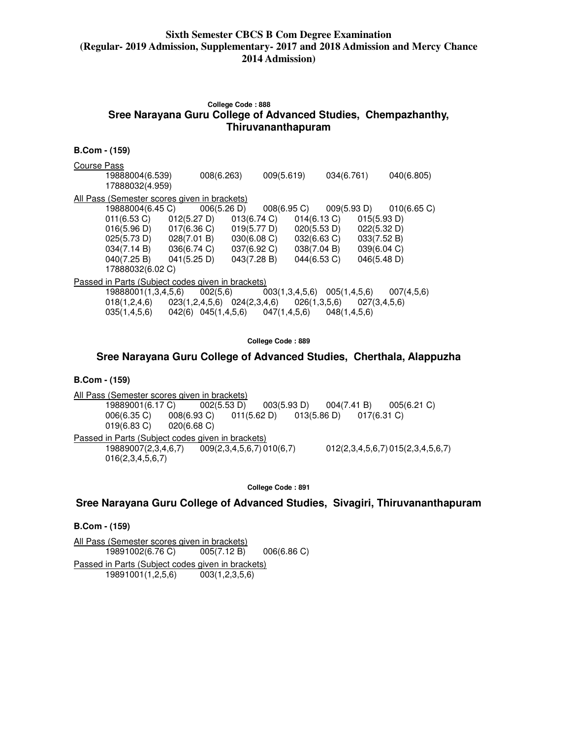**Sixth Semester CBCS B Com Degree Examination (Regular- 2019 Admission, Supplementary- 2017 and 2018 Admission and Mercy Chance 2014 Admission)**

College Code : 888

## Sree Narayana Guru College of Advanced Studies, Chempazhanthy, Thiruvananthapuram

**B.Com - (159)**

Course Pass

19888004(6.539) 008(6.263) 009(5.619) 034(6.761) 040(6.805)
17888032(4.959)

All Pass (Semester scores given in brackets)

19888004(6.45 C) 006(5.26 D) 008(6.95 C) 009(5.93 D) 010(6.65 C)
011(6.53 C) 012(5.27 D) 013(6.74 C) 014(6.13 C) 015(5.93 D)
016(5.96 D) 017(6.36 C) 019(5.77 D) 020(5.53 D) 022(5.32 D)
025(5.73 D) 028(7.01 B) 030(6.08 C) 032(6.63 C) 033(7.52 B)
034(7.14 B) 036(6.74 C) 037(6.92 C) 038(7.04 B) 039(6.04 C)
040(7.25 B) 041(5.25 D) 043(7.28 B) 044(6.53 C) 046(5.48 D)
17888032(6.02 C)

Passed in Parts (Subject codes given in brackets)

19888001(1,3,4,5,6) 002(5,6) 003(1,3,4,5,6) 005(1,4,5,6) 007(4,5,6)
018(1,2,4,6) 023(1,2,4,5,6) 024(2,3,4,6) 026(1,3,5,6) 027(3,4,5,6)
035(1,4,5,6) 042(6) 045(1,4,5,6) 047(1,4,5,6) 048(1,4,5,6)

College Code : 889

## Sree Narayana Guru College of Advanced Studies, Cherthala, Alappuzha

**B.Com - (159)**

All Pass (Semester scores given in brackets)

19889001(6.17 C) 002(5.53 D) 003(5.93 D) 004(7.41 B) 005(6.21 C)
006(6.35 C) 008(6.93 C) 011(5.62 D) 013(5.86 D) 017(6.31 C)
019(6.83 C) 020(6.68 C)

Passed in Parts (Subject codes given in brackets)

19889007(2,3,4,6,7) 009(2,3,4,5,6,7) 010(6,7) 012(2,3,4,5,6,7) 015(2,3,4,5,6,7)
016(2,3,4,5,6,7)

College Code : 891

## Sree Narayana Guru College of Advanced Studies, Sivagiri, Thiruvananthapuram

**B.Com - (159)**

All Pass (Semester scores given in brackets)

19891002(6.76 C) 005(7.12 B) 006(6.86 C)

Passed in Parts (Subject codes given in brackets)

19891001(1,2,5,6) 003(1,2,3,5,6)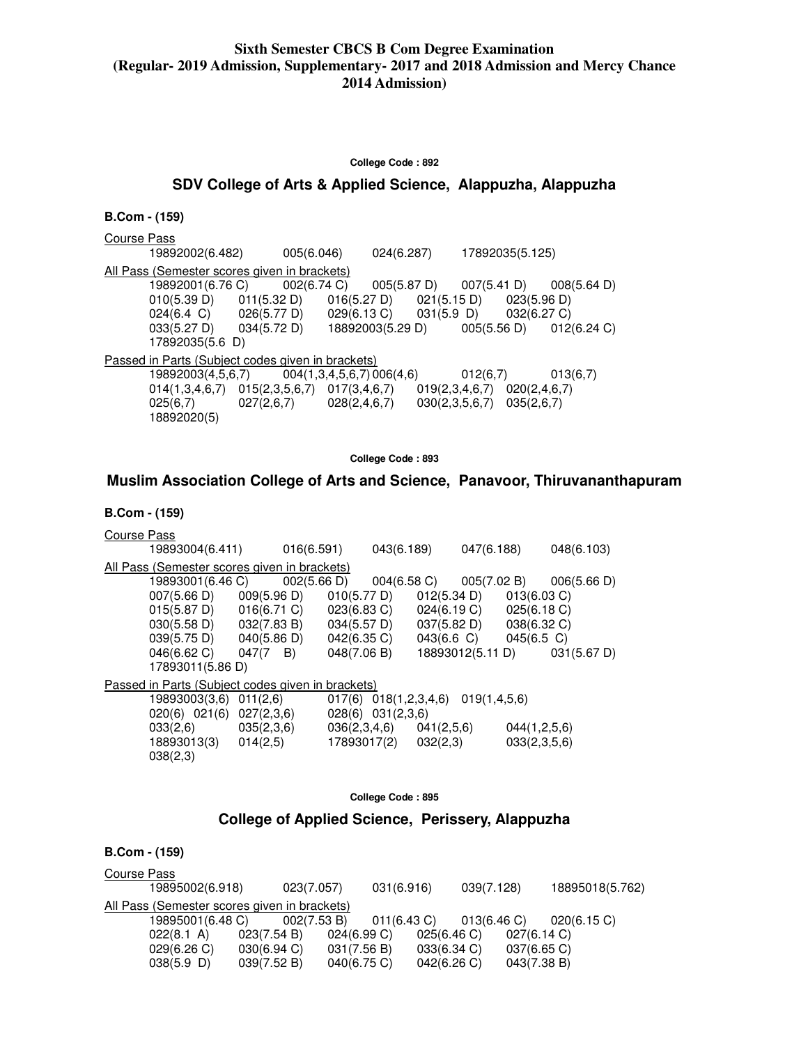**Sixth Semester CBCS B Com Degree Examination**
**(Regular- 2019 Admission, Supplementary- 2017 and 2018 Admission and Mercy Chance 2014 Admission)**

**College Code : 892**

## SDV College of Arts & Applied Science, Alappuzha, Alappuzha

**B.Com - (159)**

Course Pass

19892002(6.482) 005(6.046) 024(6.287) 17892035(5.125)

All Pass (Semester scores given in brackets)

19892001(6.76 C) 002(6.74 C) 005(5.87 D) 007(5.41 D) 008(5.64 D)
010(5.39 D) 011(5.32 D) 016(5.27 D) 021(5.15 D) 023(5.96 D)
024(6.4 C) 026(5.77 D) 029(6.13 C) 031(5.9 D) 032(6.27 C)
033(5.27 D) 034(5.72 D) 18892003(5.29 D) 005(5.56 D) 012(6.24 C)
17892035(5.6 D)

Passed in Parts (Subject codes given in brackets)

19892003(4,5,6,7) 004(1,3,4,5,6,7) 006(4,6) 012(6,7) 013(6,7)
014(1,3,4,6,7) 015(2,3,5,6,7) 017(3,4,6,7) 019(2,3,4,6,7) 020(2,4,6,7)
025(6,7) 027(2,6,7) 028(2,4,6,7) 030(2,3,5,6,7) 035(2,6,7)
18892020(5)

**College Code : 893**

## Muslim Association College of Arts and Science, Panavoor, Thiruvananthapuram

**B.Com - (159)**

Course Pass

19893004(6.411) 016(6.591) 043(6.189) 047(6.188) 048(6.103)

All Pass (Semester scores given in brackets)

19893001(6.46 C) 002(5.66 D) 004(6.58 C) 005(7.02 B) 006(5.66 D)
007(5.66 D) 009(5.96 D) 010(5.77 D) 012(5.34 D) 013(6.03 C)
015(5.87 D) 016(6.71 C) 023(6.83 C) 024(6.19 C) 025(6.18 C)
030(5.58 D) 032(7.83 B) 034(5.57 D) 037(5.82 D) 038(6.32 C)
039(5.75 D) 040(5.86 D) 042(6.35 C) 043(6.6 C) 045(6.5 C)
046(6.62 C) 047(7 B) 048(7.06 B) 18893012(5.11 D) 031(5.67 D)
17893011(5.86 D)

Passed in Parts (Subject codes given in brackets)

19893003(3,6) 011(2,6) 017(6) 018(1,2,3,4,6) 019(1,4,5,6)
020(6) 021(6) 027(2,3,6) 028(6) 031(2,3,6)
033(2,6) 035(2,3,6) 036(2,3,4,6) 041(2,5,6) 044(1,2,5,6)
18893013(3) 014(2,5) 17893017(2) 032(2,3) 033(2,3,5,6)
038(2,3)

**College Code : 895**

## College of Applied Science, Perissery, Alappuzha

**B.Com - (159)**

Course Pass

19895002(6.918) 023(7.057) 031(6.916) 039(7.128) 18895018(5.762)

All Pass (Semester scores given in brackets)

19895001(6.48 C) 002(7.53 B) 011(6.43 C) 013(6.46 C) 020(6.15 C)
022(8.1 A) 023(7.54 B) 024(6.99 C) 025(6.46 C) 027(6.14 C)
029(6.26 C) 030(6.94 C) 031(7.56 B) 033(6.34 C) 037(6.65 C)
038(5.9 D) 039(7.52 B) 040(6.75 C) 042(6.26 C) 043(7.38 B)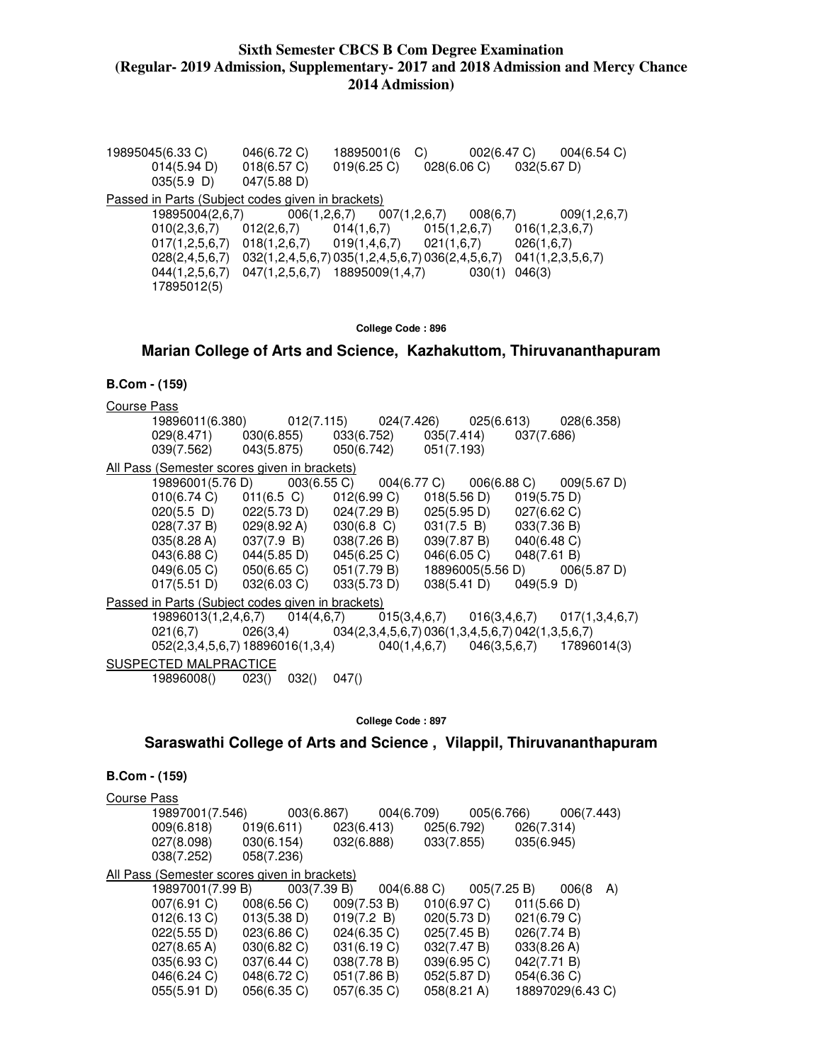**Sixth Semester CBCS B Com Degree Examination**
**(Regular- 2019 Admission, Supplementary- 2017 and 2018 Admission and Mercy Chance 2014 Admission)**

19895045(6.33 C) 046(6.72 C) 18895001(6 C) 002(6.47 C) 004(6.54 C)
014(5.94 D) 018(6.57 C) 019(6.25 C) 028(6.06 C) 032(5.67 D)
035(5.9 D) 047(5.88 D)

Passed in Parts (Subject codes given in brackets)

19895004(2,6,7) 006(1,2,6,7) 007(1,2,6,7) 008(6,7) 009(1,2,6,7)
010(2,3,6,7) 012(2,6,7) 014(1,6,7) 015(1,2,6,7) 016(1,2,3,6,7)
017(1,2,5,6,7) 018(1,2,6,7) 019(1,4,6,7) 021(1,6,7) 026(1,6,7)
028(2,4,5,6,7) 032(1,2,4,5,6,7) 035(1,2,4,5,6,7) 036(2,4,5,6,7) 041(1,2,3,5,6,7)
044(1,2,5,6,7) 047(1,2,5,6,7) 18895009(1,4,7) 030(1) 046(3)
17895012(5)

**College Code : 896**

## Marian College of Arts and Science, Kazhakuttom, Thiruvananthapuram

**B.Com - (159)**

Course Pass

19896011(6.380) 012(7.115) 024(7.426) 025(6.613) 028(6.358)
029(8.471) 030(6.855) 033(6.752) 035(7.414) 037(7.686)
039(7.562) 043(5.875) 050(6.742) 051(7.193)

All Pass (Semester scores given in brackets)

19896001(5.76 D) 003(6.55 C) 004(6.77 C) 006(6.88 C) 009(5.67 D)
010(6.74 C) 011(6.5 C) 012(6.99 C) 018(5.56 D) 019(5.75 D)
020(5.5 D) 022(5.73 D) 024(7.29 B) 025(5.95 D) 027(6.62 C)
028(7.37 B) 029(8.92 A) 030(6.8 C) 031(7.5 B) 033(7.36 B)
035(8.28 A) 037(7.9 B) 038(7.26 B) 039(7.87 B) 040(6.48 C)
043(6.88 C) 044(5.85 D) 045(6.25 C) 046(6.05 C) 048(7.61 B)
049(6.05 C) 050(6.65 C) 051(7.79 B) 18896005(5.56 D) 006(5.87 D)
017(5.51 D) 032(6.03 C) 033(5.73 D) 038(5.41 D) 049(5.9 D)

Passed in Parts (Subject codes given in brackets)

19896013(1,2,4,6,7) 014(4,6,7) 015(3,4,6,7) 016(3,4,6,7) 017(1,3,4,6,7)
021(6,7) 026(3,4) 034(2,3,4,5,6,7) 036(1,3,4,5,6,7) 042(1,3,5,6,7)
052(2,3,4,5,6,7) 18896016(1,3,4) 040(1,4,6,7) 046(3,5,6,7) 17896014(3)

SUSPECTED MALPRACTICE

19896008() 023() 032() 047()

**College Code : 897**

## Saraswathi College of Arts and Science , Vilappil, Thiruvananthapuram

**B.Com - (159)**

Course Pass

19897001(7.546) 003(6.867) 004(6.709) 005(6.766) 006(7.443)
009(6.818) 019(6.611) 023(6.413) 025(6.792) 026(7.314)
027(8.098) 030(6.154) 032(6.888) 033(7.855) 035(6.945)
038(7.252) 058(7.236)

All Pass (Semester scores given in brackets)

19897001(7.99 B) 003(7.39 B) 004(6.88 C) 005(7.25 B) 006(8 A)
007(6.91 C) 008(6.56 C) 009(7.53 B) 010(6.97 C) 011(5.66 D)
012(6.13 C) 013(5.38 D) 019(7.2 B) 020(5.73 D) 021(6.79 C)
022(5.55 D) 023(6.86 C) 024(6.35 C) 025(7.45 B) 026(7.74 B)
027(8.65 A) 030(6.82 C) 031(6.19 C) 032(7.47 B) 033(8.26 A)
035(6.93 C) 037(6.44 C) 038(7.78 B) 039(6.95 C) 042(7.71 B)
046(6.24 C) 048(6.72 C) 051(7.86 B) 052(5.87 D) 054(6.36 C)
055(5.91 D) 056(6.35 C) 057(6.35 C) 058(8.21 A) 18897029(6.43 C)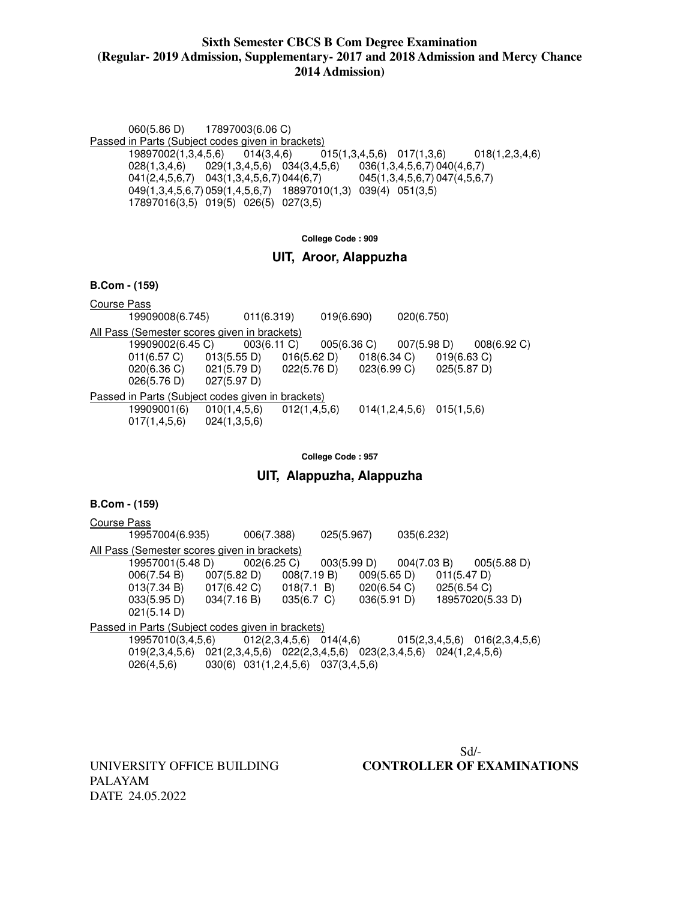# Sixth Semester CBCS B Com Degree Examination (Regular- 2019 Admission, Supplementary- 2017 and 2018 Admission and Mercy Chance 2014 Admission)

060(5.86 D)     17897003(6.06 C)

Passed in Parts (Subject codes given in brackets)

19897002(1,3,4,5,6)     014(3,4,6)     015(1,3,4,5,6)     017(1,3,6)     018(1,2,3,4,6)
028(1,3,4,6)     029(1,3,4,5,6)     034(3,4,5,6)     036(1,3,4,5,6,7)     040(4,6,7)
041(2,4,5,6,7)     043(1,3,4,5,6,7)     044(6,7)     045(1,3,4,5,6,7)     047(4,5,6,7)
049(1,3,4,5,6,7)     059(1,4,5,6,7)     18897010(1,3)     039(4)     051(3,5)
17897016(3,5)     019(5)     026(5)     027(3,5)

**College Code : 909**

## UIT, Aroor, Alappuzha

**B.Com - (159)**

Course Pass

19909008(6.745)     011(6.319)     019(6.690)     020(6.750)

All Pass (Semester scores given in brackets)

19909002(6.45 C)     003(6.11 C)     005(6.36 C)     007(5.98 D)     008(6.92 C)
011(6.57 C)     013(5.55 D)     016(5.62 D)     018(6.34 C)     019(6.63 C)
020(6.36 C)     021(5.79 D)     022(5.76 D)     023(6.99 C)     025(5.87 D)
026(5.76 D)     027(5.97 D)

Passed in Parts (Subject codes given in brackets)

19909001(6)     010(1,4,5,6)     012(1,4,5,6)     014(1,2,4,5,6)     015(1,5,6)
017(1,4,5,6)     024(1,3,5,6)

**College Code : 957**

## UIT, Alappuzha, Alappuzha

**B.Com - (159)**

Course Pass

19957004(6.935)     006(7.388)     025(5.967)     035(6.232)

All Pass (Semester scores given in brackets)

19957001(5.48 D)     002(6.25 C)     003(5.99 D)     004(7.03 B)     005(5.88 D)
006(7.54 B)     007(5.82 D)     008(7.19 B)     009(5.65 D)     011(5.47 D)
013(7.34 B)     017(6.42 C)     018(7.1 B)     020(6.54 C)     025(6.54 C)
033(5.95 D)     034(7.16 B)     035(6.7 C)     036(5.91 D)     18957020(5.33 D)
021(5.14 D)

Passed in Parts (Subject codes given in brackets)

19957010(3,4,5,6)     012(2,3,4,5,6)     014(4,6)     015(2,3,4,5,6)     016(2,3,4,5,6)
019(2,3,4,5,6)     021(2,3,4,5,6)     022(2,3,4,5,6)     023(2,3,4,5,6)     024(1,2,4,5,6)
026(4,5,6)     030(6)     031(1,2,4,5,6)     037(3,4,5,6)

Sd/-

**CONTROLLER OF EXAMINATIONS**

UNIVERSITY OFFICE BUILDING
PALAYAM
DATE 24.05.2022